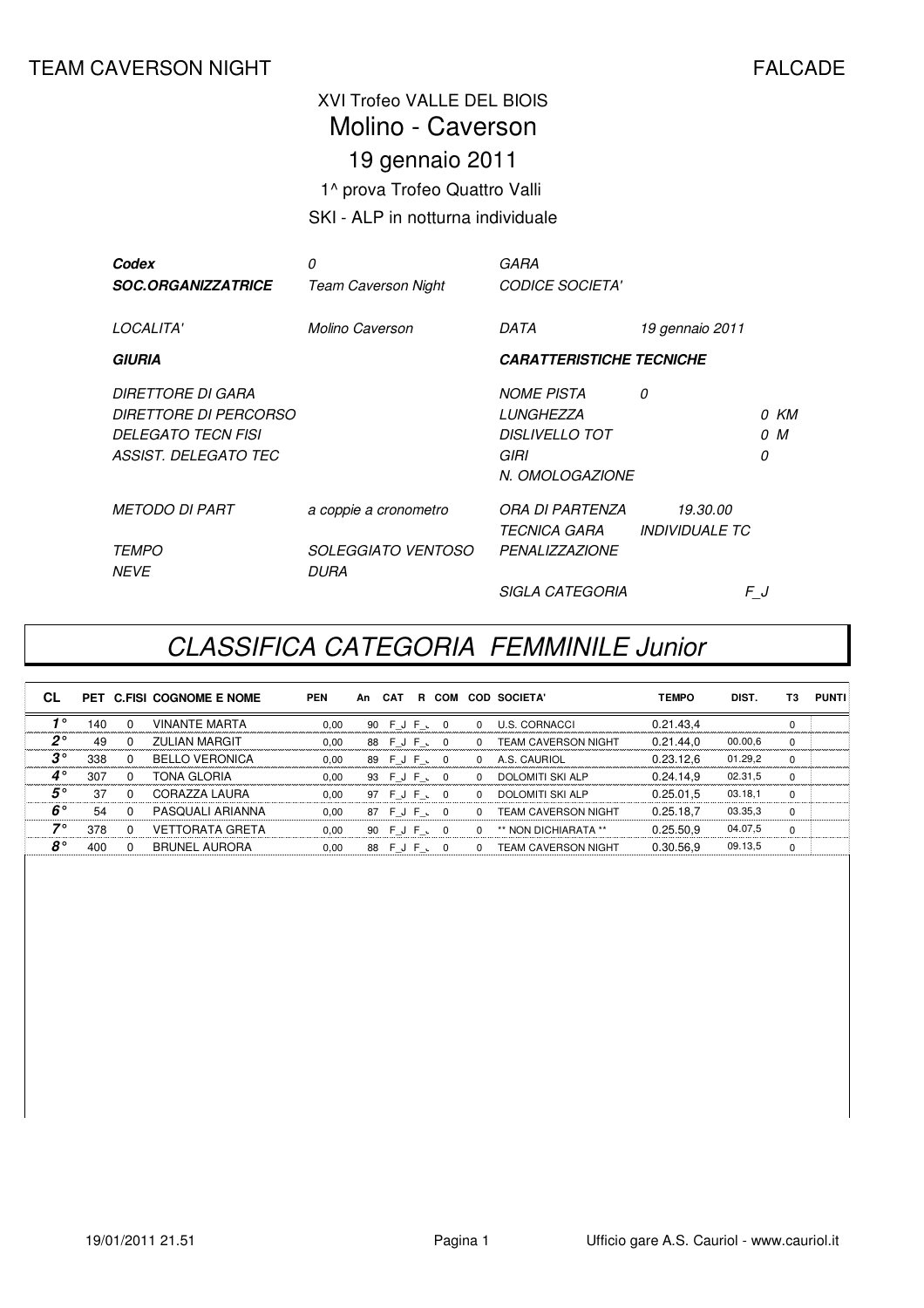TEAM CAVERSON NIGHT FALCADE

XVI Trofeo VALLE DEL BIOIS

# Molino - Caverson

## 19 gennaio 2011

1^ prova Trofeo Quattro Valli

SKI - ALP in notturna individuale

| | | | |
|---|---|---|---|
| ***Codex*** | *0* | *GARA* | |
| ***SOC.ORGANIZZATRICE*** | *Team Caverson Night* | *CODICE SOCIETA'* | |
| *LOCALITA'* | *Molino Caverson* | *DATA* | *19 gennaio 2011* |
| ***GIURIA*** | | ***CARATTERISTICHE TECNICHE*** | |
| *DIRETTORE DI GARA* | | *NOME PISTA* | *0* |
| *DIRETTORE DI PERCORSO* | | *LUNGHEZZA* | *0 KM* |
| *DELEGATO TECN FISI* | | *DISLIVELLO TOT* | *0 M* |
| *ASSIST. DELEGATO TEC* | | *GIRI* | *0* |
| | | *N. OMOLOGAZIONE* | |
| *METODO DI PART* | *a coppie a cronometro* | *ORA DI PARTENZA* | *19.30.00* |
| | | *TECNICA GARA* | *INDIVIDUALE TC* |
| *TEMPO* | *SOLEGGIATO VENTOSO* | *PENALIZZAZIONE* | |
| *NEVE* | *DURA* | | |
| | | *SIGLA CATEGORIA* | *F_J* |

# *CLASSIFICA CATEGORIA FEMMINILE Junior*

| CL | PET | C.FISI | COGNOME E NOME | PEN | An | CAT | R | COM | COD | SOCIETA' | TEMPO | DIST. | T3 | PUNTI |
|---|---|---|---|---|---|---|---|---|---|---|---|---|---|---|
| 1° | 140 | 0 | VINANTE MARTA | 0,00 | 90 | F_J | F_ | 0 | 0 | U.S. CORNACCI | 0.21.43,4 | | 0 | |
| 2° | 49 | 0 | ZULIAN MARGIT | 0,00 | 88 | F_J | F_ | 0 | 0 | TEAM CAVERSON NIGHT | 0.21.44,0 | 00.00,6 | 0 | |
| 3° | 338 | 0 | BELLO VERONICA | 0,00 | 89 | F_J | F_ | 0 | 0 | A.S. CAURIOL | 0.23.12,6 | 01.29,2 | 0 | |
| 4° | 307 | 0 | TONA GLORIA | 0,00 | 93 | F_J | F_ | 0 | 0 | DOLOMITI SKI ALP | 0.24.14,9 | 02.31,5 | 0 | |
| 5° | 37 | 0 | CORAZZA LAURA | 0,00 | 97 | F_J | F_ | 0 | 0 | DOLOMITI SKI ALP | 0.25.01,5 | 03.18,1 | 0 | |
| 6° | 54 | 0 | PASQUALI ARIANNA | 0,00 | 87 | F_J | F_ | 0 | 0 | TEAM CAVERSON NIGHT | 0.25.18,7 | 03.35,3 | 0 | |
| 7° | 378 | 0 | VETTORATA GRETA | 0,00 | 90 | F_J | F_ | 0 | 0 | ** NON DICHIARATA ** | 0.25.50,9 | 04.07,5 | 0 | |
| 8° | 400 | 0 | BRUNEL AURORA | 0,00 | 88 | F_J | F_ | 0 | 0 | TEAM CAVERSON NIGHT | 0.30.56,9 | 09.13,5 | 0 | |

19/01/2011 21.51 Ufficio gare A.S. Cauriol - www.cauriol.it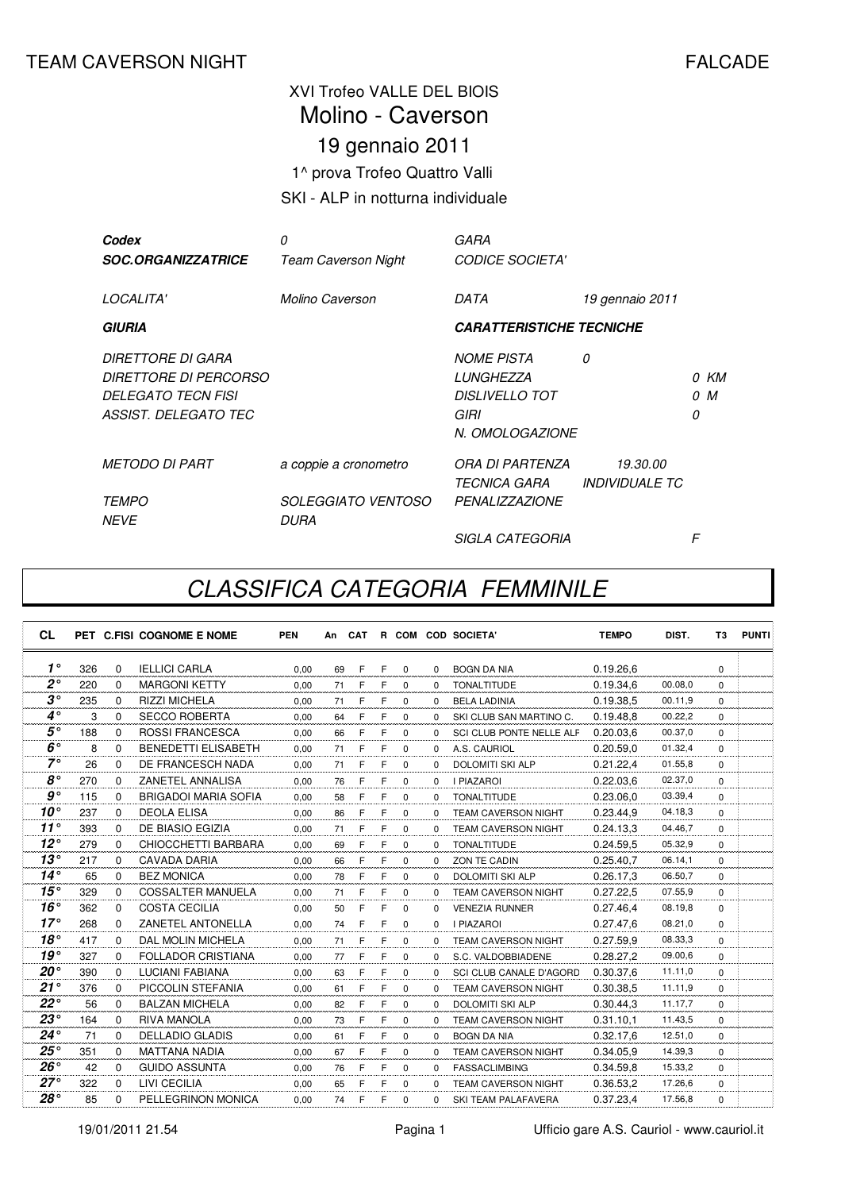TEAM CAVERSON NIGHT FALCADE

XVI Trofeo VALLE DEL BIOIS

# Molino - Caverson

## 19 gennaio 2011

1^ prova Trofeo Quattro Valli

SKI - ALP in notturna individuale

| | | | | |
|---|---|---|---|---|
| ***Codex*** | *0* | *GARA* | | |
| ***SOC.ORGANIZZATRICE*** | *Team Caverson Night* | *CODICE SOCIETA'* | | |
| *LOCALITA'* | *Molino Caverson* | *DATA* | *19 gennaio 2011* | |
| ***GIURIA*** | | ***CARATTERISTICHE TECNICHE*** | | |
| *DIRETTORE DI GARA* | | *NOME PISTA* | *0* | |
| *DIRETTORE DI PERCORSO* | | *LUNGHEZZA* | | *0 KM* |
| *DELEGATO TECN FISI* | | *DISLIVELLO TOT* | | *0 M* |
| *ASSIST. DELEGATO TEC* | | *GIRI* | | *0* |
| | | *N. OMOLOGAZIONE* | | |
| *METODO DI PART* | *a coppie a cronometro* | *ORA DI PARTENZA* | *19.30.00* | |
| | | *TECNICA GARA* | *INDIVIDUALE TC* | |
| *TEMPO* | *SOLEGGIATO VENTOSO* | *PENALIZZAZIONE* | | |
| *NEVE* | *DURA* | | | |
| | | *SIGLA CATEGORIA* | | *F* |

# CLASSIFICA CATEGORIA FEMMINILE

| CL | PET | C.FISI | COGNOME E NOME | PEN | An | CAT | R | COM | COD | SOCIETA' | TEMPO | DIST. | T3 | PUNTI |
|---|---|---|---|---|---|---|---|---|---|---|---|---|---|---|
| 1° | 326 | 0 | IELLICI CARLA | 0,00 | 69 | F | F | 0 | 0 | BOGN DA NIA | 0.19.26,6 | | 0 | |
| 2° | 220 | 0 | MARGONI KETTY | 0,00 | 71 | F | F | 0 | 0 | TONALTITUDE | 0.19.34,6 | 00.08,0 | 0 | |
| 3° | 235 | 0 | RIZZI MICHELA | 0,00 | 71 | F | F | 0 | 0 | BELA LADINIA | 0.19.38,5 | 00.11,9 | 0 | |
| 4° | 3 | 0 | SECCO ROBERTA | 0,00 | 64 | F | F | 0 | 0 | SKI CLUB SAN MARTINO C. | 0.19.48,8 | 00.22,2 | 0 | |
| 5° | 188 | 0 | ROSSI FRANCESCA | 0,00 | 66 | F | F | 0 | 0 | SCI CLUB PONTE NELLE ALF | 0.20.03,6 | 00.37,0 | 0 | |
| 6° | 8 | 0 | BENEDETTI ELISABETH | 0,00 | 71 | F | F | 0 | 0 | A.S. CAURIOL | 0.20.59,0 | 01.32,4 | 0 | |
| 7° | 26 | 0 | DE FRANCESCH NADA | 0,00 | 71 | F | F | 0 | 0 | DOLOMITI SKI ALP | 0.21.22,4 | 01.55,8 | 0 | |
| 8° | 270 | 0 | ZANETEL ANNALISA | 0,00 | 76 | F | F | 0 | 0 | I PIAZAROI | 0.22.03,6 | 02.37,0 | 0 | |
| 9° | 115 | 0 | BRIGADOI MARIA SOFIA | 0,00 | 58 | F | F | 0 | 0 | TONALTITUDE | 0.23.06,0 | 03.39,4 | 0 | |
| 10° | 237 | 0 | DEOLA ELISA | 0,00 | 86 | F | F | 0 | 0 | TEAM CAVERSON NIGHT | 0.23.44,9 | 04.18,3 | 0 | |
| 11° | 393 | 0 | DE BIASIO EGIZIA | 0,00 | 71 | F | F | 0 | 0 | TEAM CAVERSON NIGHT | 0.24.13,3 | 04.46,7 | 0 | |
| 12° | 279 | 0 | CHIOCCHETTI BARBARA | 0,00 | 69 | F | F | 0 | 0 | TONALTITUDE | 0.24.59,5 | 05.32,9 | 0 | |
| 13° | 217 | 0 | CAVADA DARIA | 0,00 | 66 | F | F | 0 | 0 | ZON TE CADIN | 0.25.40,7 | 06.14,1 | 0 | |
| 14° | 65 | 0 | BEZ MONICA | 0,00 | 78 | F | F | 0 | 0 | DOLOMITI SKI ALP | 0.26.17,3 | 06.50,7 | 0 | |
| 15° | 329 | 0 | COSSALTER MANUELA | 0,00 | 71 | F | F | 0 | 0 | TEAM CAVERSON NIGHT | 0.27.22,5 | 07.55,9 | 0 | |
| 16° | 362 | 0 | COSTA CECILIA | 0,00 | 50 | F | F | 0 | 0 | VENEZIA RUNNER | 0.27.46,4 | 08.19,8 | 0 | |
| 17° | 268 | 0 | ZANETEL ANTONELLA | 0,00 | 74 | F | F | 0 | 0 | I PIAZAROI | 0.27.47,6 | 08.21,0 | 0 | |
| 18° | 417 | 0 | DAL MOLIN MICHELA | 0,00 | 71 | F | F | 0 | 0 | TEAM CAVERSON NIGHT | 0.27.59,9 | 08.33,3 | 0 | |
| 19° | 327 | 0 | FOLLADOR CRISTIANA | 0,00 | 77 | F | F | 0 | 0 | S.C. VALDOBBIADENE | 0.28.27,2 | 09.00,6 | 0 | |
| 20° | 390 | 0 | LUCIANI FABIANA | 0,00 | 63 | F | F | 0 | 0 | SCI CLUB CANALE D'AGORD | 0.30.37,6 | 11.11,0 | 0 | |
| 21° | 376 | 0 | PICCOLIN STEFANIA | 0,00 | 61 | F | F | 0 | 0 | TEAM CAVERSON NIGHT | 0.30.38,5 | 11.11,9 | 0 | |
| 22° | 56 | 0 | BALZAN MICHELA | 0,00 | 82 | F | F | 0 | 0 | DOLOMITI SKI ALP | 0.30.44,3 | 11.17,7 | 0 | |
| 23° | 164 | 0 | RIVA MANOLA | 0,00 | 73 | F | F | 0 | 0 | TEAM CAVERSON NIGHT | 0.31.10,1 | 11.43,5 | 0 | |
| 24° | 71 | 0 | DELLADIO GLADIS | 0,00 | 61 | F | F | 0 | 0 | BOGN DA NIA | 0.32.17,6 | 12.51,0 | 0 | |
| 25° | 351 | 0 | MATTANA NADIA | 0,00 | 67 | F | F | 0 | 0 | TEAM CAVERSON NIGHT | 0.34.05,9 | 14.39,3 | 0 | |
| 26° | 42 | 0 | GUIDO ASSUNTA | 0,00 | 76 | F | F | 0 | 0 | FASSACLIMBING | 0.34.59,8 | 15.33,2 | 0 | |
| 27° | 322 | 0 | LIVI CECILIA | 0,00 | 65 | F | F | 0 | 0 | TEAM CAVERSON NIGHT | 0.36.53,2 | 17.26,6 | 0 | |
| 28° | 85 | 0 | PELLEGRINON MONICA | 0,00 | 74 | F | F | 0 | 0 | SKI TEAM PALAFAVERA | 0.37.23,4 | 17.56,8 | 0 | |

19/01/2011 21.54 Ufficio gare A.S. Cauriol - www.cauriol.it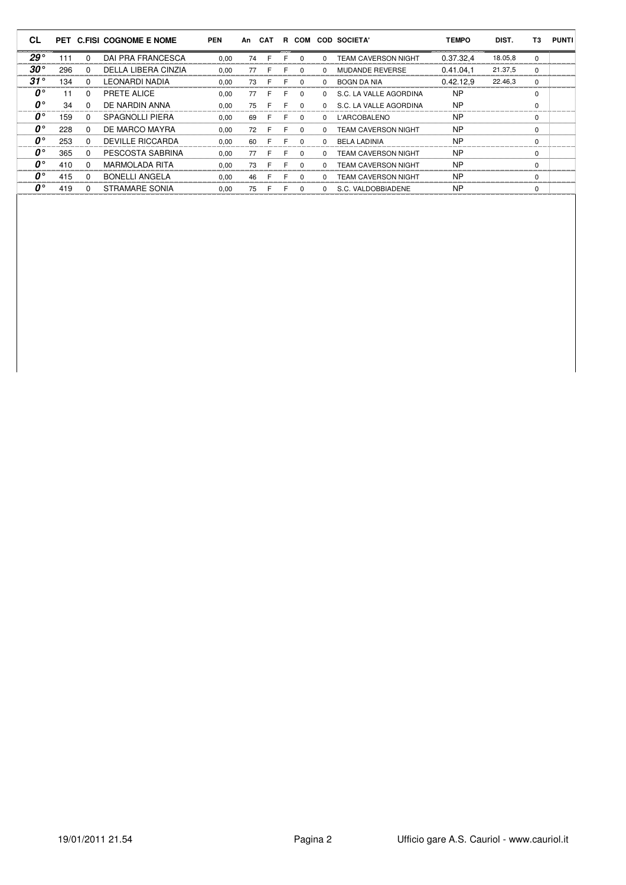| CL | PET | C.FISI | COGNOME E NOME | PEN | An | CAT | R | COM | COD | SOCIETA' | TEMPO | DIST. | T3 | PUNTI |
|---|---|---|---|---|---|---|---|---|---|---|---|---|---|---|
| 29° | 111 | 0 | DAI PRA FRANCESCA | 0,00 | 74 | F | F | 0 | 0 | TEAM CAVERSON NIGHT | 0.37.32,4 | 18.05,8 | 0 | |
| 30° | 296 | 0 | DELLA LIBERA CINZIA | 0,00 | 77 | F | F | 0 | 0 | MUDANDE REVERSE | 0.41.04,1 | 21.37,5 | 0 | |
| 31° | 134 | 0 | LEONARDI NADIA | 0,00 | 73 | F | F | 0 | 0 | BOGN DA NIA | 0.42.12,9 | 22.46,3 | 0 | |
| 0° | 11 | 0 | PRETE ALICE | 0,00 | 77 | F | F | 0 | 0 | S.C. LA VALLE AGORDINA | NP | | 0 | |
| 0° | 34 | 0 | DE NARDIN ANNA | 0,00 | 75 | F | F | 0 | 0 | S.C. LA VALLE AGORDINA | NP | | 0 | |
| 0° | 159 | 0 | SPAGNOLLI PIERA | 0,00 | 69 | F | F | 0 | 0 | L'ARCOBALENO | NP | | 0 | |
| 0° | 228 | 0 | DE MARCO MAYRA | 0,00 | 72 | F | F | 0 | 0 | TEAM CAVERSON NIGHT | NP | | 0 | |
| 0° | 253 | 0 | DEVILLE RICCARDA | 0,00 | 60 | F | F | 0 | 0 | BELA LADINIA | NP | | 0 | |
| 0° | 365 | 0 | PESCOSTA SABRINA | 0,00 | 77 | F | F | 0 | 0 | TEAM CAVERSON NIGHT | NP | | 0 | |
| 0° | 410 | 0 | MARMOLADA RITA | 0,00 | 73 | F | F | 0 | 0 | TEAM CAVERSON NIGHT | NP | | 0 | |
| 0° | 415 | 0 | BONELLI ANGELA | 0,00 | 46 | F | F | 0 | 0 | TEAM CAVERSON NIGHT | NP | | 0 | |
| 0° | 419 | 0 | STRAMARE SONIA | 0,00 | 75 | F | F | 0 | 0 | S.C. VALDOBBIADENE | NP | | 0 | |

19/01/2011 21.54 Ufficio gare A.S. Cauriol - www.cauriol.it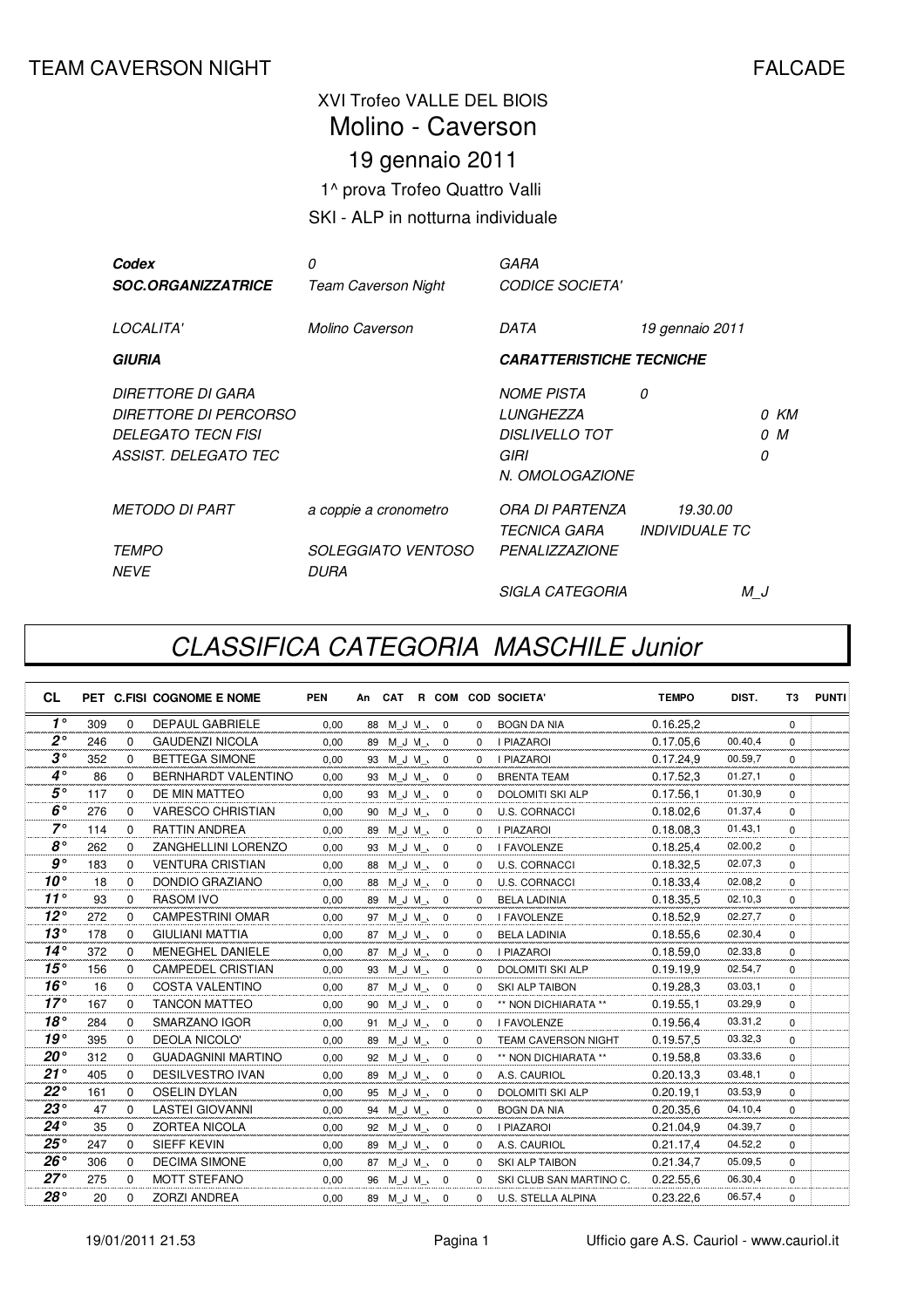TEAM CAVERSON NIGHT FALCADE

XVI Trofeo VALLE DEL BIOIS

# Molino - Caverson

## 19 gennaio 2011

1^ prova Trofeo Quattro Valli

SKI - ALP in notturna individuale

| | | | |
|---|---|---|---|
| ***Codex*** | *0* | *GARA* | |
| ***SOC.ORGANIZZATRICE*** | *Team Caverson Night* | *CODICE SOCIETA'* | |
| *LOCALITA'* | *Molino Caverson* | *DATA* | *19 gennaio 2011* |
| ***GIURIA*** | | ***CARATTERISTICHE TECNICHE*** | |
| *DIRETTORE DI GARA* | | *NOME PISTA* | *0* |
| *DIRETTORE DI PERCORSO* | | *LUNGHEZZA* | *0 KM* |
| *DELEGATO TECN FISI* | | *DISLIVELLO TOT* | *0 M* |
| *ASSIST. DELEGATO TEC* | | *GIRI* | *0* |
| | | *N. OMOLOGAZIONE* | |
| *METODO DI PART* | *a coppie a cronometro* | *ORA DI PARTENZA* | *19.30.00* |
| | | *TECNICA GARA* | *INDIVIDUALE TC* |
| *TEMPO* | *SOLEGGIATO VENTOSO* | *PENALIZZAZIONE* | |
| *NEVE* | *DURA* | | |
| | | *SIGLA CATEGORIA* | *M_J* |

# *CLASSIFICA CATEGORIA MASCHILE Junior*

| CL | PET | C.FISI | COGNOME E NOME | PEN | An | CAT | R | COM | COD | SOCIETA' | TEMPO | DIST. | T3 | PUNTI |
|---|---|---|---|---|---|---|---|---|---|---|---|---|---|---|
| 1° | 309 | 0 | DEPAUL GABRIELE | 0,00 | 88 | M_J | M_ | 0 | 0 | BOGN DA NIA | 0.16.25,2 | | 0 | |
| 2° | 246 | 0 | GAUDENZI NICOLA | 0,00 | 89 | M_J | M_ | 0 | 0 | I PIAZAROI | 0.17.05,6 | 00.40,4 | 0 | |
| 3° | 352 | 0 | BETTEGA SIMONE | 0,00 | 93 | M_J | M_ | 0 | 0 | I PIAZAROI | 0.17.24,9 | 00.59,7 | 0 | |
| 4° | 86 | 0 | BERNHARDT VALENTINO | 0,00 | 93 | M_J | M_ | 0 | 0 | BRENTA TEAM | 0.17.52,3 | 01.27,1 | 0 | |
| 5° | 117 | 0 | DE MIN MATTEO | 0,00 | 93 | M_J | M_ | 0 | 0 | DOLOMITI SKI ALP | 0.17.56,1 | 01.30,9 | 0 | |
| 6° | 276 | 0 | VARESCO CHRISTIAN | 0,00 | 90 | M_J | M_ | 0 | 0 | U.S. CORNACCI | 0.18.02,6 | 01.37,4 | 0 | |
| 7° | 114 | 0 | RATTIN ANDREA | 0,00 | 89 | M_J | M_ | 0 | 0 | I PIAZAROI | 0.18.08,3 | 01.43,1 | 0 | |
| 8° | 262 | 0 | ZANGHELLINI LORENZO | 0,00 | 93 | M_J | M_ | 0 | 0 | I FAVOLENZE | 0.18.25,4 | 02.00,2 | 0 | |
| 9° | 183 | 0 | VENTURA CRISTIAN | 0,00 | 88 | M_J | M_ | 0 | 0 | U.S. CORNACCI | 0.18.32,5 | 02.07,3 | 0 | |
| 10° | 18 | 0 | DONDIO GRAZIANO | 0,00 | 88 | M_J | M_ | 0 | 0 | U.S. CORNACCI | 0.18.33,4 | 02.08,2 | 0 | |
| 11° | 93 | 0 | RASOM IVO | 0,00 | 89 | M_J | M_ | 0 | 0 | BELA LADINIA | 0.18.35,5 | 02.10,3 | 0 | |
| 12° | 272 | 0 | CAMPESTRINI OMAR | 0,00 | 97 | M_J | M_ | 0 | 0 | I FAVOLENZE | 0.18.52,9 | 02.27,7 | 0 | |
| 13° | 178 | 0 | GIULIANI MATTIA | 0,00 | 87 | M_J | M_ | 0 | 0 | BELA LADINIA | 0.18.55,6 | 02.30,4 | 0 | |
| 14° | 372 | 0 | MENEGHEL DANIELE | 0,00 | 87 | M_J | M_ | 0 | 0 | I PIAZAROI | 0.18.59,0 | 02.33,8 | 0 | |
| 15° | 156 | 0 | CAMPEDEL CRISTIAN | 0,00 | 93 | M_J | M_ | 0 | 0 | DOLOMITI SKI ALP | 0.19.19,9 | 02.54,7 | 0 | |
| 16° | 16 | 0 | COSTA VALENTINO | 0,00 | 87 | M_J | M_ | 0 | 0 | SKI ALP TAIBON | 0.19.28,3 | 03.03,1 | 0 | |
| 17° | 167 | 0 | TANCON MATTEO | 0,00 | 90 | M_J | M_ | 0 | 0 | ** NON DICHIARATA ** | 0.19.55,1 | 03.29,9 | 0 | |
| 18° | 284 | 0 | SMARZANO IGOR | 0,00 | 91 | M_J | M_ | 0 | 0 | I FAVOLENZE | 0.19.56,4 | 03.31,2 | 0 | |
| 19° | 395 | 0 | DEOLA NICOLO' | 0,00 | 89 | M_J | M_ | 0 | 0 | TEAM CAVERSON NIGHT | 0.19.57,5 | 03.32,3 | 0 | |
| 20° | 312 | 0 | GUADAGNINI MARTINO | 0,00 | 92 | M_J | M_ | 0 | 0 | ** NON DICHIARATA ** | 0.19.58,8 | 03.33,6 | 0 | |
| 21° | 405 | 0 | DESILVESTRO IVAN | 0,00 | 89 | M_J | M_ | 0 | 0 | A.S. CAURIOL | 0.20.13,3 | 03.48,1 | 0 | |
| 22° | 161 | 0 | OSELIN DYLAN | 0,00 | 95 | M_J | M_ | 0 | 0 | DOLOMITI SKI ALP | 0.20.19,1 | 03.53,9 | 0 | |
| 23° | 47 | 0 | LASTEI GIOVANNI | 0,00 | 94 | M_J | M_ | 0 | 0 | BOGN DA NIA | 0.20.35,6 | 04.10,4 | 0 | |
| 24° | 35 | 0 | ZORTEA NICOLA | 0,00 | 92 | M_J | M_ | 0 | 0 | I PIAZAROI | 0.21.04,9 | 04.39,7 | 0 | |
| 25° | 247 | 0 | SIEFF KEVIN | 0,00 | 89 | M_J | M_ | 0 | 0 | A.S. CAURIOL | 0.21.17,4 | 04.52,2 | 0 | |
| 26° | 306 | 0 | DECIMA SIMONE | 0,00 | 87 | M_J | M_ | 0 | 0 | SKI ALP TAIBON | 0.21.34,7 | 05.09,5 | 0 | |
| 27° | 275 | 0 | MOTT STEFANO | 0,00 | 96 | M_J | M_ | 0 | 0 | SKI CLUB SAN MARTINO C. | 0.22.55,6 | 06.30,4 | 0 | |
| 28° | 20 | 0 | ZORZI ANDREA | 0,00 | 89 | M_J | M_ | 0 | 0 | U.S. STELLA ALPINA | 0.23.22,6 | 06.57,4 | 0 | |

19/01/2011 21.53 Ufficio gare A.S. Cauriol - www.cauriol.it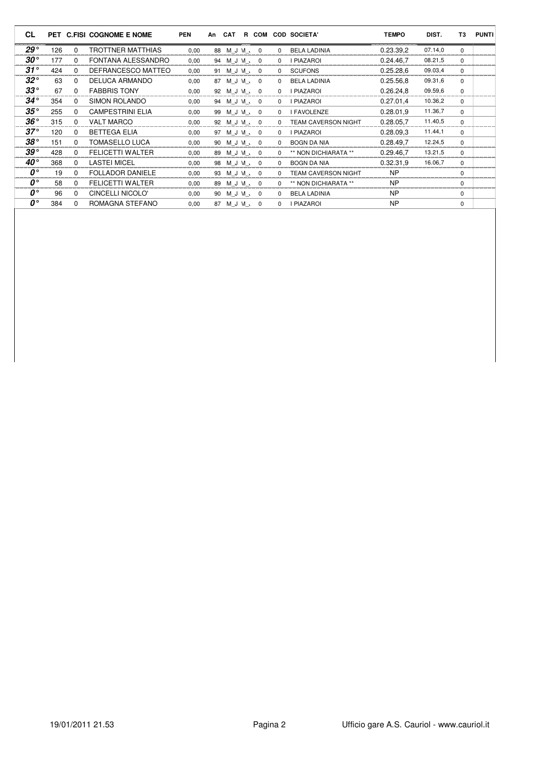| CL | PET | C.FISI | COGNOME E NOME | PEN | An | CAT | R | COM | COD | SOCIETA' | TEMPO | DIST. | T3 | PUNTI |
|---|---|---|---|---|---|---|---|---|---|---|---|---|---|---|
| 29° | 126 | 0 | TROTTNER MATTHIAS | 0,00 | 88 | M_J | M_ | 0 | 0 | BELA LADINIA | 0.23.39,2 | 07.14,0 | 0 | |
| 30° | 177 | 0 | FONTANA ALESSANDRO | 0,00 | 94 | M_J | M_ | 0 | 0 | I PIAZAROI | 0.24.46,7 | 08.21,5 | 0 | |
| 31° | 424 | 0 | DEFRANCESCO MATTEO | 0,00 | 91 | M_J | M_ | 0 | 0 | SCUFONS | 0.25.28,6 | 09.03,4 | 0 | |
| 32° | 63 | 0 | DELUCA ARMANDO | 0,00 | 87 | M_J | M_ | 0 | 0 | BELA LADINIA | 0.25.56,8 | 09.31,6 | 0 | |
| 33° | 67 | 0 | FABBRIS TONY | 0,00 | 92 | M_J | M_ | 0 | 0 | I PIAZAROI | 0.26.24,8 | 09.59,6 | 0 | |
| 34° | 354 | 0 | SIMON ROLANDO | 0,00 | 94 | M_J | M_ | 0 | 0 | I PIAZAROI | 0.27.01,4 | 10.36,2 | 0 | |
| 35° | 255 | 0 | CAMPESTRINI ELIA | 0,00 | 99 | M_J | M_ | 0 | 0 | I FAVOLENZE | 0.28.01,9 | 11.36,7 | 0 | |
| 36° | 315 | 0 | VALT MARCO | 0,00 | 92 | M_J | M_ | 0 | 0 | TEAM CAVERSON NIGHT | 0.28.05,7 | 11.40,5 | 0 | |
| 37° | 120 | 0 | BETTEGA ELIA | 0,00 | 97 | M_J | M_ | 0 | 0 | I PIAZAROI | 0.28.09,3 | 11.44,1 | 0 | |
| 38° | 151 | 0 | TOMASELLO LUCA | 0,00 | 90 | M_J | M_ | 0 | 0 | BOGN DA NIA | 0.28.49,7 | 12.24,5 | 0 | |
| 39° | 428 | 0 | FELICETTI WALTER | 0,00 | 89 | M_J | M_ | 0 | 0 | ** NON DICHIARATA ** | 0.29.46,7 | 13.21,5 | 0 | |
| 40° | 368 | 0 | LASTEI MICEL | 0,00 | 98 | M_J | M_ | 0 | 0 | BOGN DA NIA | 0.32.31,9 | 16.06,7 | 0 | |
| 0° | 19 | 0 | FOLLADOR DANIELE | 0,00 | 93 | M_J | M_ | 0 | 0 | TEAM CAVERSON NIGHT | NP | | 0 | |
| 0° | 58 | 0 | FELICETTI WALTER | 0,00 | 89 | M_J | M_ | 0 | 0 | ** NON DICHIARATA ** | NP | | 0 | |
| 0° | 96 | 0 | CINCELLI NICOLO' | 0,00 | 90 | M_J | M_ | 0 | 0 | BELA LADINIA | NP | | 0 | |
| 0° | 384 | 0 | ROMAGNA STEFANO | 0,00 | 87 | M_J | M_ | 0 | 0 | I PIAZAROI | NP | | 0 | |

19/01/2011 21.53 Ufficio gare A.S. Cauriol - www.cauriol.it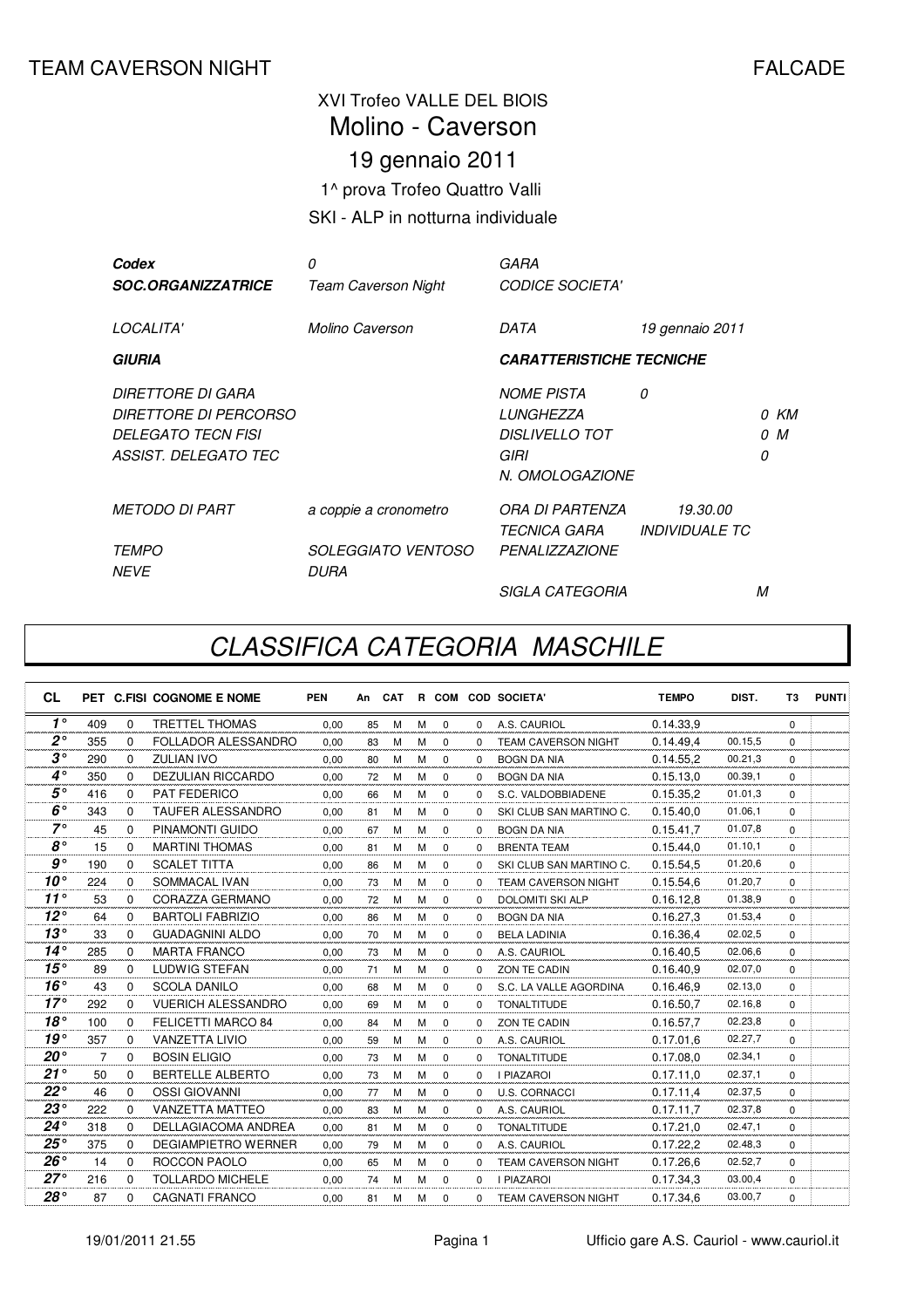TEAM CAVERSON NIGHT FALCADE

XVI Trofeo VALLE DEL BIOIS

# Molino - Caverson

## 19 gennaio 2011

1^ prova Trofeo Quattro Valli

SKI - ALP in notturna individuale

| | | | |
|---|---|---|---|
| ***Codex*** | *0* | *GARA* | |
| ***SOC.ORGANIZZATRICE*** | *Team Caverson Night* | *CODICE SOCIETA'* | |
| *LOCALITA'* | *Molino Caverson* | *DATA* | *19 gennaio 2011* |
| ***GIURIA*** | | ***CARATTERISTICHE TECNICHE*** | |
| *DIRETTORE DI GARA* | | *NOME PISTA* | *0* |
| *DIRETTORE DI PERCORSO* | | *LUNGHEZZA* | *0 KM* |
| *DELEGATO TECN FISI* | | *DISLIVELLO TOT* | *0 M* |
| *ASSIST. DELEGATO TEC* | | *GIRI* | *0* |
| | | *N. OMOLOGAZIONE* | |
| *METODO DI PART* | *a coppie a cronometro* | *ORA DI PARTENZA* | *19.30.00* |
| | | *TECNICA GARA* | *INDIVIDUALE TC* |
| *TEMPO* | *SOLEGGIATO VENTOSO* | *PENALIZZAZIONE* | |
| *NEVE* | *DURA* | | |
| | | *SIGLA CATEGORIA* | *M* |

# *CLASSIFICA CATEGORIA MASCHILE*

| CL | PET | C.FISI | COGNOME E NOME | PEN | An | CAT | R | COM | COD | SOCIETA' | TEMPO | DIST. | T3 | PUNTI |
|---|---|---|---|---|---|---|---|---|---|---|---|---|---|---|
| 1° | 409 | 0 | TRETTEL THOMAS | 0,00 | 85 | M | M | 0 | 0 | A.S. CAURIOL | 0.14.33,9 | | 0 | |
| 2° | 355 | 0 | FOLLADOR ALESSANDRO | 0,00 | 83 | M | M | 0 | 0 | TEAM CAVERSON NIGHT | 0.14.49,4 | 00.15,5 | 0 | |
| 3° | 290 | 0 | ZULIAN IVO | 0,00 | 80 | M | M | 0 | 0 | BOGN DA NIA | 0.14.55,2 | 00.21,3 | 0 | |
| 4° | 350 | 0 | DEZULIAN RICCARDO | 0,00 | 72 | M | M | 0 | 0 | BOGN DA NIA | 0.15.13,0 | 00.39,1 | 0 | |
| 5° | 416 | 0 | PAT FEDERICO | 0,00 | 66 | M | M | 0 | 0 | S.C. VALDOBBIADENE | 0.15.35,2 | 01.01,3 | 0 | |
| 6° | 343 | 0 | TAUFER ALESSANDRO | 0,00 | 81 | M | M | 0 | 0 | SKI CLUB SAN MARTINO C. | 0.15.40,0 | 01.06,1 | 0 | |
| 7° | 45 | 0 | PINAMONTI GUIDO | 0,00 | 67 | M | M | 0 | 0 | BOGN DA NIA | 0.15.41,7 | 01.07,8 | 0 | |
| 8° | 15 | 0 | MARTINI THOMAS | 0,00 | 81 | M | M | 0 | 0 | BRENTA TEAM | 0.15.44,0 | 01.10,1 | 0 | |
| 9° | 190 | 0 | SCALET TITTA | 0,00 | 86 | M | M | 0 | 0 | SKI CLUB SAN MARTINO C. | 0.15.54,5 | 01.20,6 | 0 | |
| 10° | 224 | 0 | SOMMACAL IVAN | 0,00 | 73 | M | M | 0 | 0 | TEAM CAVERSON NIGHT | 0.15.54,6 | 01.20,7 | 0 | |
| 11° | 53 | 0 | CORAZZA GERMANO | 0,00 | 72 | M | M | 0 | 0 | DOLOMITI SKI ALP | 0.16.12,8 | 01.38,9 | 0 | |
| 12° | 64 | 0 | BARTOLI FABRIZIO | 0,00 | 86 | M | M | 0 | 0 | BOGN DA NIA | 0.16.27,3 | 01.53,4 | 0 | |
| 13° | 33 | 0 | GUADAGNINI ALDO | 0,00 | 70 | M | M | 0 | 0 | BELA LADINIA | 0.16.36,4 | 02.02,5 | 0 | |
| 14° | 285 | 0 | MARTA FRANCO | 0,00 | 73 | M | M | 0 | 0 | A.S. CAURIOL | 0.16.40,5 | 02.06,6 | 0 | |
| 15° | 89 | 0 | LUDWIG STEFAN | 0,00 | 71 | M | M | 0 | 0 | ZON TE CADIN | 0.16.40,9 | 02.07,0 | 0 | |
| 16° | 43 | 0 | SCOLA DANILO | 0,00 | 68 | M | M | 0 | 0 | S.C. LA VALLE AGORDINA | 0.16.46,9 | 02.13,0 | 0 | |
| 17° | 292 | 0 | VUERICH ALESSANDRO | 0,00 | 69 | M | M | 0 | 0 | TONALTITUDE | 0.16.50,7 | 02.16,8 | 0 | |
| 18° | 100 | 0 | FELICETTI MARCO 84 | 0,00 | 84 | M | M | 0 | 0 | ZON TE CADIN | 0.16.57,7 | 02.23,8 | 0 | |
| 19° | 357 | 0 | VANZETTA LIVIO | 0,00 | 59 | M | M | 0 | 0 | A.S. CAURIOL | 0.17.01,6 | 02.27,7 | 0 | |
| 20° | 7 | 0 | BOSIN ELIGIO | 0,00 | 73 | M | M | 0 | 0 | TONALTITUDE | 0.17.08,0 | 02.34,1 | 0 | |
| 21° | 50 | 0 | BERTELLE ALBERTO | 0,00 | 73 | M | M | 0 | 0 | I PIAZAROI | 0.17.11,0 | 02.37,1 | 0 | |
| 22° | 46 | 0 | OSSI GIOVANNI | 0,00 | 77 | M | M | 0 | 0 | U.S. CORNACCI | 0.17.11,4 | 02.37,5 | 0 | |
| 23° | 222 | 0 | VANZETTA MATTEO | 0,00 | 83 | M | M | 0 | 0 | A.S. CAURIOL | 0.17.11,7 | 02.37,8 | 0 | |
| 24° | 318 | 0 | DELLAGIACOMA ANDREA | 0,00 | 81 | M | M | 0 | 0 | TONALTITUDE | 0.17.21,0 | 02.47,1 | 0 | |
| 25° | 375 | 0 | DEGIAMPIETRO WERNER | 0,00 | 79 | M | M | 0 | 0 | A.S. CAURIOL | 0.17.22,2 | 02.48,3 | 0 | |
| 26° | 14 | 0 | ROCCON PAOLO | 0,00 | 65 | M | M | 0 | 0 | TEAM CAVERSON NIGHT | 0.17.26,6 | 02.52,7 | 0 | |
| 27° | 216 | 0 | TOLLARDO MICHELE | 0,00 | 74 | M | M | 0 | 0 | I PIAZAROI | 0.17.34,3 | 03.00,4 | 0 | |
| 28° | 87 | 0 | CAGNATI FRANCO | 0,00 | 81 | M | M | 0 | 0 | TEAM CAVERSON NIGHT | 0.17.34,6 | 03.00,7 | 0 | |

19/01/2011 21.55 Ufficio gare A.S. Cauriol - www.cauriol.it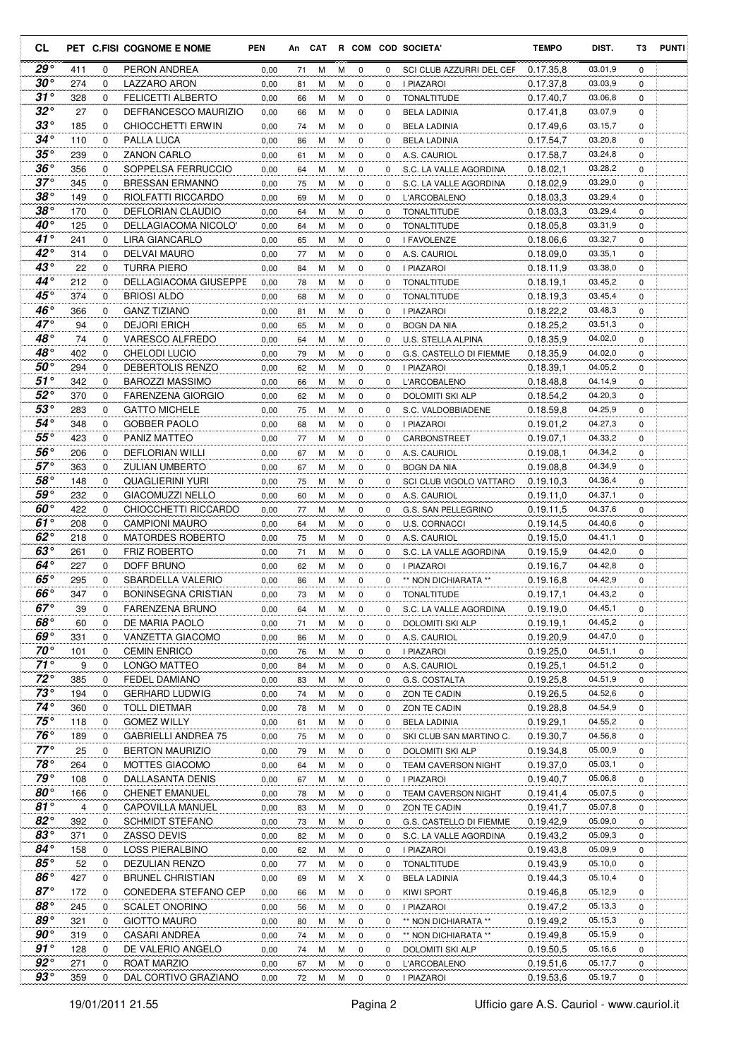| CL | PET | C.FISI | COGNOME E NOME | PEN | An | CAT | R | COM | COD | SOCIETA' | TEMPO | DIST. | T3 | PUNTI |
|---|---|---|---|---|---|---|---|---|---|---|---|---|---|---|
| 29° | 411 | 0 | PERON ANDREA | 0,00 | 71 | M | M | 0 | 0 | SCI CLUB AZZURRI DEL CEF | 0.17.35,8 | 03.01,9 | 0 | |
| 30° | 274 | 0 | LAZZARO ARON | 0,00 | 81 | M | M | 0 | 0 | I PIAZAROI | 0.17.37,8 | 03.03,9 | 0 | |
| 31° | 328 | 0 | FELICETTI ALBERTO | 0,00 | 66 | M | M | 0 | 0 | TONALTITUDE | 0.17.40,7 | 03.06,8 | 0 | |
| 32° | 27 | 0 | DEFRANCESCO MAURIZIO | 0,00 | 66 | M | M | 0 | 0 | BELA LADINIA | 0.17.41,8 | 03.07,9 | 0 | |
| 33° | 185 | 0 | CHIOCCHETTI ERWIN | 0,00 | 74 | M | M | 0 | 0 | BELA LADINIA | 0.17.49,6 | 03.15,7 | 0 | |
| 34° | 110 | 0 | PALLA LUCA | 0,00 | 86 | M | M | 0 | 0 | BELA LADINIA | 0.17.54,7 | 03.20,8 | 0 | |
| 35° | 239 | 0 | ZANON CARLO | 0,00 | 61 | M | M | 0 | 0 | A.S. CAURIOL | 0.17.58,7 | 03.24,8 | 0 | |
| 36° | 356 | 0 | SOPPELSA FERRUCCIO | 0,00 | 64 | M | M | 0 | 0 | S.C. LA VALLE AGORDINA | 0.18.02,1 | 03.28,2 | 0 | |
| 37° | 345 | 0 | BRESSAN ERMANNO | 0,00 | 75 | M | M | 0 | 0 | S.C. LA VALLE AGORDINA | 0.18.02,9 | 03.29,0 | 0 | |
| 38° | 149 | 0 | RIOLFATTI RICCARDO | 0,00 | 69 | M | M | 0 | 0 | L'ARCOBALENO | 0.18.03,3 | 03.29,4 | 0 | |
| 38° | 170 | 0 | DEFLORIAN CLAUDIO | 0,00 | 64 | M | M | 0 | 0 | TONALTITUDE | 0.18.03,3 | 03.29,4 | 0 | |
| 40° | 125 | 0 | DELLAGIACOMA NICOLO' | 0,00 | 64 | M | M | 0 | 0 | TONALTITUDE | 0.18.05,8 | 03.31,9 | 0 | |
| 41° | 241 | 0 | LIRA GIANCARLO | 0,00 | 65 | M | M | 0 | 0 | I FAVOLENZE | 0.18.06,6 | 03.32,7 | 0 | |
| 42° | 314 | 0 | DELVAI MAURO | 0,00 | 77 | M | M | 0 | 0 | A.S. CAURIOL | 0.18.09,0 | 03.35,1 | 0 | |
| 43° | 22 | 0 | TURRA PIERO | 0,00 | 84 | M | M | 0 | 0 | I PIAZAROI | 0.18.11,9 | 03.38,0 | 0 | |
| 44° | 212 | 0 | DELLAGIACOMA GIUSEPPE | 0,00 | 78 | M | M | 0 | 0 | TONALTITUDE | 0.18.19,1 | 03.45,2 | 0 | |
| 45° | 374 | 0 | BRIOSI ALDO | 0,00 | 68 | M | M | 0 | 0 | TONALTITUDE | 0.18.19,3 | 03.45,4 | 0 | |
| 46° | 366 | 0 | GANZ TIZIANO | 0,00 | 81 | M | M | 0 | 0 | I PIAZAROI | 0.18.22,2 | 03.48,3 | 0 | |
| 47° | 94 | 0 | DEJORI ERICH | 0,00 | 65 | M | M | 0 | 0 | BOGN DA NIA | 0.18.25,2 | 03.51,3 | 0 | |
| 48° | 74 | 0 | VARESCO ALFREDO | 0,00 | 64 | M | M | 0 | 0 | U.S. STELLA ALPINA | 0.18.35,9 | 04.02,0 | 0 | |
| 48° | 402 | 0 | CHELODI LUCIO | 0,00 | 79 | M | M | 0 | 0 | G.S. CASTELLO DI FIEMME | 0.18.35,9 | 04.02,0 | 0 | |
| 50° | 294 | 0 | DEBERTOLIS RENZO | 0,00 | 62 | M | M | 0 | 0 | I PIAZAROI | 0.18.39,1 | 04.05,2 | 0 | |
| 51° | 342 | 0 | BAROZZI MASSIMO | 0,00 | 66 | M | M | 0 | 0 | L'ARCOBALENO | 0.18.48,8 | 04.14,9 | 0 | |
| 52° | 370 | 0 | FARENZENA GIORGIO | 0,00 | 62 | M | M | 0 | 0 | DOLOMITI SKI ALP | 0.18.54,2 | 04.20,3 | 0 | |
| 53° | 283 | 0 | GATTO MICHELE | 0,00 | 75 | M | M | 0 | 0 | S.C. VALDOBBIADENE | 0.18.59,8 | 04.25,9 | 0 | |
| 54° | 348 | 0 | GOBBER PAOLO | 0,00 | 68 | M | M | 0 | 0 | I PIAZAROI | 0.19.01,2 | 04.27,3 | 0 | |
| 55° | 423 | 0 | PANIZ MATTEO | 0,00 | 77 | M | M | 0 | 0 | CARBONSTREET | 0.19.07,1 | 04.33,2 | 0 | |
| 56° | 206 | 0 | DEFLORIAN WILLI | 0,00 | 67 | M | M | 0 | 0 | A.S. CAURIOL | 0.19.08,1 | 04.34,2 | 0 | |
| 57° | 363 | 0 | ZULIAN UMBERTO | 0,00 | 67 | M | M | 0 | 0 | BOGN DA NIA | 0.19.08,8 | 04.34,9 | 0 | |
| 58° | 148 | 0 | QUAGLIERINI YURI | 0,00 | 75 | M | M | 0 | 0 | SCI CLUB VIGOLO VATTARO | 0.19.10,3 | 04.36,4 | 0 | |
| 59° | 232 | 0 | GIACOMUZZI NELLO | 0,00 | 60 | M | M | 0 | 0 | A.S. CAURIOL | 0.19.11,0 | 04.37,1 | 0 | |
| 60° | 422 | 0 | CHIOCCHETTI RICCARDO | 0,00 | 77 | M | M | 0 | 0 | G.S. SAN PELLEGRINO | 0.19.11,5 | 04.37,6 | 0 | |
| 61° | 208 | 0 | CAMPIONI MAURO | 0,00 | 64 | M | M | 0 | 0 | U.S. CORNACCI | 0.19.14,5 | 04.40,6 | 0 | |
| 62° | 218 | 0 | MATORDES ROBERTO | 0,00 | 75 | M | M | 0 | 0 | A.S. CAURIOL | 0.19.15,0 | 04.41,1 | 0 | |
| 63° | 261 | 0 | FRIZ ROBERTO | 0,00 | 71 | M | M | 0 | 0 | S.C. LA VALLE AGORDINA | 0.19.15,9 | 04.42,0 | 0 | |
| 64° | 227 | 0 | DOFF BRUNO | 0,00 | 62 | M | M | 0 | 0 | I PIAZAROI | 0.19.16,7 | 04.42,8 | 0 | |
| 65° | 295 | 0 | SBARDELLA VALERIO | 0,00 | 86 | M | M | 0 | 0 | ** NON DICHIARATA ** | 0.19.16,8 | 04.42,9 | 0 | |
| 66° | 347 | 0 | BONINSEGNA CRISTIAN | 0,00 | 73 | M | M | 0 | 0 | TONALTITUDE | 0.19.17,1 | 04.43,2 | 0 | |
| 67° | 39 | 0 | FARENZENA BRUNO | 0,00 | 64 | M | M | 0 | 0 | S.C. LA VALLE AGORDINA | 0.19.19,0 | 04.45,1 | 0 | |
| 68° | 60 | 0 | DE MARIA PAOLO | 0,00 | 71 | M | M | 0 | 0 | DOLOMITI SKI ALP | 0.19.19,1 | 04.45,2 | 0 | |
| 69° | 331 | 0 | VANZETTA GIACOMO | 0,00 | 86 | M | M | 0 | 0 | A.S. CAURIOL | 0.19.20,9 | 04.47,0 | 0 | |
| 70° | 101 | 0 | CEMIN ENRICO | 0,00 | 76 | M | M | 0 | 0 | I PIAZAROI | 0.19.25,0 | 04.51,1 | 0 | |
| 71° | 9 | 0 | LONGO MATTEO | 0,00 | 84 | M | M | 0 | 0 | A.S. CAURIOL | 0.19.25,1 | 04.51,2 | 0 | |
| 72° | 385 | 0 | FEDEL DAMIANO | 0,00 | 83 | M | M | 0 | 0 | G.S. COSTALTA | 0.19.25,8 | 04.51,9 | 0 | |
| 73° | 194 | 0 | GERHARD LUDWIG | 0,00 | 74 | M | M | 0 | 0 | ZON TE CADIN | 0.19.26,5 | 04.52,6 | 0 | |
| 74° | 360 | 0 | TOLL DIETMAR | 0,00 | 78 | M | M | 0 | 0 | ZON TE CADIN | 0.19.28,8 | 04.54,9 | 0 | |
| 75° | 118 | 0 | GOMEZ WILLY | 0,00 | 61 | M | M | 0 | 0 | BELA LADINIA | 0.19.29,1 | 04.55,2 | 0 | |
| 76° | 189 | 0 | GABRIELLI ANDREA 75 | 0,00 | 75 | M | M | 0 | 0 | SKI CLUB SAN MARTINO C. | 0.19.30,7 | 04.56,8 | 0 | |
| 77° | 25 | 0 | BERTON MAURIZIO | 0,00 | 79 | M | M | 0 | 0 | DOLOMITI SKI ALP | 0.19.34,8 | 05.00,9 | 0 | |
| 78° | 264 | 0 | MOTTES GIACOMO | 0,00 | 64 | M | M | 0 | 0 | TEAM CAVERSON NIGHT | 0.19.37,0 | 05.03,1 | 0 | |
| 79° | 108 | 0 | DALLASANTA DENIS | 0,00 | 67 | M | M | 0 | 0 | I PIAZAROI | 0.19.40,7 | 05.06,8 | 0 | |
| 80° | 166 | 0 | CHENET EMANUEL | 0,00 | 78 | M | M | 0 | 0 | TEAM CAVERSON NIGHT | 0.19.41,4 | 05.07,5 | 0 | |
| 81° | 4 | 0 | CAPOVILLA MANUEL | 0,00 | 83 | M | M | 0 | 0 | ZON TE CADIN | 0.19.41,7 | 05.07,8 | 0 | |
| 82° | 392 | 0 | SCHMIDT STEFANO | 0,00 | 73 | M | M | 0 | 0 | G.S. CASTELLO DI FIEMME | 0.19.42,9 | 05.09,0 | 0 | |
| 83° | 371 | 0 | ZASSO DEVIS | 0,00 | 82 | M | M | 0 | 0 | S.C. LA VALLE AGORDINA | 0.19.43,2 | 05.09,3 | 0 | |
| 84° | 158 | 0 | LOSS PIERALBINO | 0,00 | 62 | M | M | 0 | 0 | I PIAZAROI | 0.19.43,8 | 05.09,9 | 0 | |
| 85° | 52 | 0 | DEZULIAN RENZO | 0,00 | 77 | M | M | 0 | 0 | TONALTITUDE | 0.19.43,9 | 05.10,0 | 0 | |
| 86° | 427 | 0 | BRUNEL CHRISTIAN | 0,00 | 69 | M | M | X | 0 | BELA LADINIA | 0.19.44,3 | 05.10,4 | 0 | |
| 87° | 172 | 0 | CONEDERA STEFANO CEP | 0,00 | 66 | M | M | 0 | 0 | KIWI SPORT | 0.19.46,8 | 05.12,9 | 0 | |
| 88° | 245 | 0 | SCALET ONORINO | 0,00 | 56 | M | M | 0 | 0 | I PIAZAROI | 0.19.47,2 | 05.13,3 | 0 | |
| 89° | 321 | 0 | GIOTTO MAURO | 0,00 | 80 | M | M | 0 | 0 | ** NON DICHIARATA ** | 0.19.49,2 | 05.15,3 | 0 | |
| 90° | 319 | 0 | CASARI ANDREA | 0,00 | 74 | M | M | 0 | 0 | ** NON DICHIARATA ** | 0.19.49,8 | 05.15,9 | 0 | |
| 91° | 128 | 0 | DE VALERIO ANGELO | 0,00 | 74 | M | M | 0 | 0 | DOLOMITI SKI ALP | 0.19.50,5 | 05.16,6 | 0 | |
| 92° | 271 | 0 | ROAT MARZIO | 0,00 | 67 | M | M | 0 | 0 | L'ARCOBALENO | 0.19.51,6 | 05.17,7 | 0 | |
| 93° | 359 | 0 | DAL CORTIVO GRAZIANO | 0,00 | 72 | M | M | 0 | 0 | I PIAZAROI | 0.19.53,6 | 05.19,7 | 0 | |

19/01/2011 21.55 Ufficio gare A.S. Cauriol - www.cauriol.it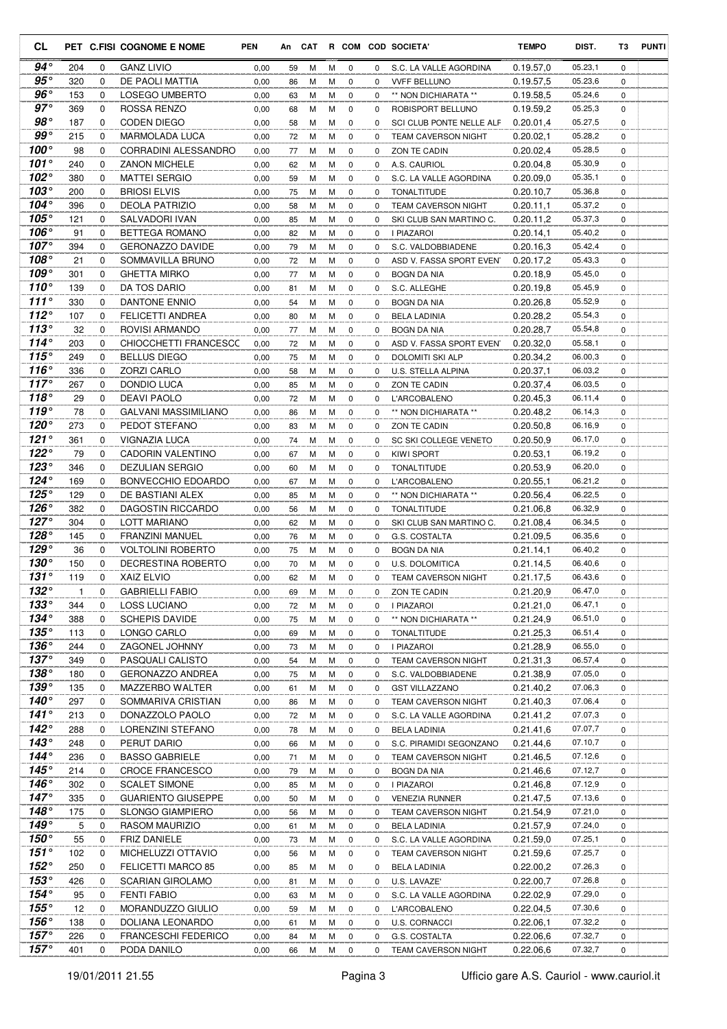| CL | PET | C.FISI | COGNOME E NOME | PEN | An | CAT | R | COM | COD | SOCIETA' | TEMPO | DIST. | T3 | PUNTI |
|---|---|---|---|---|---|---|---|---|---|---|---|---|---|---|
| 94° | 204 | 0 | GANZ LIVIO | 0,00 | 59 | M | M | 0 | 0 | S.C. LA VALLE AGORDINA | 0.19.57,0 | 05.23,1 | 0 | |
| 95° | 320 | 0 | DE PAOLI MATTIA | 0,00 | 86 | M | M | 0 | 0 | VVFF BELLUNO | 0.19.57,5 | 05.23,6 | 0 | |
| 96° | 153 | 0 | LOSEGO UMBERTO | 0,00 | 63 | M | M | 0 | 0 | ** NON DICHIARATA ** | 0.19.58,5 | 05.24,6 | 0 | |
| 97° | 369 | 0 | ROSSA RENZO | 0,00 | 68 | M | M | 0 | 0 | ROBISPORT BELLUNO | 0.19.59,2 | 05.25,3 | 0 | |
| 98° | 187 | 0 | CODEN DIEGO | 0,00 | 58 | M | M | 0 | 0 | SCI CLUB PONTE NELLE ALF | 0.20.01,4 | 05.27,5 | 0 | |
| 99° | 215 | 0 | MARMOLADA LUCA | 0,00 | 72 | M | M | 0 | 0 | TEAM CAVERSON NIGHT | 0.20.02,1 | 05.28,2 | 0 | |
| 100° | 98 | 0 | CORRADINI ALESSANDRO | 0,00 | 77 | M | M | 0 | 0 | ZON TE CADIN | 0.20.02,4 | 05.28,5 | 0 | |
| 101° | 240 | 0 | ZANON MICHELE | 0,00 | 62 | M | M | 0 | 0 | A.S. CAURIOL | 0.20.04,8 | 05.30,9 | 0 | |
| 102° | 380 | 0 | MATTEI SERGIO | 0,00 | 59 | M | M | 0 | 0 | S.C. LA VALLE AGORDINA | 0.20.09,0 | 05.35,1 | 0 | |
| 103° | 200 | 0 | BRIOSI ELVIS | 0,00 | 75 | M | M | 0 | 0 | TONALTITUDE | 0.20.10,7 | 05.36,8 | 0 | |
| 104° | 396 | 0 | DEOLA PATRIZIO | 0,00 | 58 | M | M | 0 | 0 | TEAM CAVERSON NIGHT | 0.20.11,1 | 05.37,2 | 0 | |
| 105° | 121 | 0 | SALVADORI IVAN | 0,00 | 85 | M | M | 0 | 0 | SKI CLUB SAN MARTINO C. | 0.20.11,2 | 05.37,3 | 0 | |
| 106° | 91 | 0 | BETTEGA ROMANO | 0,00 | 82 | M | M | 0 | 0 | I PIAZAROI | 0.20.14,1 | 05.40,2 | 0 | |
| 107° | 394 | 0 | GERONAZZO DAVIDE | 0,00 | 79 | M | M | 0 | 0 | S.C. VALDOBBIADENE | 0.20.16,3 | 05.42,4 | 0 | |
| 108° | 21 | 0 | SOMMAVILLA BRUNO | 0,00 | 72 | M | M | 0 | 0 | ASD V. FASSA SPORT EVEN' | 0.20.17,2 | 05.43,3 | 0 | |
| 109° | 301 | 0 | GHETTA MIRKO | 0,00 | 77 | M | M | 0 | 0 | BOGN DA NIA | 0.20.18,9 | 05.45,0 | 0 | |
| 110° | 139 | 0 | DA TOS DARIO | 0,00 | 81 | M | M | 0 | 0 | S.C. ALLEGHE | 0.20.19,8 | 05.45,9 | 0 | |
| 111° | 330 | 0 | DANTONE ENNIO | 0,00 | 54 | M | M | 0 | 0 | BOGN DA NIA | 0.20.26,8 | 05.52,9 | 0 | |
| 112° | 107 | 0 | FELICETTI ANDREA | 0,00 | 80 | M | M | 0 | 0 | BELA LADINIA | 0.20.28,2 | 05.54,3 | 0 | |
| 113° | 32 | 0 | ROVISI ARMANDO | 0,00 | 77 | M | M | 0 | 0 | BOGN DA NIA | 0.20.28,7 | 05.54,8 | 0 | |
| 114° | 203 | 0 | CHIOCCHETTI FRANCESCO | 0,00 | 72 | M | M | 0 | 0 | ASD V. FASSA SPORT EVEN' | 0.20.32,0 | 05.58,1 | 0 | |
| 115° | 249 | 0 | BELLUS DIEGO | 0,00 | 75 | M | M | 0 | 0 | DOLOMITI SKI ALP | 0.20.34,2 | 06.00,3 | 0 | |
| 116° | 336 | 0 | ZORZI CARLO | 0,00 | 58 | M | M | 0 | 0 | U.S. STELLA ALPINA | 0.20.37,1 | 06.03,2 | 0 | |
| 117° | 267 | 0 | DONDIO LUCA | 0,00 | 85 | M | M | 0 | 0 | ZON TE CADIN | 0.20.37,4 | 06.03,5 | 0 | |
| 118° | 29 | 0 | DEAVI PAOLO | 0,00 | 72 | M | M | 0 | 0 | L'ARCOBALENO | 0.20.45,3 | 06.11,4 | 0 | |
| 119° | 78 | 0 | GALVANI MASSIMILIANO | 0,00 | 86 | M | M | 0 | 0 | ** NON DICHIARATA ** | 0.20.48,2 | 06.14,3 | 0 | |
| 120° | 273 | 0 | PEDOT STEFANO | 0,00 | 83 | M | M | 0 | 0 | ZON TE CADIN | 0.20.50,8 | 06.16,9 | 0 | |
| 121° | 361 | 0 | VIGNAZIA LUCA | 0,00 | 74 | M | M | 0 | 0 | SC SKI COLLEGE VENETO | 0.20.50,9 | 06.17,0 | 0 | |
| 122° | 79 | 0 | CADORIN VALENTINO | 0,00 | 67 | M | M | 0 | 0 | KIWI SPORT | 0.20.53,1 | 06.19,2 | 0 | |
| 123° | 346 | 0 | DEZULIAN SERGIO | 0,00 | 60 | M | M | 0 | 0 | TONALTITUDE | 0.20.53,9 | 06.20,0 | 0 | |
| 124° | 169 | 0 | BONVECCHIO EDOARDO | 0,00 | 67 | M | M | 0 | 0 | L'ARCOBALENO | 0.20.55,1 | 06.21,2 | 0 | |
| 125° | 129 | 0 | DE BASTIANI ALEX | 0,00 | 85 | M | M | 0 | 0 | ** NON DICHIARATA ** | 0.20.56,4 | 06.22,5 | 0 | |
| 126° | 382 | 0 | DAGOSTIN RICCARDO | 0,00 | 56 | M | M | 0 | 0 | TONALTITUDE | 0.21.06,8 | 06.32,9 | 0 | |
| 127° | 304 | 0 | LOTT MARIANO | 0,00 | 62 | M | M | 0 | 0 | SKI CLUB SAN MARTINO C. | 0.21.08,4 | 06.34,5 | 0 | |
| 128° | 145 | 0 | FRANZINI MANUEL | 0,00 | 76 | M | M | 0 | 0 | G.S. COSTALTA | 0.21.09,5 | 06.35,6 | 0 | |
| 129° | 36 | 0 | VOLTOLINI ROBERTO | 0,00 | 75 | M | M | 0 | 0 | BOGN DA NIA | 0.21.14,1 | 06.40,2 | 0 | |
| 130° | 150 | 0 | DECRESTINA ROBERTO | 0,00 | 70 | M | M | 0 | 0 | U.S. DOLOMITICA | 0.21.14,5 | 06.40,6 | 0 | |
| 131° | 119 | 0 | XAIZ ELVIO | 0,00 | 62 | M | M | 0 | 0 | TEAM CAVERSON NIGHT | 0.21.17,5 | 06.43,6 | 0 | |
| 132° | 1 | 0 | GABRIELLI FABIO | 0,00 | 69 | M | M | 0 | 0 | ZON TE CADIN | 0.21.20,9 | 06.47,0 | 0 | |
| 133° | 344 | 0 | LOSS LUCIANO | 0,00 | 72 | M | M | 0 | 0 | I PIAZAROI | 0.21.21,0 | 06.47,1 | 0 | |
| 134° | 388 | 0 | SCHEPIS DAVIDE | 0,00 | 75 | M | M | 0 | 0 | ** NON DICHIARATA ** | 0.21.24,9 | 06.51,0 | 0 | |
| 135° | 113 | 0 | LONGO CARLO | 0,00 | 69 | M | M | 0 | 0 | TONALTITUDE | 0.21.25,3 | 06.51,4 | 0 | |
| 136° | 244 | 0 | ZAGONEL JOHNNY | 0,00 | 73 | M | M | 0 | 0 | I PIAZAROI | 0.21.28,9 | 06.55,0 | 0 | |
| 137° | 349 | 0 | PASQUALI CALISTO | 0,00 | 54 | M | M | 0 | 0 | TEAM CAVERSON NIGHT | 0.21.31,3 | 06.57,4 | 0 | |
| 138° | 180 | 0 | GERONAZZO ANDREA | 0,00 | 75 | M | M | 0 | 0 | S.C. VALDOBBIADENE | 0.21.38,9 | 07.05,0 | 0 | |
| 139° | 135 | 0 | MAZZERBO WALTER | 0,00 | 61 | M | M | 0 | 0 | GST VILLAZZANO | 0.21.40,2 | 07.06,3 | 0 | |
| 140° | 297 | 0 | SOMMARIVA CRISTIAN | 0,00 | 86 | M | M | 0 | 0 | TEAM CAVERSON NIGHT | 0.21.40,3 | 07.06,4 | 0 | |
| 141° | 213 | 0 | DONAZZOLO PAOLO | 0,00 | 72 | M | M | 0 | 0 | S.C. LA VALLE AGORDINA | 0.21.41,2 | 07.07,3 | 0 | |
| 142° | 288 | 0 | LORENZINI STEFANO | 0,00 | 78 | M | M | 0 | 0 | BELA LADINIA | 0.21.41,6 | 07.07,7 | 0 | |
| 143° | 248 | 0 | PERUT DARIO | 0,00 | 66 | M | M | 0 | 0 | S.C. PIRAMIDI SEGONZANO | 0.21.44,6 | 07.10,7 | 0 | |
| 144° | 236 | 0 | BASSO GABRIELE | 0,00 | 71 | M | M | 0 | 0 | TEAM CAVERSON NIGHT | 0.21.46,5 | 07.12,6 | 0 | |
| 145° | 214 | 0 | CROCE FRANCESCO | 0,00 | 79 | M | M | 0 | 0 | BOGN DA NIA | 0.21.46,6 | 07.12,7 | 0 | |
| 146° | 302 | 0 | SCALET SIMONE | 0,00 | 85 | M | M | 0 | 0 | I PIAZAROI | 0.21.46,8 | 07.12,9 | 0 | |
| 147° | 335 | 0 | GUARIENTO GIUSEPPE | 0,00 | 50 | M | M | 0 | 0 | VENEZIA RUNNER | 0.21.47,5 | 07.13,6 | 0 | |
| 148° | 175 | 0 | SLONGO GIAMPIERO | 0,00 | 56 | M | M | 0 | 0 | TEAM CAVERSON NIGHT | 0.21.54,9 | 07.21,0 | 0 | |
| 149° | 5 | 0 | RASOM MAURIZIO | 0,00 | 61 | M | M | 0 | 0 | BELA LADINIA | 0.21.57,9 | 07.24,0 | 0 | |
| 150° | 55 | 0 | FRIZ DANIELE | 0,00 | 73 | M | M | 0 | 0 | S.C. LA VALLE AGORDINA | 0.21.59,0 | 07.25,1 | 0 | |
| 151° | 102 | 0 | MICHELUZZI OTTAVIO | 0,00 | 56 | M | M | 0 | 0 | TEAM CAVERSON NIGHT | 0.21.59,6 | 07.25,7 | 0 | |
| 152° | 250 | 0 | FELICETTI MARCO 85 | 0,00 | 85 | M | M | 0 | 0 | BELA LADINIA | 0.22.00,2 | 07.26,3 | 0 | |
| 153° | 426 | 0 | SCARIAN GIROLAMO | 0,00 | 81 | M | M | 0 | 0 | U.S. LAVAZE' | 0.22.00,7 | 07.26,8 | 0 | |
| 154° | 95 | 0 | FENTI FABIO | 0,00 | 63 | M | M | 0 | 0 | S.C. LA VALLE AGORDINA | 0.22.02,9 | 07.29,0 | 0 | |
| 155° | 12 | 0 | MORANDUZZO GIULIO | 0,00 | 59 | M | M | 0 | 0 | L'ARCOBALENO | 0.22.04,5 | 07.30,6 | 0 | |
| 156° | 138 | 0 | DOLIANA LEONARDO | 0,00 | 61 | M | M | 0 | 0 | U.S. CORNACCI | 0.22.06,1 | 07.32,2 | 0 | |
| 157° | 226 | 0 | FRANCESCHI FEDERICO | 0,00 | 84 | M | M | 0 | 0 | G.S. COSTALTA | 0.22.06,6 | 07.32,7 | 0 | |
| 157° | 401 | 0 | PODA DANILO | 0,00 | 66 | M | M | 0 | 0 | TEAM CAVERSON NIGHT | 0.22.06,6 | 07.32,7 | 0 | |

19/01/2011 21.55 — Ufficio gare A.S. Cauriol - www.cauriol.it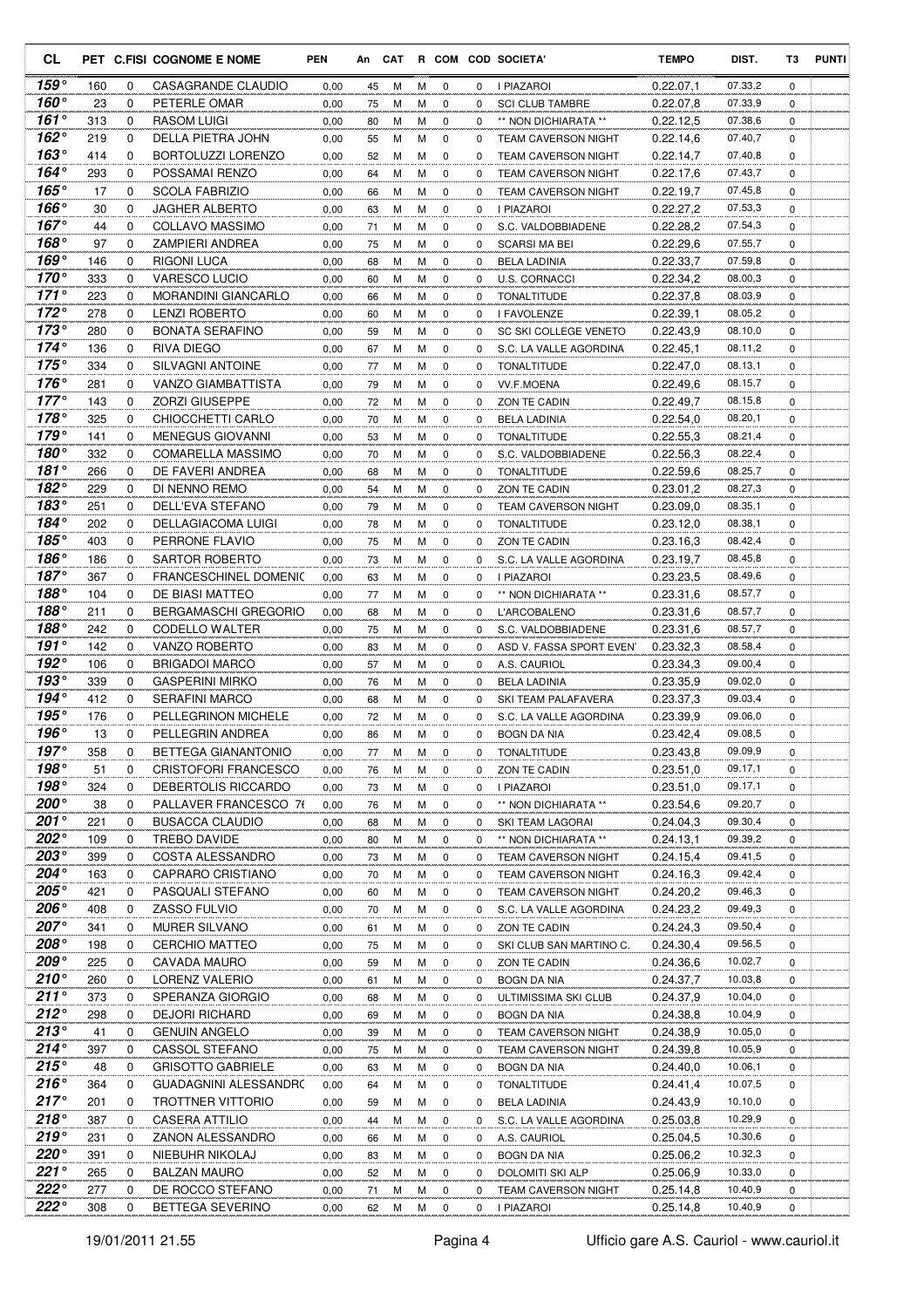| CL | PET | C.FISI | COGNOME E NOME | PEN | An | CAT | R | COM | COD | SOCIETA' | TEMPO | DIST. | T3 | PUNTI |
|---|---|---|---|---|---|---|---|---|---|---|---|---|---|---|
| 159° | 160 | 0 | CASAGRANDE CLAUDIO | 0,00 | 45 | M | M | 0 | 0 | I PIAZAROI | 0.22.07,1 | 07.33,2 | 0 | |
| 160° | 23 | 0 | PETERLE OMAR | 0,00 | 75 | M | M | 0 | 0 | SCI CLUB TAMBRE | 0.22.07,8 | 07.33,9 | 0 | |
| 161° | 313 | 0 | RASOM LUIGI | 0,00 | 80 | M | M | 0 | 0 | ** NON DICHIARATA ** | 0.22.12,5 | 07.38,6 | 0 | |
| 162° | 219 | 0 | DELLA PIETRA JOHN | 0,00 | 55 | M | M | 0 | 0 | TEAM CAVERSON NIGHT | 0.22.14,6 | 07.40,7 | 0 | |
| 163° | 414 | 0 | BORTOLUZZI LORENZO | 0,00 | 52 | M | M | 0 | 0 | TEAM CAVERSON NIGHT | 0.22.14,7 | 07.40,8 | 0 | |
| 164° | 293 | 0 | POSSAMAI RENZO | 0,00 | 64 | M | M | 0 | 0 | TEAM CAVERSON NIGHT | 0.22.17,6 | 07.43,7 | 0 | |
| 165° | 17 | 0 | SCOLA FABRIZIO | 0,00 | 66 | M | M | 0 | 0 | TEAM CAVERSON NIGHT | 0.22.19,7 | 07.45,8 | 0 | |
| 166° | 30 | 0 | JAGHER ALBERTO | 0,00 | 63 | M | M | 0 | 0 | I PIAZAROI | 0.22.27,2 | 07.53,3 | 0 | |
| 167° | 44 | 0 | COLLAVO MASSIMO | 0,00 | 71 | M | M | 0 | 0 | S.C. VALDOBBIADENE | 0.22.28,2 | 07.54,3 | 0 | |
| 168° | 97 | 0 | ZAMPIERI ANDREA | 0,00 | 75 | M | M | 0 | 0 | SCARSI MA BEI | 0.22.29,6 | 07.55,7 | 0 | |
| 169° | 146 | 0 | RIGONI LUCA | 0,00 | 68 | M | M | 0 | 0 | BELA LADINIA | 0.22.33,7 | 07.59,8 | 0 | |
| 170° | 333 | 0 | VARESCO LUCIO | 0,00 | 60 | M | M | 0 | 0 | U.S. CORNACCI | 0.22.34,2 | 08.00,3 | 0 | |
| 171° | 223 | 0 | MORANDINI GIANCARLO | 0,00 | 66 | M | M | 0 | 0 | TONALTITUDE | 0.22.37,8 | 08.03,9 | 0 | |
| 172° | 278 | 0 | LENZI ROBERTO | 0,00 | 60 | M | M | 0 | 0 | I FAVOLENZE | 0.22.39,1 | 08.05,2 | 0 | |
| 173° | 280 | 0 | BONATA SERAFINO | 0,00 | 59 | M | M | 0 | 0 | SC SKI COLLEGE VENETO | 0.22.43,9 | 08.10,0 | 0 | |
| 174° | 136 | 0 | RIVA DIEGO | 0,00 | 67 | M | M | 0 | 0 | S.C. LA VALLE AGORDINA | 0.22.45,1 | 08.11,2 | 0 | |
| 175° | 334 | 0 | SILVAGNI ANTOINE | 0,00 | 77 | M | M | 0 | 0 | TONALTITUDE | 0.22.47,0 | 08.13,1 | 0 | |
| 176° | 281 | 0 | VANZO GIAMBATTISTA | 0,00 | 79 | M | M | 0 | 0 | VV.F.MOENA | 0.22.49,6 | 08.15,7 | 0 | |
| 177° | 143 | 0 | ZORZI GIUSEPPE | 0,00 | 72 | M | M | 0 | 0 | ZON TE CADIN | 0.22.49,7 | 08.15,8 | 0 | |
| 178° | 325 | 0 | CHIOCCHETTI CARLO | 0,00 | 70 | M | M | 0 | 0 | BELA LADINIA | 0.22.54,0 | 08.20,1 | 0 | |
| 179° | 141 | 0 | MENEGUS GIOVANNI | 0,00 | 53 | M | M | 0 | 0 | TONALTITUDE | 0.22.55,3 | 08.21,4 | 0 | |
| 180° | 332 | 0 | COMARELLA MASSIMO | 0,00 | 70 | M | M | 0 | 0 | S.C. VALDOBBIADENE | 0.22.56,3 | 08.22,4 | 0 | |
| 181° | 266 | 0 | DE FAVERI ANDREA | 0,00 | 68 | M | M | 0 | 0 | TONALTITUDE | 0.22.59,6 | 08.25,7 | 0 | |
| 182° | 229 | 0 | DI NENNO REMO | 0,00 | 54 | M | M | 0 | 0 | ZON TE CADIN | 0.23.01,2 | 08.27,3 | 0 | |
| 183° | 251 | 0 | DELL'EVA STEFANO | 0,00 | 79 | M | M | 0 | 0 | TEAM CAVERSON NIGHT | 0.23.09,0 | 08.35,1 | 0 | |
| 184° | 202 | 0 | DELLAGIACOMA LUIGI | 0,00 | 78 | M | M | 0 | 0 | TONALTITUDE | 0.23.12,0 | 08.38,1 | 0 | |
| 185° | 403 | 0 | PERRONE FLAVIO | 0,00 | 75 | M | M | 0 | 0 | ZON TE CADIN | 0.23.16,3 | 08.42,4 | 0 | |
| 186° | 186 | 0 | SARTOR ROBERTO | 0,00 | 73 | M | M | 0 | 0 | S.C. LA VALLE AGORDINA | 0.23.19,7 | 08.45,8 | 0 | |
| 187° | 367 | 0 | FRANCESCHINEL DOMENIC | 0,00 | 63 | M | M | 0 | 0 | I PIAZAROI | 0.23.23,5 | 08.49,6 | 0 | |
| 188° | 104 | 0 | DE BIASI MATTEO | 0,00 | 77 | M | M | 0 | 0 | ** NON DICHIARATA ** | 0.23.31,6 | 08.57,7 | 0 | |
| 188° | 211 | 0 | BERGAMASCHI GREGORIO | 0,00 | 68 | M | M | 0 | 0 | L'ARCOBALENO | 0.23.31,6 | 08.57,7 | 0 | |
| 188° | 242 | 0 | CODELLO WALTER | 0,00 | 75 | M | M | 0 | 0 | S.C. VALDOBBIADENE | 0.23.31,6 | 08.57,7 | 0 | |
| 191° | 142 | 0 | VANZO ROBERTO | 0,00 | 83 | M | M | 0 | 0 | ASD V. FASSA SPORT EVEN' | 0.23.32,3 | 08.58,4 | 0 | |
| 192° | 106 | 0 | BRIGADOI MARCO | 0,00 | 57 | M | M | 0 | 0 | A.S. CAURIOL | 0.23.34,3 | 09.00,4 | 0 | |
| 193° | 339 | 0 | GASPERINI MIRKO | 0,00 | 76 | M | M | 0 | 0 | BELA LADINIA | 0.23.35,9 | 09.02,0 | 0 | |
| 194° | 412 | 0 | SERAFINI MARCO | 0,00 | 68 | M | M | 0 | 0 | SKI TEAM PALAFAVERA | 0.23.37,3 | 09.03,4 | 0 | |
| 195° | 176 | 0 | PELLEGRINON MICHELE | 0,00 | 72 | M | M | 0 | 0 | S.C. LA VALLE AGORDINA | 0.23.39,9 | 09.06,0 | 0 | |
| 196° | 13 | 0 | PELLEGRIN ANDREA | 0,00 | 86 | M | M | 0 | 0 | BOGN DA NIA | 0.23.42,4 | 09.08,5 | 0 | |
| 197° | 358 | 0 | BETTEGA GIANANTONIO | 0,00 | 77 | M | M | 0 | 0 | TONALTITUDE | 0.23.43,8 | 09.09,9 | 0 | |
| 198° | 51 | 0 | CRISTOFORI FRANCESCO | 0,00 | 76 | M | M | 0 | 0 | ZON TE CADIN | 0.23.51,0 | 09.17,1 | 0 | |
| 198° | 324 | 0 | DEBERTOLIS RICCARDO | 0,00 | 73 | M | M | 0 | 0 | I PIAZAROI | 0.23.51,0 | 09.17,1 | 0 | |
| 200° | 38 | 0 | PALLAVER FRANCESCO 7( | 0,00 | 76 | M | M | 0 | 0 | ** NON DICHIARATA ** | 0.23.54,6 | 09.20,7 | 0 | |
| 201° | 221 | 0 | BUSACCA CLAUDIO | 0,00 | 68 | M | M | 0 | 0 | SKI TEAM LAGORAI | 0.24.04,3 | 09.30,4 | 0 | |
| 202° | 109 | 0 | TREBO DAVIDE | 0,00 | 80 | M | M | 0 | 0 | ** NON DICHIARATA ** | 0.24.13,1 | 09.39,2 | 0 | |
| 203° | 399 | 0 | COSTA ALESSANDRO | 0,00 | 73 | M | M | 0 | 0 | TEAM CAVERSON NIGHT | 0.24.15,4 | 09.41,5 | 0 | |
| 204° | 163 | 0 | CAPRARO CRISTIANO | 0,00 | 70 | M | M | 0 | 0 | TEAM CAVERSON NIGHT | 0.24.16,3 | 09.42,4 | 0 | |
| 205° | 421 | 0 | PASQUALI STEFANO | 0,00 | 60 | M | M | 0 | 0 | TEAM CAVERSON NIGHT | 0.24.20,2 | 09.46,3 | 0 | |
| 206° | 408 | 0 | ZASSO FULVIO | 0,00 | 70 | M | M | 0 | 0 | S.C. LA VALLE AGORDINA | 0.24.23,2 | 09.49,3 | 0 | |
| 207° | 341 | 0 | MURER SILVANO | 0,00 | 61 | M | M | 0 | 0 | ZON TE CADIN | 0.24.24,3 | 09.50,4 | 0 | |
| 208° | 198 | 0 | CERCHIO MATTEO | 0,00 | 75 | M | M | 0 | 0 | SKI CLUB SAN MARTINO C. | 0.24.30,4 | 09.56,5 | 0 | |
| 209° | 225 | 0 | CAVADA MAURO | 0,00 | 59 | M | M | 0 | 0 | ZON TE CADIN | 0.24.36,6 | 10.02,7 | 0 | |
| 210° | 260 | 0 | LORENZ VALERIO | 0,00 | 61 | M | M | 0 | 0 | BOGN DA NIA | 0.24.37,7 | 10.03,8 | 0 | |
| 211° | 373 | 0 | SPERANZA GIORGIO | 0,00 | 68 | M | M | 0 | 0 | ULTIMISSIMA SKI CLUB | 0.24.37,9 | 10.04,0 | 0 | |
| 212° | 298 | 0 | DEJORI RICHARD | 0,00 | 69 | M | M | 0 | 0 | BOGN DA NIA | 0.24.38,8 | 10.04,9 | 0 | |
| 213° | 41 | 0 | GENUIN ANGELO | 0,00 | 39 | M | M | 0 | 0 | TEAM CAVERSON NIGHT | 0.24.38,9 | 10.05,0 | 0 | |
| 214° | 397 | 0 | CASSOL STEFANO | 0,00 | 75 | M | M | 0 | 0 | TEAM CAVERSON NIGHT | 0.24.39,8 | 10.05,9 | 0 | |
| 215° | 48 | 0 | GRISOTTO GABRIELE | 0,00 | 63 | M | M | 0 | 0 | BOGN DA NIA | 0.24.40,0 | 10.06,1 | 0 | |
| 216° | 364 | 0 | GUADAGNINI ALESSANDRC | 0,00 | 64 | M | M | 0 | 0 | TONALTITUDE | 0.24.41,4 | 10.07,5 | 0 | |
| 217° | 201 | 0 | TROTTNER VITTORIO | 0,00 | 59 | M | M | 0 | 0 | BELA LADINIA | 0.24.43,9 | 10.10,0 | 0 | |
| 218° | 387 | 0 | CASERA ATTILIO | 0,00 | 44 | M | M | 0 | 0 | S.C. LA VALLE AGORDINA | 0.25.03,8 | 10.29,9 | 0 | |
| 219° | 231 | 0 | ZANON ALESSANDRO | 0,00 | 66 | M | M | 0 | 0 | A.S. CAURIOL | 0.25.04,5 | 10.30,6 | 0 | |
| 220° | 391 | 0 | NIEBUHR NIKOLAJ | 0,00 | 83 | M | M | 0 | 0 | BOGN DA NIA | 0.25.06,2 | 10.32,3 | 0 | |
| 221° | 265 | 0 | BALZAN MAURO | 0,00 | 52 | M | M | 0 | 0 | DOLOMITI SKI ALP | 0.25.06,9 | 10.33,0 | 0 | |
| 222° | 277 | 0 | DE ROCCO STEFANO | 0,00 | 71 | M | M | 0 | 0 | TEAM CAVERSON NIGHT | 0.25.14,8 | 10.40,9 | 0 | |
| 222° | 308 | 0 | BETTEGA SEVERINO | 0,00 | 62 | M | M | 0 | 0 | I PIAZAROI | 0.25.14,8 | 10.40,9 | 0 | |

19/01/2011 21.55 — Ufficio gare A.S. Cauriol - www.cauriol.it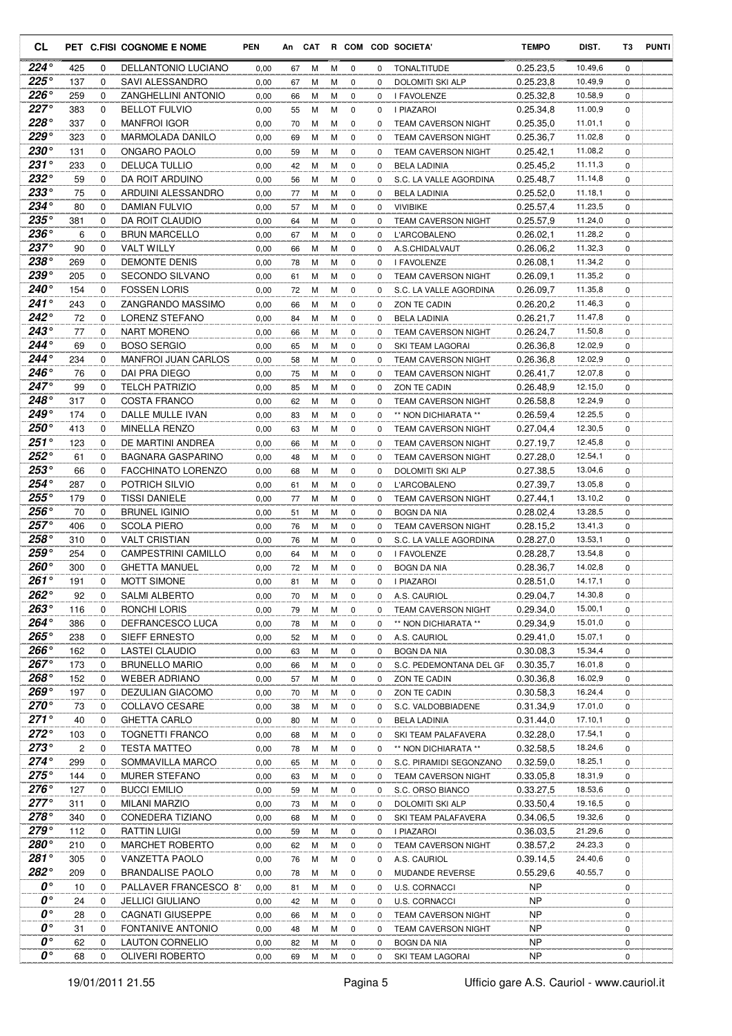| CL | PET | C.FISI | COGNOME E NOME | PEN | An | CAT | R | COM | COD | SOCIETA' | TEMPO | DIST. | T3 | PUNTI |
|---|---|---|---|---|---|---|---|---|---|---|---|---|---|---|
| 224° | 425 | 0 | DELLANTONIO LUCIANO | 0,00 | 67 | M | M | 0 | 0 | TONALTITUDE | 0.25.23,5 | 10.49,6 | 0 | |
| 225° | 137 | 0 | SAVI ALESSANDRO | 0,00 | 67 | M | M | 0 | 0 | DOLOMITI SKI ALP | 0.25.23,8 | 10.49,9 | 0 | |
| 226° | 259 | 0 | ZANGHELLINI ANTONIO | 0,00 | 66 | M | M | 0 | 0 | I FAVOLENZE | 0.25.32,8 | 10.58,9 | 0 | |
| 227° | 383 | 0 | BELLOT FULVIO | 0,00 | 55 | M | M | 0 | 0 | I PIAZAROI | 0.25.34,8 | 11.00,9 | 0 | |
| 228° | 337 | 0 | MANFROI IGOR | 0,00 | 70 | M | M | 0 | 0 | TEAM CAVERSON NIGHT | 0.25.35,0 | 11.01,1 | 0 | |
| 229° | 323 | 0 | MARMOLADA DANILO | 0,00 | 69 | M | M | 0 | 0 | TEAM CAVERSON NIGHT | 0.25.36,7 | 11.02,8 | 0 | |
| 230° | 131 | 0 | ONGARO PAOLO | 0,00 | 59 | M | M | 0 | 0 | TEAM CAVERSON NIGHT | 0.25.42,1 | 11.08,2 | 0 | |
| 231° | 233 | 0 | DELUCA TULLIO | 0,00 | 42 | M | M | 0 | 0 | BELA LADINIA | 0.25.45,2 | 11.11,3 | 0 | |
| 232° | 59 | 0 | DA ROIT ARDUINO | 0,00 | 56 | M | M | 0 | 0 | S.C. LA VALLE AGORDINA | 0.25.48,7 | 11.14,8 | 0 | |
| 233° | 75 | 0 | ARDUINI ALESSANDRO | 0,00 | 77 | M | M | 0 | 0 | BELA LADINIA | 0.25.52,0 | 11.18,1 | 0 | |
| 234° | 80 | 0 | DAMIAN FULVIO | 0,00 | 57 | M | M | 0 | 0 | VIVIBIKE | 0.25.57,4 | 11.23,5 | 0 | |
| 235° | 381 | 0 | DA ROIT CLAUDIO | 0,00 | 64 | M | M | 0 | 0 | TEAM CAVERSON NIGHT | 0.25.57,9 | 11.24,0 | 0 | |
| 236° | 6 | 0 | BRUN MARCELLO | 0,00 | 67 | M | M | 0 | 0 | L'ARCOBALENO | 0.26.02,1 | 11.28,2 | 0 | |
| 237° | 90 | 0 | VALT WILLY | 0,00 | 66 | M | M | 0 | 0 | A.S.CHIDALVAUT | 0.26.06,2 | 11.32,3 | 0 | |
| 238° | 269 | 0 | DEMONTE DENIS | 0,00 | 78 | M | M | 0 | 0 | I FAVOLENZE | 0.26.08,1 | 11.34,2 | 0 | |
| 239° | 205 | 0 | SECONDO SILVANO | 0,00 | 61 | M | M | 0 | 0 | TEAM CAVERSON NIGHT | 0.26.09,1 | 11.35,2 | 0 | |
| 240° | 154 | 0 | FOSSEN LORIS | 0,00 | 72 | M | M | 0 | 0 | S.C. LA VALLE AGORDINA | 0.26.09,7 | 11.35,8 | 0 | |
| 241° | 243 | 0 | ZANGRANDO MASSIMO | 0,00 | 66 | M | M | 0 | 0 | ZON TE CADIN | 0.26.20,2 | 11.46,3 | 0 | |
| 242° | 72 | 0 | LORENZ STEFANO | 0,00 | 84 | M | M | 0 | 0 | BELA LADINIA | 0.26.21,7 | 11.47,8 | 0 | |
| 243° | 77 | 0 | NART MORENO | 0,00 | 66 | M | M | 0 | 0 | TEAM CAVERSON NIGHT | 0.26.24,7 | 11.50,8 | 0 | |
| 244° | 69 | 0 | BOSO SERGIO | 0,00 | 65 | M | M | 0 | 0 | SKI TEAM LAGORAI | 0.26.36,8 | 12.02,9 | 0 | |
| 244° | 234 | 0 | MANFROI JUAN CARLOS | 0,00 | 58 | M | M | 0 | 0 | TEAM CAVERSON NIGHT | 0.26.36,8 | 12.02,9 | 0 | |
| 246° | 76 | 0 | DAI PRA DIEGO | 0,00 | 75 | M | M | 0 | 0 | TEAM CAVERSON NIGHT | 0.26.41,7 | 12.07,8 | 0 | |
| 247° | 99 | 0 | TELCH PATRIZIO | 0,00 | 85 | M | M | 0 | 0 | ZON TE CADIN | 0.26.48,9 | 12.15,0 | 0 | |
| 248° | 317 | 0 | COSTA FRANCO | 0,00 | 62 | M | M | 0 | 0 | TEAM CAVERSON NIGHT | 0.26.58,8 | 12.24,9 | 0 | |
| 249° | 174 | 0 | DALLE MULLE IVAN | 0,00 | 83 | M | M | 0 | 0 | ** NON DICHIARATA ** | 0.26.59,4 | 12.25,5 | 0 | |
| 250° | 413 | 0 | MINELLA RENZO | 0,00 | 63 | M | M | 0 | 0 | TEAM CAVERSON NIGHT | 0.27.04,4 | 12.30,5 | 0 | |
| 251° | 123 | 0 | DE MARTINI ANDREA | 0,00 | 66 | M | M | 0 | 0 | TEAM CAVERSON NIGHT | 0.27.19,7 | 12.45,8 | 0 | |
| 252° | 61 | 0 | BAGNARA GASPARINO | 0,00 | 48 | M | M | 0 | 0 | TEAM CAVERSON NIGHT | 0.27.28,0 | 12.54,1 | 0 | |
| 253° | 66 | 0 | FACCHINATO LORENZO | 0,00 | 68 | M | M | 0 | 0 | DOLOMITI SKI ALP | 0.27.38,5 | 13.04,6 | 0 | |
| 254° | 287 | 0 | POTRICH SILVIO | 0,00 | 61 | M | M | 0 | 0 | L'ARCOBALENO | 0.27.39,7 | 13.05,8 | 0 | |
| 255° | 179 | 0 | TISSI DANIELE | 0,00 | 77 | M | M | 0 | 0 | TEAM CAVERSON NIGHT | 0.27.44,1 | 13.10,2 | 0 | |
| 256° | 70 | 0 | BRUNEL IGINIO | 0,00 | 51 | M | M | 0 | 0 | BOGN DA NIA | 0.28.02,4 | 13.28,5 | 0 | |
| 257° | 406 | 0 | SCOLA PIERO | 0,00 | 76 | M | M | 0 | 0 | TEAM CAVERSON NIGHT | 0.28.15,2 | 13.41,3 | 0 | |
| 258° | 310 | 0 | VALT CRISTIAN | 0,00 | 76 | M | M | 0 | 0 | S.C. LA VALLE AGORDINA | 0.28.27,0 | 13.53,1 | 0 | |
| 259° | 254 | 0 | CAMPESTRINI CAMILLO | 0,00 | 64 | M | M | 0 | 0 | I FAVOLENZE | 0.28.28,7 | 13.54,8 | 0 | |
| 260° | 300 | 0 | GHETTA MANUEL | 0,00 | 72 | M | M | 0 | 0 | BOGN DA NIA | 0.28.36,7 | 14.02,8 | 0 | |
| 261° | 191 | 0 | MOTT SIMONE | 0,00 | 81 | M | M | 0 | 0 | I PIAZAROI | 0.28.51,0 | 14.17,1 | 0 | |
| 262° | 92 | 0 | SALMI ALBERTO | 0,00 | 70 | M | M | 0 | 0 | A.S. CAURIOL | 0.29.04,7 | 14.30,8 | 0 | |
| 263° | 116 | 0 | RONCHI LORIS | 0,00 | 79 | M | M | 0 | 0 | TEAM CAVERSON NIGHT | 0.29.34,0 | 15.00,1 | 0 | |
| 264° | 386 | 0 | DEFRANCESCO LUCA | 0,00 | 78 | M | M | 0 | 0 | ** NON DICHIARATA ** | 0.29.34,9 | 15.01,0 | 0 | |
| 265° | 238 | 0 | SIEFF ERNESTO | 0,00 | 52 | M | M | 0 | 0 | A.S. CAURIOL | 0.29.41,0 | 15.07,1 | 0 | |
| 266° | 162 | 0 | LASTEI CLAUDIO | 0,00 | 63 | M | M | 0 | 0 | BOGN DA NIA | 0.30.08,3 | 15.34,4 | 0 | |
| 267° | 173 | 0 | BRUNELLO MARIO | 0,00 | 66 | M | M | 0 | 0 | S.C. PEDEMONTANA DEL GF | 0.30.35,7 | 16.01,8 | 0 | |
| 268° | 152 | 0 | WEBER ADRIANO | 0,00 | 57 | M | M | 0 | 0 | ZON TE CADIN | 0.30.36,8 | 16.02,9 | 0 | |
| 269° | 197 | 0 | DEZULIAN GIACOMO | 0,00 | 70 | M | M | 0 | 0 | ZON TE CADIN | 0.30.58,3 | 16.24,4 | 0 | |
| 270° | 73 | 0 | COLLAVO CESARE | 0,00 | 38 | M | M | 0 | 0 | S.C. VALDOBBIADENE | 0.31.34,9 | 17.01,0 | 0 | |
| 271° | 40 | 0 | GHETTA CARLO | 0,00 | 80 | M | M | 0 | 0 | BELA LADINIA | 0.31.44,0 | 17.10,1 | 0 | |
| 272° | 103 | 0 | TOGNETTI FRANCO | 0,00 | 68 | M | M | 0 | 0 | SKI TEAM PALAFAVERA | 0.32.28,0 | 17.54,1 | 0 | |
| 273° | 2 | 0 | TESTA MATTEO | 0,00 | 78 | M | M | 0 | 0 | ** NON DICHIARATA ** | 0.32.58,5 | 18.24,6 | 0 | |
| 274° | 299 | 0 | SOMMAVILLA MARCO | 0,00 | 65 | M | M | 0 | 0 | S.C. PIRAMIDI SEGONZANO | 0.32.59,0 | 18.25,1 | 0 | |
| 275° | 144 | 0 | MURER STEFANO | 0,00 | 63 | M | M | 0 | 0 | TEAM CAVERSON NIGHT | 0.33.05,8 | 18.31,9 | 0 | |
| 276° | 127 | 0 | BUCCI EMILIO | 0,00 | 59 | M | M | 0 | 0 | S.C. ORSO BIANCO | 0.33.27,5 | 18.53,6 | 0 | |
| 277° | 311 | 0 | MILANI MARZIO | 0,00 | 73 | M | M | 0 | 0 | DOLOMITI SKI ALP | 0.33.50,4 | 19.16,5 | 0 | |
| 278° | 340 | 0 | CONEDERA TIZIANO | 0,00 | 68 | M | M | 0 | 0 | SKI TEAM PALAFAVERA | 0.34.06,5 | 19.32,6 | 0 | |
| 279° | 112 | 0 | RATTIN LUIGI | 0,00 | 59 | M | M | 0 | 0 | I PIAZAROI | 0.36.03,5 | 21.29,6 | 0 | |
| 280° | 210 | 0 | MARCHET ROBERTO | 0,00 | 62 | M | M | 0 | 0 | TEAM CAVERSON NIGHT | 0.38.57,2 | 24.23,3 | 0 | |
| 281° | 305 | 0 | VANZETTA PAOLO | 0,00 | 76 | M | M | 0 | 0 | A.S. CAURIOL | 0.39.14,5 | 24.40,6 | 0 | |
| 282° | 209 | 0 | BRANDALISE PAOLO | 0,00 | 78 | M | M | 0 | 0 | MUDANDE REVERSE | 0.55.29,6 | 40.55,7 | 0 | |
| 0° | 10 | 0 | PALLAVER FRANCESCO 8 | 0,00 | 81 | M | M | 0 | 0 | U.S. CORNACCI | NP | | 0 | |
| 0° | 24 | 0 | JELLICI GIULIANO | 0,00 | 42 | M | M | 0 | 0 | U.S. CORNACCI | NP | | 0 | |
| 0° | 28 | 0 | CAGNATI GIUSEPPE | 0,00 | 66 | M | M | 0 | 0 | TEAM CAVERSON NIGHT | NP | | 0 | |
| 0° | 31 | 0 | FONTANIVE ANTONIO | 0,00 | 48 | M | M | 0 | 0 | TEAM CAVERSON NIGHT | NP | | 0 | |
| 0° | 62 | 0 | LAUTON CORNELIO | 0,00 | 82 | M | M | 0 | 0 | BOGN DA NIA | NP | | 0 | |
| 0° | 68 | 0 | OLIVERI ROBERTO | 0,00 | 69 | M | M | 0 | 0 | SKI TEAM LAGORAI | NP | | 0 | |

19/01/2011 21.55 Ufficio gare A.S. Cauriol - www.cauriol.it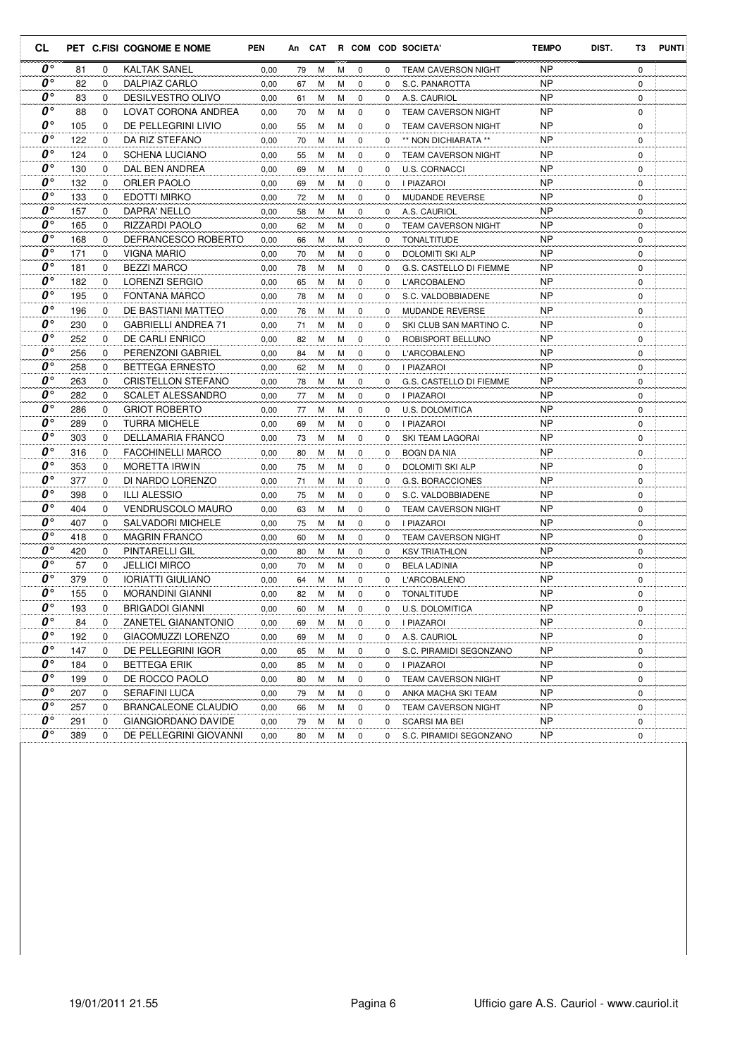| CL | PET | C.FISI | COGNOME E NOME | PEN | An | CAT | R | COM | COD | SOCIETA' | TEMPO | DIST. | T3 | PUNTI |
|---|---|---|---|---|---|---|---|---|---|---|---|---|---|---|
| 0° | 81 | 0 | KALTAK SANEL | 0,00 | 79 | M | M | 0 | 0 | TEAM CAVERSON NIGHT | NP | | 0 | |
| 0° | 82 | 0 | DALPIAZ CARLO | 0,00 | 67 | M | M | 0 | 0 | S.C. PANAROTTA | NP | | 0 | |
| 0° | 83 | 0 | DESILVESTRO OLIVO | 0,00 | 61 | M | M | 0 | 0 | A.S. CAURIOL | NP | | 0 | |
| 0° | 88 | 0 | LOVAT CORONA ANDREA | 0,00 | 70 | M | M | 0 | 0 | TEAM CAVERSON NIGHT | NP | | 0 | |
| 0° | 105 | 0 | DE PELLEGRINI LIVIO | 0,00 | 55 | M | M | 0 | 0 | TEAM CAVERSON NIGHT | NP | | 0 | |
| 0° | 122 | 0 | DA RIZ STEFANO | 0,00 | 70 | M | M | 0 | 0 | ** NON DICHIARATA ** | NP | | 0 | |
| 0° | 124 | 0 | SCHENA LUCIANO | 0,00 | 55 | M | M | 0 | 0 | TEAM CAVERSON NIGHT | NP | | 0 | |
| 0° | 130 | 0 | DAL BEN ANDREA | 0,00 | 69 | M | M | 0 | 0 | U.S. CORNACCI | NP | | 0 | |
| 0° | 132 | 0 | ORLER PAOLO | 0,00 | 69 | M | M | 0 | 0 | I PIAZAROI | NP | | 0 | |
| 0° | 133 | 0 | EDOTTI MIRKO | 0,00 | 72 | M | M | 0 | 0 | MUDANDE REVERSE | NP | | 0 | |
| 0° | 157 | 0 | DAPRA' NELLO | 0,00 | 58 | M | M | 0 | 0 | A.S. CAURIOL | NP | | 0 | |
| 0° | 165 | 0 | RIZZARDI PAOLO | 0,00 | 62 | M | M | 0 | 0 | TEAM CAVERSON NIGHT | NP | | 0 | |
| 0° | 168 | 0 | DEFRANCESCO ROBERTO | 0,00 | 66 | M | M | 0 | 0 | TONALTITUDE | NP | | 0 | |
| 0° | 171 | 0 | VIGNA MARIO | 0,00 | 70 | M | M | 0 | 0 | DOLOMITI SKI ALP | NP | | 0 | |
| 0° | 181 | 0 | BEZZI MARCO | 0,00 | 78 | M | M | 0 | 0 | G.S. CASTELLO DI FIEMME | NP | | 0 | |
| 0° | 182 | 0 | LORENZI SERGIO | 0,00 | 65 | M | M | 0 | 0 | L'ARCOBALENO | NP | | 0 | |
| 0° | 195 | 0 | FONTANA MARCO | 0,00 | 78 | M | M | 0 | 0 | S.C. VALDOBBIADENE | NP | | 0 | |
| 0° | 196 | 0 | DE BASTIANI MATTEO | 0,00 | 76 | M | M | 0 | 0 | MUDANDE REVERSE | NP | | 0 | |
| 0° | 230 | 0 | GABRIELLI ANDREA 71 | 0,00 | 71 | M | M | 0 | 0 | SKI CLUB SAN MARTINO C. | NP | | 0 | |
| 0° | 252 | 0 | DE CARLI ENRICO | 0,00 | 82 | M | M | 0 | 0 | ROBISPORT BELLUNO | NP | | 0 | |
| 0° | 256 | 0 | PERENZONI GABRIEL | 0,00 | 84 | M | M | 0 | 0 | L'ARCOBALENO | NP | | 0 | |
| 0° | 258 | 0 | BETTEGA ERNESTO | 0,00 | 62 | M | M | 0 | 0 | I PIAZAROI | NP | | 0 | |
| 0° | 263 | 0 | CRISTELLON STEFANO | 0,00 | 78 | M | M | 0 | 0 | G.S. CASTELLO DI FIEMME | NP | | 0 | |
| 0° | 282 | 0 | SCALET ALESSANDRO | 0,00 | 77 | M | M | 0 | 0 | I PIAZAROI | NP | | 0 | |
| 0° | 286 | 0 | GRIOT ROBERTO | 0,00 | 77 | M | M | 0 | 0 | U.S. DOLOMITICA | NP | | 0 | |
| 0° | 289 | 0 | TURRA MICHELE | 0,00 | 69 | M | M | 0 | 0 | I PIAZAROI | NP | | 0 | |
| 0° | 303 | 0 | DELLAMARIA FRANCO | 0,00 | 73 | M | M | 0 | 0 | SKI TEAM LAGORAI | NP | | 0 | |
| 0° | 316 | 0 | FACCHINELLI MARCO | 0,00 | 80 | M | M | 0 | 0 | BOGN DA NIA | NP | | 0 | |
| 0° | 353 | 0 | MORETTA IRWIN | 0,00 | 75 | M | M | 0 | 0 | DOLOMITI SKI ALP | NP | | 0 | |
| 0° | 377 | 0 | DI NARDO LORENZO | 0,00 | 71 | M | M | 0 | 0 | G.S. BORACCIONES | NP | | 0 | |
| 0° | 398 | 0 | ILLI ALESSIO | 0,00 | 75 | M | M | 0 | 0 | S.C. VALDOBBIADENE | NP | | 0 | |
| 0° | 404 | 0 | VENDRUSCOLO MAURO | 0,00 | 63 | M | M | 0 | 0 | TEAM CAVERSON NIGHT | NP | | 0 | |
| 0° | 407 | 0 | SALVADORI MICHELE | 0,00 | 75 | M | M | 0 | 0 | I PIAZAROI | NP | | 0 | |
| 0° | 418 | 0 | MAGRIN FRANCO | 0,00 | 60 | M | M | 0 | 0 | TEAM CAVERSON NIGHT | NP | | 0 | |
| 0° | 420 | 0 | PINTARELLI GIL | 0,00 | 80 | M | M | 0 | 0 | KSV TRIATHLON | NP | | 0 | |
| 0° | 57 | 0 | JELLICI MIRCO | 0,00 | 70 | M | M | 0 | 0 | BELA LADINIA | NP | | 0 | |
| 0° | 379 | 0 | IORIATTI GIULIANO | 0,00 | 64 | M | M | 0 | 0 | L'ARCOBALENO | NP | | 0 | |
| 0° | 155 | 0 | MORANDINI GIANNI | 0,00 | 82 | M | M | 0 | 0 | TONALTITUDE | NP | | 0 | |
| 0° | 193 | 0 | BRIGADOI GIANNI | 0,00 | 60 | M | M | 0 | 0 | U.S. DOLOMITICA | NP | | 0 | |
| 0° | 84 | 0 | ZANETEL GIANANTONIO | 0,00 | 69 | M | M | 0 | 0 | I PIAZAROI | NP | | 0 | |
| 0° | 192 | 0 | GIACOMUZZI LORENZO | 0,00 | 69 | M | M | 0 | 0 | A.S. CAURIOL | NP | | 0 | |
| 0° | 147 | 0 | DE PELLEGRINI IGOR | 0,00 | 65 | M | M | 0 | 0 | S.C. PIRAMIDI SEGONZANO | NP | | 0 | |
| 0° | 184 | 0 | BETTEGA ERIK | 0,00 | 85 | M | M | 0 | 0 | I PIAZAROI | NP | | 0 | |
| 0° | 199 | 0 | DE ROCCO PAOLO | 0,00 | 80 | M | M | 0 | 0 | TEAM CAVERSON NIGHT | NP | | 0 | |
| 0° | 207 | 0 | SERAFINI LUCA | 0,00 | 79 | M | M | 0 | 0 | ANKA MACHA SKI TEAM | NP | | 0 | |
| 0° | 257 | 0 | BRANCALEONE CLAUDIO | 0,00 | 66 | M | M | 0 | 0 | TEAM CAVERSON NIGHT | NP | | 0 | |
| 0° | 291 | 0 | GIANGIORDANO DAVIDE | 0,00 | 79 | M | M | 0 | 0 | SCARSI MA BEI | NP | | 0 | |
| 0° | 389 | 0 | DE PELLEGRINI GIOVANNI | 0,00 | 80 | M | M | 0 | 0 | S.C. PIRAMIDI SEGONZANO | NP | | 0 | |

19/01/2011 21.55 Ufficio gare A.S. Cauriol - www.cauriol.it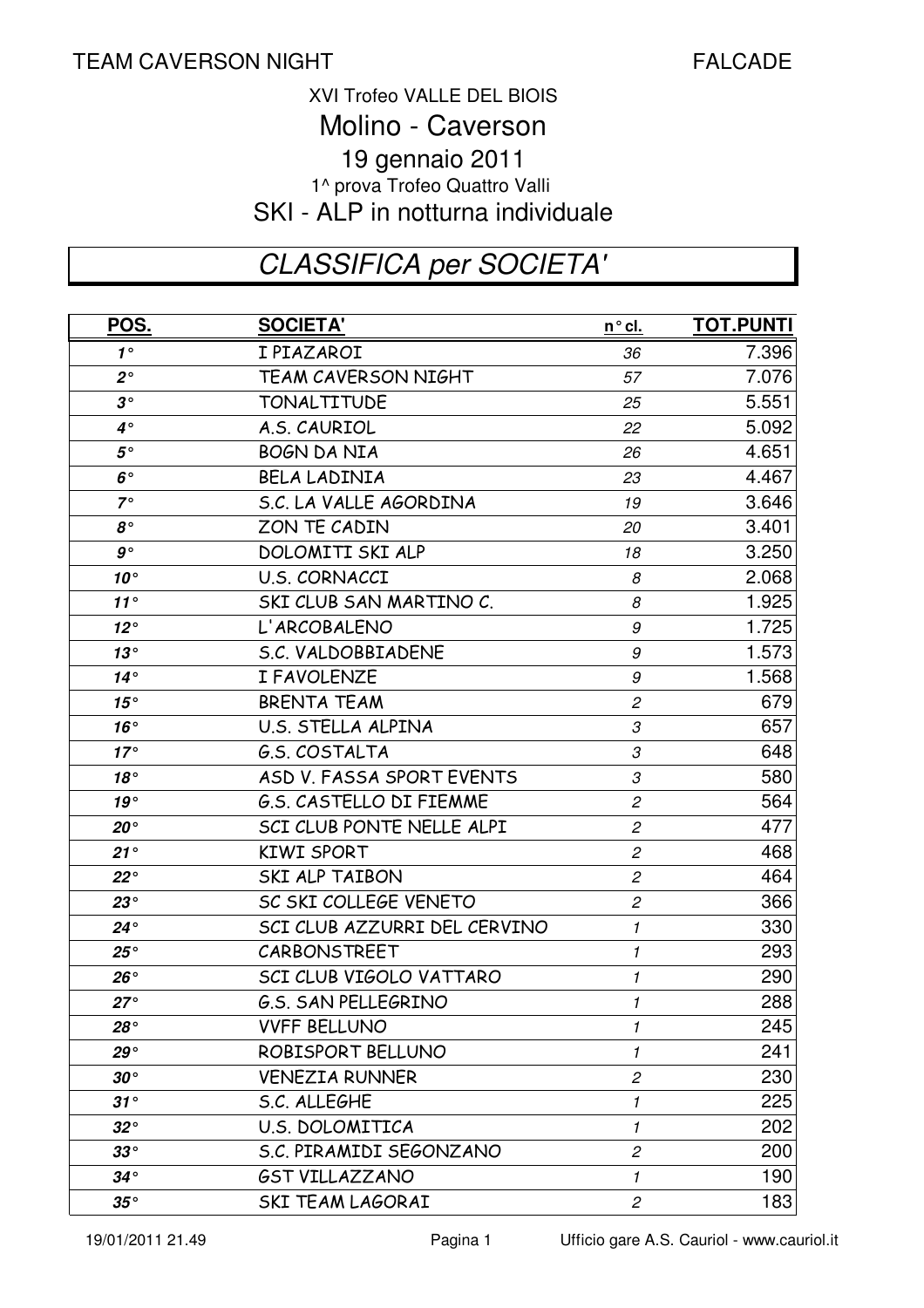TEAM CAVERSON NIGHT FALCADE

XVI Trofeo VALLE DEL BIOIS

# Molino - Caverson

19 gennaio 2011

1^ prova Trofeo Quattro Valli

SKI - ALP in notturna individuale

## CLASSIFICA per SOCIETA'

| POS. | SOCIETA' | n° cl. | TOT.PUNTI |
|---|---|---|---|
| 1° | I PIAZAROI | 36 | 7.396 |
| 2° | TEAM CAVERSON NIGHT | 57 | 7.076 |
| 3° | TONALTITUDE | 25 | 5.551 |
| 4° | A.S. CAURIOL | 22 | 5.092 |
| 5° | BOGN DA NIA | 26 | 4.651 |
| 6° | BELA LADINIA | 23 | 4.467 |
| 7° | S.C. LA VALLE AGORDINA | 19 | 3.646 |
| 8° | ZON TE CADIN | 20 | 3.401 |
| 9° | DOLOMITI SKI ALP | 18 | 3.250 |
| 10° | U.S. CORNACCI | 8 | 2.068 |
| 11° | SKI CLUB SAN MARTINO C. | 8 | 1.925 |
| 12° | L'ARCOBALENO | 9 | 1.725 |
| 13° | S.C. VALDOBBIADENE | 9 | 1.573 |
| 14° | I FAVOLENZE | 9 | 1.568 |
| 15° | BRENTA TEAM | 2 | 679 |
| 16° | U.S. STELLA ALPINA | 3 | 657 |
| 17° | G.S. COSTALTA | 3 | 648 |
| 18° | ASD V. FASSA SPORT EVENTS | 3 | 580 |
| 19° | G.S. CASTELLO DI FIEMME | 2 | 564 |
| 20° | SCI CLUB PONTE NELLE ALPI | 2 | 477 |
| 21° | KIWI SPORT | 2 | 468 |
| 22° | SKI ALP TAIBON | 2 | 464 |
| 23° | SC SKI COLLEGE VENETO | 2 | 366 |
| 24° | SCI CLUB AZZURRI DEL CERVINO | 1 | 330 |
| 25° | CARBONSTREET | 1 | 293 |
| 26° | SCI CLUB VIGOLO VATTARO | 1 | 290 |
| 27° | G.S. SAN PELLEGRINO | 1 | 288 |
| 28° | VVFF BELLUNO | 1 | 245 |
| 29° | ROBISPORT BELLUNO | 1 | 241 |
| 30° | VENEZIA RUNNER | 2 | 230 |
| 31° | S.C. ALLEGHE | 1 | 225 |
| 32° | U.S. DOLOMITICA | 1 | 202 |
| 33° | S.C. PIRAMIDI SEGONZANO | 2 | 200 |
| 34° | GST VILLAZZANO | 1 | 190 |
| 35° | SKI TEAM LAGORAI | 2 | 183 |

19/01/2011 21.49 Ufficio gare A.S. Cauriol - www.cauriol.it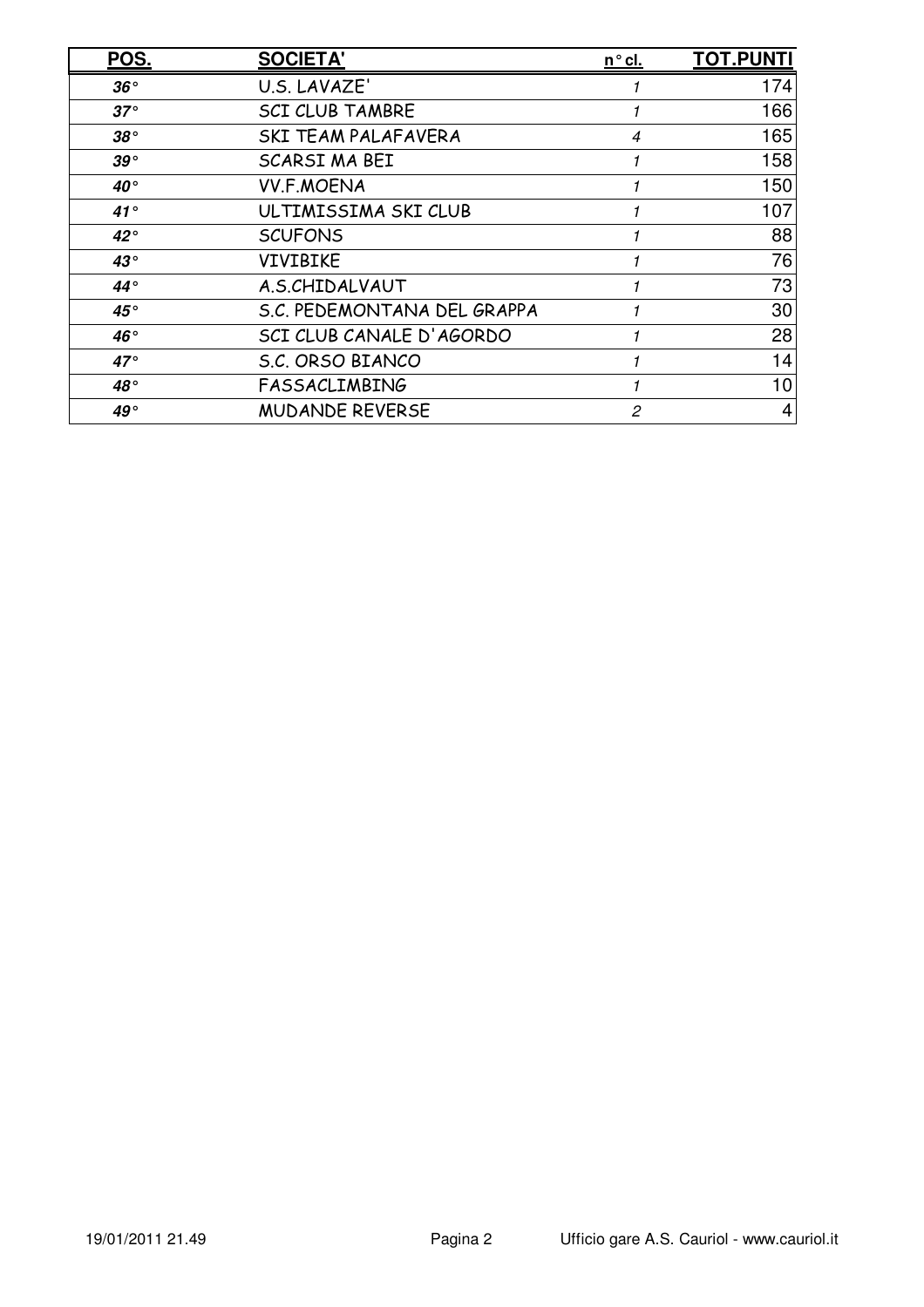| POS. | SOCIETA' | n° cl. | TOT.PUNTI |
|---|---|---|---|
| 36° | U.S. LAVAZE' | 1 | 174 |
| 37° | SCI CLUB TAMBRE | 1 | 166 |
| 38° | SKI TEAM PALAFAVERA | 4 | 165 |
| 39° | SCARSI MA BEI | 1 | 158 |
| 40° | VV.F.MOENA | 1 | 150 |
| 41° | ULTIMISSIMA SKI CLUB | 1 | 107 |
| 42° | SCUFONS | 1 | 88 |
| 43° | VIVIBIKE | 1 | 76 |
| 44° | A.S.CHIDALVAUT | 1 | 73 |
| 45° | S.C. PEDEMONTANA DEL GRAPPA | 1 | 30 |
| 46° | SCI CLUB CANALE D'AGORDO | 1 | 28 |
| 47° | S.C. ORSO BIANCO | 1 | 14 |
| 48° | FASSACLIMBING | 1 | 10 |
| 49° | MUDANDE REVERSE | 2 | 4 |

19/01/2011 21.49 — Pagina 2 — Ufficio gare A.S. Cauriol - www.cauriol.it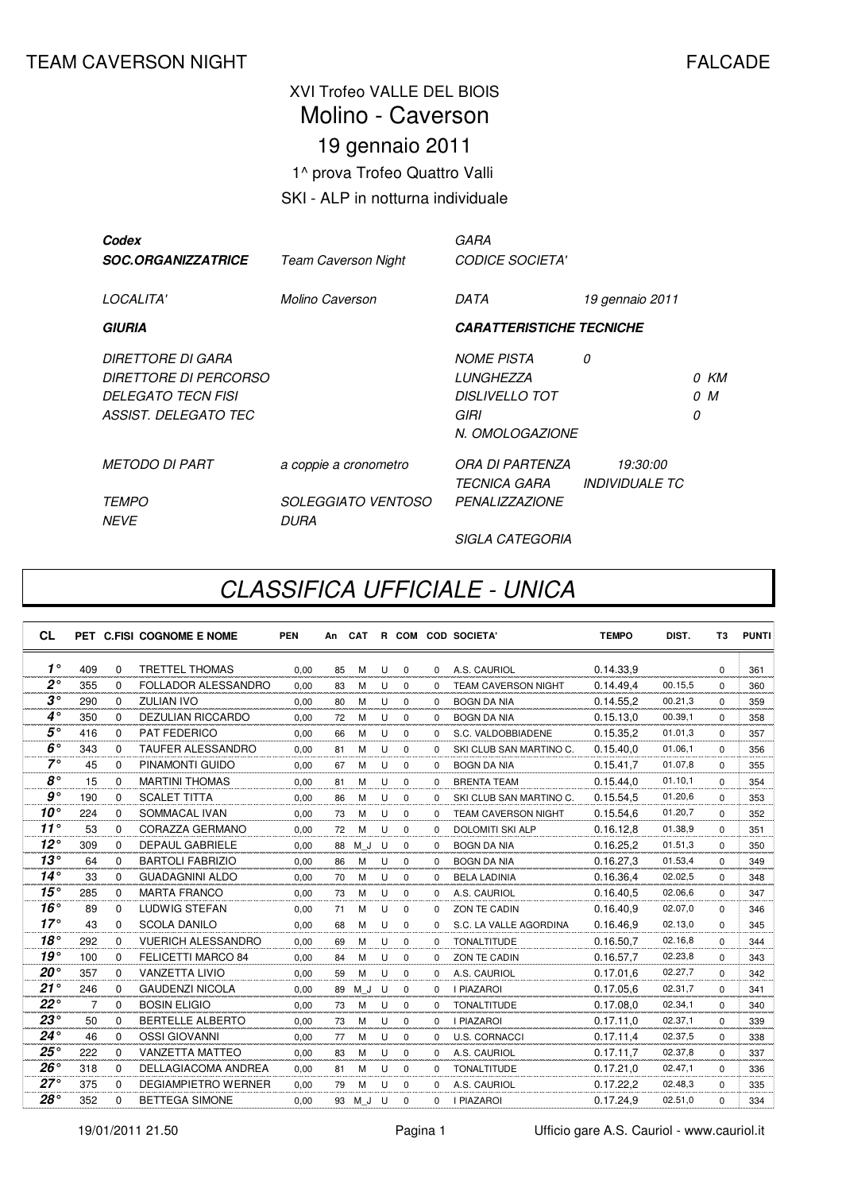TEAM CAVERSON NIGHT FALCADE

XVI Trofeo VALLE DEL BIOIS

# Molino - Caverson

## 19 gennaio 2011

1^ prova Trofeo Quattro Valli

SKI - ALP in notturna individuale

| | | | |
|---|---|---|---|
| ***Codex*** | | *GARA* | |
| ***SOC.ORGANIZZATRICE*** | *Team Caverson Night* | *CODICE SOCIETA'* | |
| *LOCALITA'* | *Molino Caverson* | *DATA* | *19 gennaio 2011* |
| ***GIURIA*** | | ***CARATTERISTICHE TECNICHE*** | |
| *DIRETTORE DI GARA* | | *NOME PISTA* | *0* |
| *DIRETTORE DI PERCORSO* | | *LUNGHEZZA* | *0 KM* |
| *DELEGATO TECN FISI* | | *DISLIVELLO TOT* | *0 M* |
| *ASSIST. DELEGATO TEC* | | *GIRI* | *0* |
| | | *N. OMOLOGAZIONE* | |
| *METODO DI PART* | *a coppie a cronometro* | *ORA DI PARTENZA* | *19:30:00* |
| | | *TECNICA GARA* | *INDIVIDUALE TC* |
| *TEMPO* | *SOLEGGIATO VENTOSO* | *PENALIZZAZIONE* | |
| *NEVE* | *DURA* | | |
| | | *SIGLA CATEGORIA* | |

# *CLASSIFICA UFFICIALE - UNICA*

| CL | PET | C.FISI | COGNOME E NOME | PEN | An | CAT | R | COM | COD | SOCIETA' | TEMPO | DIST. | T3 | PUNTI |
|---|---|---|---|---|---|---|---|---|---|---|---|---|---|---|
| 1° | 409 | 0 | TRETTEL THOMAS | 0,00 | 85 | M | U | 0 | 0 | A.S. CAURIOL | 0.14.33,9 | | 0 | 361 |
| 2° | 355 | 0 | FOLLADOR ALESSANDRO | 0,00 | 83 | M | U | 0 | 0 | TEAM CAVERSON NIGHT | 0.14.49,4 | 00.15,5 | 0 | 360 |
| 3° | 290 | 0 | ZULIAN IVO | 0,00 | 80 | M | U | 0 | 0 | BOGN DA NIA | 0.14.55,2 | 00.21,3 | 0 | 359 |
| 4° | 350 | 0 | DEZULIAN RICCARDO | 0,00 | 72 | M | U | 0 | 0 | BOGN DA NIA | 0.15.13,0 | 00.39,1 | 0 | 358 |
| 5° | 416 | 0 | PAT FEDERICO | 0,00 | 66 | M | U | 0 | 0 | S.C. VALDOBBIADENE | 0.15.35,2 | 01.01,3 | 0 | 357 |
| 6° | 343 | 0 | TAUFER ALESSANDRO | 0,00 | 81 | M | U | 0 | 0 | SKI CLUB SAN MARTINO C. | 0.15.40,0 | 01.06,1 | 0 | 356 |
| 7° | 45 | 0 | PINAMONTI GUIDO | 0,00 | 67 | M | U | 0 | 0 | BOGN DA NIA | 0.15.41,7 | 01.07,8 | 0 | 355 |
| 8° | 15 | 0 | MARTINI THOMAS | 0,00 | 81 | M | U | 0 | 0 | BRENTA TEAM | 0.15.44,0 | 01.10,1 | 0 | 354 |
| 9° | 190 | 0 | SCALET TITTA | 0,00 | 86 | M | U | 0 | 0 | SKI CLUB SAN MARTINO C. | 0.15.54,5 | 01.20,6 | 0 | 353 |
| 10° | 224 | 0 | SOMMACAL IVAN | 0,00 | 73 | M | U | 0 | 0 | TEAM CAVERSON NIGHT | 0.15.54,6 | 01.20,7 | 0 | 352 |
| 11° | 53 | 0 | CORAZZA GERMANO | 0,00 | 72 | M | U | 0 | 0 | DOLOMITI SKI ALP | 0.16.12,8 | 01.38,9 | 0 | 351 |
| 12° | 309 | 0 | DEPAUL GABRIELE | 0,00 | 88 | M_J | U | 0 | 0 | BOGN DA NIA | 0.16.25,2 | 01.51,3 | 0 | 350 |
| 13° | 64 | 0 | BARTOLI FABRIZIO | 0,00 | 86 | M | U | 0 | 0 | BOGN DA NIA | 0.16.27,3 | 01.53,4 | 0 | 349 |
| 14° | 33 | 0 | GUADAGNINI ALDO | 0,00 | 70 | M | U | 0 | 0 | BELA LADINIA | 0.16.36,4 | 02.02,5 | 0 | 348 |
| 15° | 285 | 0 | MARTA FRANCO | 0,00 | 73 | M | U | 0 | 0 | A.S. CAURIOL | 0.16.40,5 | 02.06,6 | 0 | 347 |
| 16° | 89 | 0 | LUDWIG STEFAN | 0,00 | 71 | M | U | 0 | 0 | ZON TE CADIN | 0.16.40,9 | 02.07,0 | 0 | 346 |
| 17° | 43 | 0 | SCOLA DANILO | 0,00 | 68 | M | U | 0 | 0 | S.C. LA VALLE AGORDINA | 0.16.46,9 | 02.13,0 | 0 | 345 |
| 18° | 292 | 0 | VUERICH ALESSANDRO | 0,00 | 69 | M | U | 0 | 0 | TONALTITUDE | 0.16.50,7 | 02.16,8 | 0 | 344 |
| 19° | 100 | 0 | FELICETTI MARCO 84 | 0,00 | 84 | M | U | 0 | 0 | ZON TE CADIN | 0.16.57,7 | 02.23,8 | 0 | 343 |
| 20° | 357 | 0 | VANZETTA LIVIO | 0,00 | 59 | M | U | 0 | 0 | A.S. CAURIOL | 0.17.01,6 | 02.27,7 | 0 | 342 |
| 21° | 246 | 0 | GAUDENZI NICOLA | 0,00 | 89 | M_J | U | 0 | 0 | I PIAZAROI | 0.17.05,6 | 02.31,7 | 0 | 341 |
| 22° | 7 | 0 | BOSIN ELIGIO | 0,00 | 73 | M | U | 0 | 0 | TONALTITUDE | 0.17.08,0 | 02.34,1 | 0 | 340 |
| 23° | 50 | 0 | BERTELLE ALBERTO | 0,00 | 73 | M | U | 0 | 0 | I PIAZAROI | 0.17.11,0 | 02.37,1 | 0 | 339 |
| 24° | 46 | 0 | OSSI GIOVANNI | 0,00 | 77 | M | U | 0 | 0 | U.S. CORNACCI | 0.17.11,4 | 02.37,5 | 0 | 338 |
| 25° | 222 | 0 | VANZETTA MATTEO | 0,00 | 83 | M | U | 0 | 0 | A.S. CAURIOL | 0.17.11,7 | 02.37,8 | 0 | 337 |
| 26° | 318 | 0 | DELLAGIACOMA ANDREA | 0,00 | 81 | M | U | 0 | 0 | TONALTITUDE | 0.17.21,0 | 02.47,1 | 0 | 336 |
| 27° | 375 | 0 | DEGIAMPIETRO WERNER | 0,00 | 79 | M | U | 0 | 0 | A.S. CAURIOL | 0.17.22,2 | 02.48,3 | 0 | 335 |
| 28° | 352 | 0 | BETTEGA SIMONE | 0,00 | 93 | M_J | U | 0 | 0 | I PIAZAROI | 0.17.24,9 | 02.51,0 | 0 | 334 |

19/01/2011 21.50 Pagina 1 Ufficio gare A.S. Cauriol - www.cauriol.it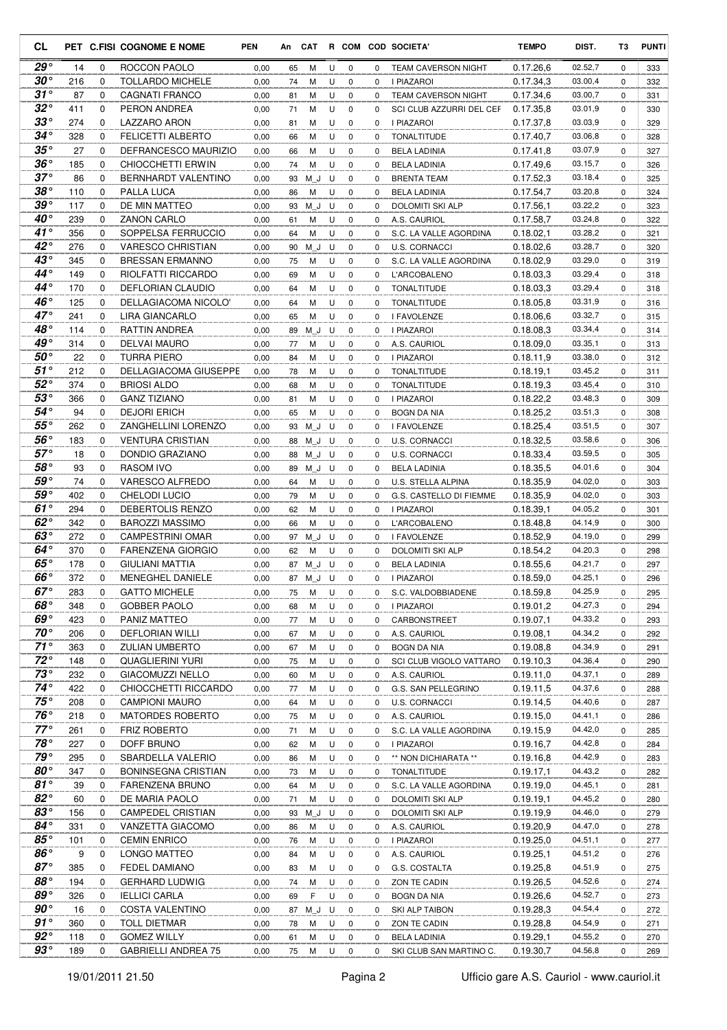| CL | PET | C.FISI | COGNOME E NOME | PEN | An | CAT | R | COM | COD | SOCIETA' | TEMPO | DIST. | T3 | PUNTI |
|---|---|---|---|---|---|---|---|---|---|---|---|---|---|---|
| 29° | 14 | 0 | ROCCON PAOLO | 0,00 | 65 | M | U | 0 | 0 | TEAM CAVERSON NIGHT | 0.17.26,6 | 02.52,7 | 0 | 333 |
| 30° | 216 | 0 | TOLLARDO MICHELE | 0,00 | 74 | M | U | 0 | 0 | I PIAZAROI | 0.17.34,3 | 03.00,4 | 0 | 332 |
| 31° | 87 | 0 | CAGNATI FRANCO | 0,00 | 81 | M | U | 0 | 0 | TEAM CAVERSON NIGHT | 0.17.34,6 | 03.00,7 | 0 | 331 |
| 32° | 411 | 0 | PERON ANDREA | 0,00 | 71 | M | U | 0 | 0 | SCI CLUB AZZURRI DEL CEF | 0.17.35,8 | 03.01,9 | 0 | 330 |
| 33° | 274 | 0 | LAZZARO ARON | 0,00 | 81 | M | U | 0 | 0 | I PIAZAROI | 0.17.37,8 | 03.03,9 | 0 | 329 |
| 34° | 328 | 0 | FELICETTI ALBERTO | 0,00 | 66 | M | U | 0 | 0 | TONALTITUDE | 0.17.40,7 | 03.06,8 | 0 | 328 |
| 35° | 27 | 0 | DEFRANCESCO MAURIZIO | 0,00 | 66 | M | U | 0 | 0 | BELA LADINIA | 0.17.41,8 | 03.07,9 | 0 | 327 |
| 36° | 185 | 0 | CHIOCCHETTI ERWIN | 0,00 | 74 | M | U | 0 | 0 | BELA LADINIA | 0.17.49,6 | 03.15,7 | 0 | 326 |
| 37° | 86 | 0 | BERNHARDT VALENTINO | 0,00 | 93 | M_J | U | 0 | 0 | BRENTA TEAM | 0.17.52,3 | 03.18,4 | 0 | 325 |
| 38° | 110 | 0 | PALLA LUCA | 0,00 | 86 | M | U | 0 | 0 | BELA LADINIA | 0.17.54,7 | 03.20,8 | 0 | 324 |
| 39° | 117 | 0 | DE MIN MATTEO | 0,00 | 93 | M_J | U | 0 | 0 | DOLOMITI SKI ALP | 0.17.56,1 | 03.22,2 | 0 | 323 |
| 40° | 239 | 0 | ZANON CARLO | 0,00 | 61 | M | U | 0 | 0 | A.S. CAURIOL | 0.17.58,7 | 03.24,8 | 0 | 322 |
| 41° | 356 | 0 | SOPPELSA FERRUCCIO | 0,00 | 64 | M | U | 0 | 0 | S.C. LA VALLE AGORDINA | 0.18.02,1 | 03.28,2 | 0 | 321 |
| 42° | 276 | 0 | VARESCO CHRISTIAN | 0,00 | 90 | M_J | U | 0 | 0 | U.S. CORNACCI | 0.18.02,6 | 03.28,7 | 0 | 320 |
| 43° | 345 | 0 | BRESSAN ERMANNO | 0,00 | 75 | M | U | 0 | 0 | S.C. LA VALLE AGORDINA | 0.18.02,9 | 03.29,0 | 0 | 319 |
| 44° | 149 | 0 | RIOLFATTI RICCARDO | 0,00 | 69 | M | U | 0 | 0 | L'ARCOBALENO | 0.18.03,3 | 03.29,4 | 0 | 318 |
| 44° | 170 | 0 | DEFLORIAN CLAUDIO | 0,00 | 64 | M | U | 0 | 0 | TONALTITUDE | 0.18.03,3 | 03.29,4 | 0 | 318 |
| 46° | 125 | 0 | DELLAGIACOMA NICOLO' | 0,00 | 64 | M | U | 0 | 0 | TONALTITUDE | 0.18.05,8 | 03.31,9 | 0 | 316 |
| 47° | 241 | 0 | LIRA GIANCARLO | 0,00 | 65 | M | U | 0 | 0 | I FAVOLENZE | 0.18.06,6 | 03.32,7 | 0 | 315 |
| 48° | 114 | 0 | RATTIN ANDREA | 0,00 | 89 | M_J | U | 0 | 0 | I PIAZAROI | 0.18.08,3 | 03.34,4 | 0 | 314 |
| 49° | 314 | 0 | DELVAI MAURO | 0,00 | 77 | M | U | 0 | 0 | A.S. CAURIOL | 0.18.09,0 | 03.35,1 | 0 | 313 |
| 50° | 22 | 0 | TURRA PIERO | 0,00 | 84 | M | U | 0 | 0 | I PIAZAROI | 0.18.11,9 | 03.38,0 | 0 | 312 |
| 51° | 212 | 0 | DELLAGIACOMA GIUSEPPE | 0,00 | 78 | M | U | 0 | 0 | TONALTITUDE | 0.18.19,1 | 03.45,2 | 0 | 311 |
| 52° | 374 | 0 | BRIOSI ALDO | 0,00 | 68 | M | U | 0 | 0 | TONALTITUDE | 0.18.19,3 | 03.45,4 | 0 | 310 |
| 53° | 366 | 0 | GANZ TIZIANO | 0,00 | 81 | M | U | 0 | 0 | I PIAZAROI | 0.18.22,2 | 03.48,3 | 0 | 309 |
| 54° | 94 | 0 | DEJORI ERICH | 0,00 | 65 | M | U | 0 | 0 | BOGN DA NIA | 0.18.25,2 | 03.51,3 | 0 | 308 |
| 55° | 262 | 0 | ZANGHELLINI LORENZO | 0,00 | 93 | M_J | U | 0 | 0 | I FAVOLENZE | 0.18.25,4 | 03.51,5 | 0 | 307 |
| 56° | 183 | 0 | VENTURA CRISTIAN | 0,00 | 88 | M_J | U | 0 | 0 | U.S. CORNACCI | 0.18.32,5 | 03.58,6 | 0 | 306 |
| 57° | 18 | 0 | DONDIO GRAZIANO | 0,00 | 88 | M_J | U | 0 | 0 | U.S. CORNACCI | 0.18.33,4 | 03.59,5 | 0 | 305 |
| 58° | 93 | 0 | RASOM IVO | 0,00 | 89 | M_J | U | 0 | 0 | BELA LADINIA | 0.18.35,5 | 04.01,6 | 0 | 304 |
| 59° | 74 | 0 | VARESCO ALFREDO | 0,00 | 64 | M | U | 0 | 0 | U.S. STELLA ALPINA | 0.18.35,9 | 04.02,0 | 0 | 303 |
| 59° | 402 | 0 | CHELODI LUCIO | 0,00 | 79 | M | U | 0 | 0 | G.S. CASTELLO DI FIEMME | 0.18.35,9 | 04.02,0 | 0 | 303 |
| 61° | 294 | 0 | DEBERTOLIS RENZO | 0,00 | 62 | M | U | 0 | 0 | I PIAZAROI | 0.18.39,1 | 04.05,2 | 0 | 301 |
| 62° | 342 | 0 | BAROZZI MASSIMO | 0,00 | 66 | M | U | 0 | 0 | L'ARCOBALENO | 0.18.48,8 | 04.14,9 | 0 | 300 |
| 63° | 272 | 0 | CAMPESTRINI OMAR | 0,00 | 97 | M_J | U | 0 | 0 | I FAVOLENZE | 0.18.52,9 | 04.19,0 | 0 | 299 |
| 64° | 370 | 0 | FARENZENA GIORGIO | 0,00 | 62 | M | U | 0 | 0 | DOLOMITI SKI ALP | 0.18.54,2 | 04.20,3 | 0 | 298 |
| 65° | 178 | 0 | GIULIANI MATTIA | 0,00 | 87 | M_J | U | 0 | 0 | BELA LADINIA | 0.18.55,6 | 04.21,7 | 0 | 297 |
| 66° | 372 | 0 | MENEGHEL DANIELE | 0,00 | 87 | M_J | U | 0 | 0 | I PIAZAROI | 0.18.59,0 | 04.25,1 | 0 | 296 |
| 67° | 283 | 0 | GATTO MICHELE | 0,00 | 75 | M | U | 0 | 0 | S.C. VALDOBBIADENE | 0.18.59,8 | 04.25,9 | 0 | 295 |
| 68° | 348 | 0 | GOBBER PAOLO | 0,00 | 68 | M | U | 0 | 0 | I PIAZAROI | 0.19.01,2 | 04.27,3 | 0 | 294 |
| 69° | 423 | 0 | PANIZ MATTEO | 0,00 | 77 | M | U | 0 | 0 | CARBONSTREET | 0.19.07,1 | 04.33,2 | 0 | 293 |
| 70° | 206 | 0 | DEFLORIAN WILLI | 0,00 | 67 | M | U | 0 | 0 | A.S. CAURIOL | 0.19.08,1 | 04.34,2 | 0 | 292 |
| 71° | 363 | 0 | ZULIAN UMBERTO | 0,00 | 67 | M | U | 0 | 0 | BOGN DA NIA | 0.19.08,8 | 04.34,9 | 0 | 291 |
| 72° | 148 | 0 | QUAGLIERINI YURI | 0,00 | 75 | M | U | 0 | 0 | SCI CLUB VIGOLO VATTARO | 0.19.10,3 | 04.36,4 | 0 | 290 |
| 73° | 232 | 0 | GIACOMUZZI NELLO | 0,00 | 60 | M | U | 0 | 0 | A.S. CAURIOL | 0.19.11,0 | 04.37,1 | 0 | 289 |
| 74° | 422 | 0 | CHIOCCHETTI RICCARDO | 0,00 | 77 | M | U | 0 | 0 | G.S. SAN PELLEGRINO | 0.19.11,5 | 04.37,6 | 0 | 288 |
| 75° | 208 | 0 | CAMPIONI MAURO | 0,00 | 64 | M | U | 0 | 0 | U.S. CORNACCI | 0.19.14,5 | 04.40,6 | 0 | 287 |
| 76° | 218 | 0 | MATORDES ROBERTO | 0,00 | 75 | M | U | 0 | 0 | A.S. CAURIOL | 0.19.15,0 | 04.41,1 | 0 | 286 |
| 77° | 261 | 0 | FRIZ ROBERTO | 0,00 | 71 | M | U | 0 | 0 | S.C. LA VALLE AGORDINA | 0.19.15,9 | 04.42,0 | 0 | 285 |
| 78° | 227 | 0 | DOFF BRUNO | 0,00 | 62 | M | U | 0 | 0 | I PIAZAROI | 0.19.16,7 | 04.42,8 | 0 | 284 |
| 79° | 295 | 0 | SBARDELLA VALERIO | 0,00 | 86 | M | U | 0 | 0 | ** NON DICHIARATA ** | 0.19.16,8 | 04.42,9 | 0 | 283 |
| 80° | 347 | 0 | BONINSEGNA CRISTIAN | 0,00 | 73 | M | U | 0 | 0 | TONALTITUDE | 0.19.17,1 | 04.43,2 | 0 | 282 |
| 81° | 39 | 0 | FARENZENA BRUNO | 0,00 | 64 | M | U | 0 | 0 | S.C. LA VALLE AGORDINA | 0.19.19,0 | 04.45,1 | 0 | 281 |
| 82° | 60 | 0 | DE MARIA PAOLO | 0,00 | 71 | M | U | 0 | 0 | DOLOMITI SKI ALP | 0.19.19,1 | 04.45,2 | 0 | 280 |
| 83° | 156 | 0 | CAMPEDEL CRISTIAN | 0,00 | 93 | M_J | U | 0 | 0 | DOLOMITI SKI ALP | 0.19.19,9 | 04.46,0 | 0 | 279 |
| 84° | 331 | 0 | VANZETTA GIACOMO | 0,00 | 86 | M | U | 0 | 0 | A.S. CAURIOL | 0.19.20,9 | 04.47,0 | 0 | 278 |
| 85° | 101 | 0 | CEMIN ENRICO | 0,00 | 76 | M | U | 0 | 0 | I PIAZAROI | 0.19.25,0 | 04.51,1 | 0 | 277 |
| 86° | 9 | 0 | LONGO MATTEO | 0,00 | 84 | M | U | 0 | 0 | A.S. CAURIOL | 0.19.25,1 | 04.51,2 | 0 | 276 |
| 87° | 385 | 0 | FEDEL DAMIANO | 0,00 | 83 | M | U | 0 | 0 | G.S. COSTALTA | 0.19.25,8 | 04.51,9 | 0 | 275 |
| 88° | 194 | 0 | GERHARD LUDWIG | 0,00 | 74 | M | U | 0 | 0 | ZON TE CADIN | 0.19.26,5 | 04.52,6 | 0 | 274 |
| 89° | 326 | 0 | IELLICI CARLA | 0,00 | 69 | F | U | 0 | 0 | BOGN DA NIA | 0.19.26,6 | 04.52,7 | 0 | 273 |
| 90° | 16 | 0 | COSTA VALENTINO | 0,00 | 87 | M_J | U | 0 | 0 | SKI ALP TAIBON | 0.19.28,3 | 04.54,4 | 0 | 272 |
| 91° | 360 | 0 | TOLL DIETMAR | 0,00 | 78 | M | U | 0 | 0 | ZON TE CADIN | 0.19.28,8 | 04.54,9 | 0 | 271 |
| 92° | 118 | 0 | GOMEZ WILLY | 0,00 | 61 | M | U | 0 | 0 | BELA LADINIA | 0.19.29,1 | 04.55,2 | 0 | 270 |
| 93° | 189 | 0 | GABRIELLI ANDREA 75 | 0,00 | 75 | M | U | 0 | 0 | SKI CLUB SAN MARTINO C. | 0.19.30,7 | 04.56,8 | 0 | 269 |

19/01/2011 21.50 Ufficio gare A.S. Cauriol - www.cauriol.it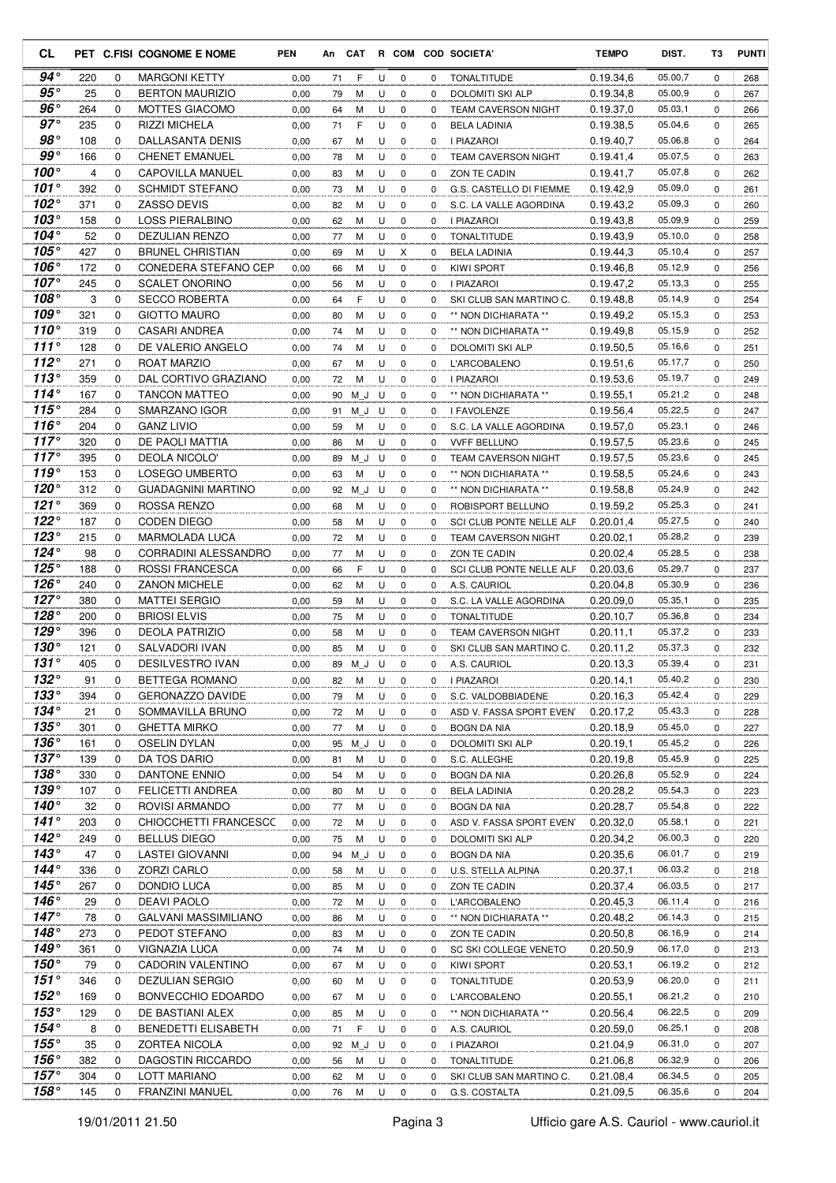| CL | PET | C.FISI | COGNOME E NOME | PEN | An | CAT | R | COM | COD | SOCIETA' | TEMPO | DIST. | T3 | PUNTI |
|---|---|---|---|---|---|---|---|---|---|---|---|---|---|---|
| 94° | 220 | 0 | MARGONI KETTY | 0,00 | 71 | F | U | 0 | 0 | TONALTITUDE | 0.19.34,6 | 05.00,7 | 0 | 268 |
| 95° | 25 | 0 | BERTON MAURIZIO | 0,00 | 79 | M | U | 0 | 0 | DOLOMITI SKI ALP | 0.19.34,8 | 05.00,9 | 0 | 267 |
| 96° | 264 | 0 | MOTTES GIACOMO | 0,00 | 64 | M | U | 0 | 0 | TEAM CAVERSON NIGHT | 0.19.37,0 | 05.03,1 | 0 | 266 |
| 97° | 235 | 0 | RIZZI MICHELA | 0,00 | 71 | F | U | 0 | 0 | BELA LADINIA | 0.19.38,5 | 05.04,6 | 0 | 265 |
| 98° | 108 | 0 | DALLASANTA DENIS | 0,00 | 67 | M | U | 0 | 0 | I PIAZAROI | 0.19.40,7 | 05.06,8 | 0 | 264 |
| 99° | 166 | 0 | CHENET EMANUEL | 0,00 | 78 | M | U | 0 | 0 | TEAM CAVERSON NIGHT | 0.19.41,4 | 05.07,5 | 0 | 263 |
| 100° | 4 | 0 | CAPOVILLA MANUEL | 0,00 | 83 | M | U | 0 | 0 | ZON TE CADIN | 0.19.41,7 | 05.07,8 | 0 | 262 |
| 101° | 392 | 0 | SCHMIDT STEFANO | 0,00 | 73 | M | U | 0 | 0 | G.S. CASTELLO DI FIEMME | 0.19.42,9 | 05.09,0 | 0 | 261 |
| 102° | 371 | 0 | ZASSO DEVIS | 0,00 | 82 | M | U | 0 | 0 | S.C. LA VALLE AGORDINA | 0.19.43,2 | 05.09,3 | 0 | 260 |
| 103° | 158 | 0 | LOSS PIERALBINO | 0,00 | 62 | M | U | 0 | 0 | I PIAZAROI | 0.19.43,8 | 05.09,9 | 0 | 259 |
| 104° | 52 | 0 | DEZULIAN RENZO | 0,00 | 77 | M | U | 0 | 0 | TONALTITUDE | 0.19.43,9 | 05.10,0 | 0 | 258 |
| 105° | 427 | 0 | BRUNEL CHRISTIAN | 0,00 | 69 | M | U | X | 0 | BELA LADINIA | 0.19.44,3 | 05.10,4 | 0 | 257 |
| 106° | 172 | 0 | CONEDERA STEFANO CEP | 0,00 | 66 | M | U | 0 | 0 | KIWI SPORT | 0.19.46,8 | 05.12,9 | 0 | 256 |
| 107° | 245 | 0 | SCALET ONORINO | 0,00 | 56 | M | U | 0 | 0 | I PIAZAROI | 0.19.47,2 | 05.13,3 | 0 | 255 |
| 108° | 3 | 0 | SECCO ROBERTA | 0,00 | 64 | F | U | 0 | 0 | SKI CLUB SAN MARTINO C. | 0.19.48,8 | 05.14,9 | 0 | 254 |
| 109° | 321 | 0 | GIOTTO MAURO | 0,00 | 80 | M | U | 0 | 0 | ** NON DICHIARATA ** | 0.19.49,2 | 05.15,3 | 0 | 253 |
| 110° | 319 | 0 | CASARI ANDREA | 0,00 | 74 | M | U | 0 | 0 | ** NON DICHIARATA ** | 0.19.49,8 | 05.15,9 | 0 | 252 |
| 111° | 128 | 0 | DE VALERIO ANGELO | 0,00 | 74 | M | U | 0 | 0 | DOLOMITI SKI ALP | 0.19.50,5 | 05.16,6 | 0 | 251 |
| 112° | 271 | 0 | ROAT MARZIO | 0,00 | 67 | M | U | 0 | 0 | L'ARCOBALENO | 0.19.51,6 | 05.17,7 | 0 | 250 |
| 113° | 359 | 0 | DAL CORTIVO GRAZIANO | 0,00 | 72 | M | U | 0 | 0 | I PIAZAROI | 0.19.53,6 | 05.19,7 | 0 | 249 |
| 114° | 167 | 0 | TANCON MATTEO | 0,00 | 90 | M_J | U | 0 | 0 | ** NON DICHIARATA ** | 0.19.55,1 | 05.21,2 | 0 | 248 |
| 115° | 284 | 0 | SMARZANO IGOR | 0,00 | 91 | M_J | U | 0 | 0 | I FAVOLENZE | 0.19.56,4 | 05.22,5 | 0 | 247 |
| 116° | 204 | 0 | GANZ LIVIO | 0,00 | 59 | M | U | 0 | 0 | S.C. LA VALLE AGORDINA | 0.19.57,0 | 05.23,1 | 0 | 246 |
| 117° | 320 | 0 | DE PAOLI MATTIA | 0,00 | 86 | M | U | 0 | 0 | VVFF BELLUNO | 0.19.57,5 | 05.23,6 | 0 | 245 |
| 117° | 395 | 0 | DEOLA NICOLO' | 0,00 | 89 | M_J | U | 0 | 0 | TEAM CAVERSON NIGHT | 0.19.57,5 | 05.23,6 | 0 | 245 |
| 119° | 153 | 0 | LOSEGO UMBERTO | 0,00 | 63 | M | U | 0 | 0 | ** NON DICHIARATA ** | 0.19.58,5 | 05.24,6 | 0 | 243 |
| 120° | 312 | 0 | GUADAGNINI MARTINO | 0,00 | 92 | M_J | U | 0 | 0 | ** NON DICHIARATA ** | 0.19.58,8 | 05.24,9 | 0 | 242 |
| 121° | 369 | 0 | ROSSA RENZO | 0,00 | 68 | M | U | 0 | 0 | ROBISPORT BELLUNO | 0.19.59,2 | 05.25,3 | 0 | 241 |
| 122° | 187 | 0 | CODEN DIEGO | 0,00 | 58 | M | U | 0 | 0 | SCI CLUB PONTE NELLE ALF | 0.20.01,4 | 05.27,5 | 0 | 240 |
| 123° | 215 | 0 | MARMOLADA LUCA | 0,00 | 72 | M | U | 0 | 0 | TEAM CAVERSON NIGHT | 0.20.02,1 | 05.28,2 | 0 | 239 |
| 124° | 98 | 0 | CORRADINI ALESSANDRO | 0,00 | 77 | M | U | 0 | 0 | ZON TE CADIN | 0.20.02,4 | 05.28,5 | 0 | 238 |
| 125° | 188 | 0 | ROSSI FRANCESCA | 0,00 | 66 | F | U | 0 | 0 | SCI CLUB PONTE NELLE ALF | 0.20.03,6 | 05.29,7 | 0 | 237 |
| 126° | 240 | 0 | ZANON MICHELE | 0,00 | 62 | M | U | 0 | 0 | A.S. CAURIOL | 0.20.04,8 | 05.30,9 | 0 | 236 |
| 127° | 380 | 0 | MATTEI SERGIO | 0,00 | 59 | M | U | 0 | 0 | S.C. LA VALLE AGORDINA | 0.20.09,0 | 05.35,1 | 0 | 235 |
| 128° | 200 | 0 | BRIOSI ELVIS | 0,00 | 75 | M | U | 0 | 0 | TONALTITUDE | 0.20.10,7 | 05.36,8 | 0 | 234 |
| 129° | 396 | 0 | DEOLA PATRIZIO | 0,00 | 58 | M | U | 0 | 0 | TEAM CAVERSON NIGHT | 0.20.11,1 | 05.37,2 | 0 | 233 |
| 130° | 121 | 0 | SALVADORI IVAN | 0,00 | 85 | M | U | 0 | 0 | SKI CLUB SAN MARTINO C. | 0.20.11,2 | 05.37,3 | 0 | 232 |
| 131° | 405 | 0 | DESILVESTRO IVAN | 0,00 | 89 | M_J | U | 0 | 0 | A.S. CAURIOL | 0.20.13,3 | 05.39,4 | 0 | 231 |
| 132° | 91 | 0 | BETTEGA ROMANO | 0,00 | 82 | M | U | 0 | 0 | I PIAZAROI | 0.20.14,1 | 05.40,2 | 0 | 230 |
| 133° | 394 | 0 | GERONAZZO DAVIDE | 0,00 | 79 | M | U | 0 | 0 | S.C. VALDOBBIADENE | 0.20.16,3 | 05.42,4 | 0 | 229 |
| 134° | 21 | 0 | SOMMAVILLA BRUNO | 0,00 | 72 | M | U | 0 | 0 | ASD V. FASSA SPORT EVEN' | 0.20.17,2 | 05.43,3 | 0 | 228 |
| 135° | 301 | 0 | GHETTA MIRKO | 0,00 | 77 | M | U | 0 | 0 | BOGN DA NIA | 0.20.18,9 | 05.45,0 | 0 | 227 |
| 136° | 161 | 0 | OSELIN DYLAN | 0,00 | 95 | M_J | U | 0 | 0 | DOLOMITI SKI ALP | 0.20.19,1 | 05.45,2 | 0 | 226 |
| 137° | 139 | 0 | DA TOS DARIO | 0,00 | 81 | M | U | 0 | 0 | S.C. ALLEGHE | 0.20.19,8 | 05.45,9 | 0 | 225 |
| 138° | 330 | 0 | DANTONE ENNIO | 0,00 | 54 | M | U | 0 | 0 | BOGN DA NIA | 0.20.26,8 | 05.52,9 | 0 | 224 |
| 139° | 107 | 0 | FELICETTI ANDREA | 0,00 | 80 | M | U | 0 | 0 | BELA LADINIA | 0.20.28,2 | 05.54,3 | 0 | 223 |
| 140° | 32 | 0 | ROVISI ARMANDO | 0,00 | 77 | M | U | 0 | 0 | BOGN DA NIA | 0.20.28,7 | 05.54,8 | 0 | 222 |
| 141° | 203 | 0 | CHIOCCHETTI FRANCESCC | 0,00 | 72 | M | U | 0 | 0 | ASD V. FASSA SPORT EVEN' | 0.20.32,0 | 05.58,1 | 0 | 221 |
| 142° | 249 | 0 | BELLUS DIEGO | 0,00 | 75 | M | U | 0 | 0 | DOLOMITI SKI ALP | 0.20.34,2 | 06.00,3 | 0 | 220 |
| 143° | 47 | 0 | LASTEI GIOVANNI | 0,00 | 94 | M_J | U | 0 | 0 | BOGN DA NIA | 0.20.35,6 | 06.01,7 | 0 | 219 |
| 144° | 336 | 0 | ZORZI CARLO | 0,00 | 58 | M | U | 0 | 0 | U.S. STELLA ALPINA | 0.20.37,1 | 06.03,2 | 0 | 218 |
| 145° | 267 | 0 | DONDIO LUCA | 0,00 | 85 | M | U | 0 | 0 | ZON TE CADIN | 0.20.37,4 | 06.03,5 | 0 | 217 |
| 146° | 29 | 0 | DEAVI PAOLO | 0,00 | 72 | M | U | 0 | 0 | L'ARCOBALENO | 0.20.45,3 | 06.11,4 | 0 | 216 |
| 147° | 78 | 0 | GALVANI MASSIMILIANO | 0,00 | 86 | M | U | 0 | 0 | ** NON DICHIARATA ** | 0.20.48,2 | 06.14,3 | 0 | 215 |
| 148° | 273 | 0 | PEDOT STEFANO | 0,00 | 83 | M | U | 0 | 0 | ZON TE CADIN | 0.20.50,8 | 06.16,9 | 0 | 214 |
| 149° | 361 | 0 | VIGNAZIA LUCA | 0,00 | 74 | M | U | 0 | 0 | SC SKI COLLEGE VENETO | 0.20.50,9 | 06.17,0 | 0 | 213 |
| 150° | 79 | 0 | CADORIN VALENTINO | 0,00 | 67 | M | U | 0 | 0 | KIWI SPORT | 0.20.53,1 | 06.19,2 | 0 | 212 |
| 151° | 346 | 0 | DEZULIAN SERGIO | 0,00 | 60 | M | U | 0 | 0 | TONALTITUDE | 0.20.53,9 | 06.20,0 | 0 | 211 |
| 152° | 169 | 0 | BONVECCHIO EDOARDO | 0,00 | 67 | M | U | 0 | 0 | L'ARCOBALENO | 0.20.55,1 | 06.21,2 | 0 | 210 |
| 153° | 129 | 0 | DE BASTIANI ALEX | 0,00 | 85 | M | U | 0 | 0 | ** NON DICHIARATA ** | 0.20.56,4 | 06.22,5 | 0 | 209 |
| 154° | 8 | 0 | BENEDETTI ELISABETH | 0,00 | 71 | F | U | 0 | 0 | A.S. CAURIOL | 0.20.59,0 | 06.25,1 | 0 | 208 |
| 155° | 35 | 0 | ZORTEA NICOLA | 0,00 | 92 | M_J | U | 0 | 0 | I PIAZAROI | 0.21.04,9 | 06.31,0 | 0 | 207 |
| 156° | 382 | 0 | DAGOSTIN RICCARDO | 0,00 | 56 | M | U | 0 | 0 | TONALTITUDE | 0.21.06,8 | 06.32,9 | 0 | 206 |
| 157° | 304 | 0 | LOTT MARIANO | 0,00 | 62 | M | U | 0 | 0 | SKI CLUB SAN MARTINO C. | 0.21.08,4 | 06.34,5 | 0 | 205 |
| 158° | 145 | 0 | FRANZINI MANUEL | 0,00 | 76 | M | U | 0 | 0 | G.S. COSTALTA | 0.21.09,5 | 06.35,6 | 0 | 204 |

19/01/2011 21.50 Ufficio gare A.S. Cauriol - www.cauriol.it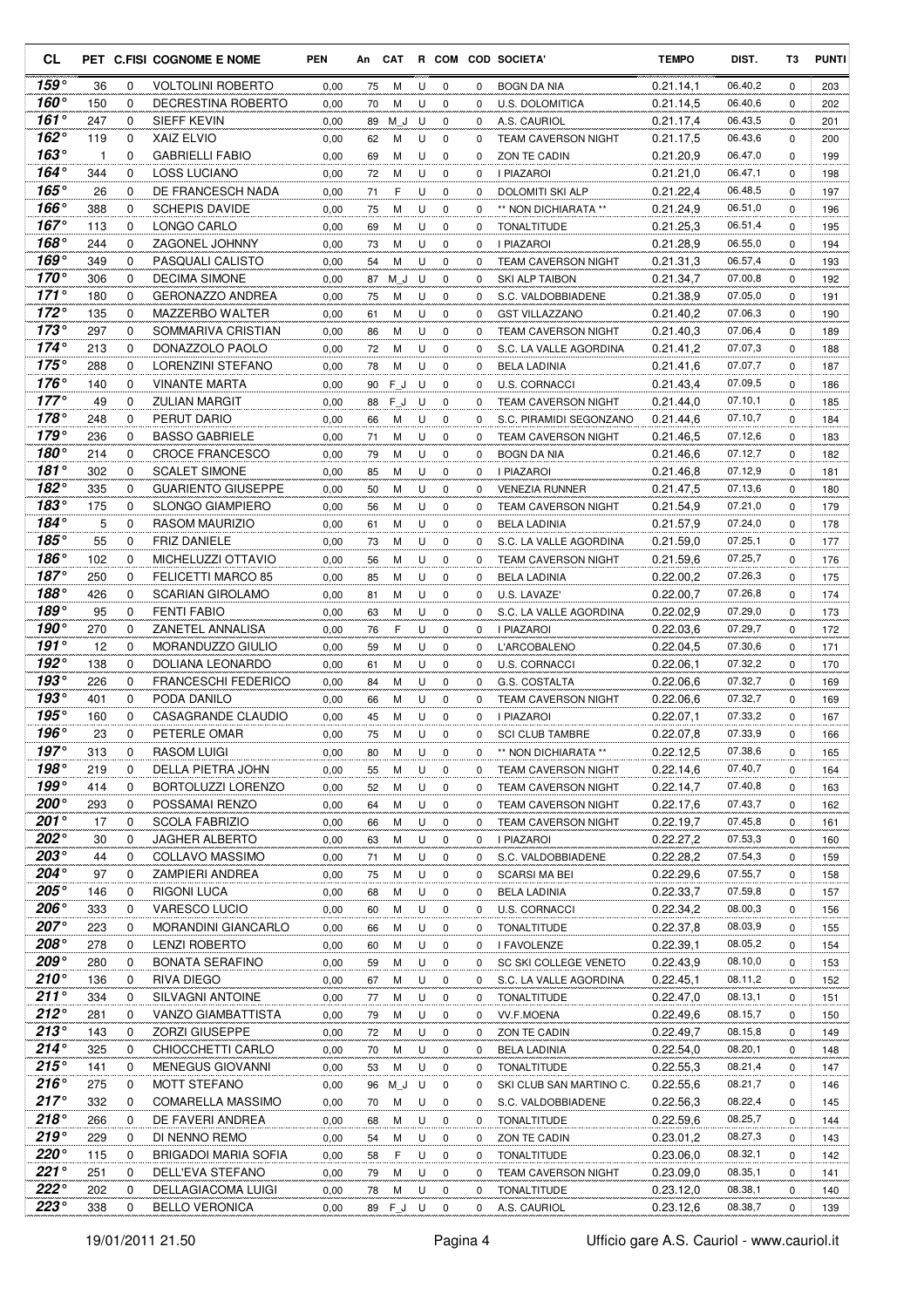| CL | PET | C.FISI | COGNOME E NOME | PEN | An | CAT | R | COM | COD | SOCIETA' | TEMPO | DIST. | T3 | PUNTI |
|---|---|---|---|---|---|---|---|---|---|---|---|---|---|---|
| 159° | 36 | 0 | VOLTOLINI ROBERTO | 0,00 | 75 | M | U | 0 | 0 | BOGN DA NIA | 0.21.14,1 | 06.40,2 | 0 | 203 |
| 160° | 150 | 0 | DECRESTINA ROBERTO | 0,00 | 70 | M | U | 0 | 0 | U.S. DOLOMITICA | 0.21.14,5 | 06.40,6 | 0 | 202 |
| 161° | 247 | 0 | SIEFF KEVIN | 0,00 | 89 | M_J | U | 0 | 0 | A.S. CAURIOL | 0.21.17,4 | 06.43,5 | 0 | 201 |
| 162° | 119 | 0 | XAIZ ELVIO | 0,00 | 62 | M | U | 0 | 0 | TEAM CAVERSON NIGHT | 0.21.17,5 | 06.43,6 | 0 | 200 |
| 163° | 1 | 0 | GABRIELLI FABIO | 0,00 | 69 | M | U | 0 | 0 | ZON TE CADIN | 0.21.20,9 | 06.47,0 | 0 | 199 |
| 164° | 344 | 0 | LOSS LUCIANO | 0,00 | 72 | M | U | 0 | 0 | I PIAZAROI | 0.21.21,0 | 06.47,1 | 0 | 198 |
| 165° | 26 | 0 | DE FRANCESCH NADA | 0,00 | 71 | F | U | 0 | 0 | DOLOMITI SKI ALP | 0.21.22,4 | 06.48,5 | 0 | 197 |
| 166° | 388 | 0 | SCHEPIS DAVIDE | 0,00 | 75 | M | U | 0 | 0 | ** NON DICHIARATA ** | 0.21.24,9 | 06.51,0 | 0 | 196 |
| 167° | 113 | 0 | LONGO CARLO | 0,00 | 69 | M | U | 0 | 0 | TONALTITUDE | 0.21.25,3 | 06.51,4 | 0 | 195 |
| 168° | 244 | 0 | ZAGONEL JOHNNY | 0,00 | 73 | M | U | 0 | 0 | I PIAZAROI | 0.21.28,9 | 06.55,0 | 0 | 194 |
| 169° | 349 | 0 | PASQUALI CALISTO | 0,00 | 54 | M | U | 0 | 0 | TEAM CAVERSON NIGHT | 0.21.31,3 | 06.57,4 | 0 | 193 |
| 170° | 306 | 0 | DECIMA SIMONE | 0,00 | 87 | M_J | U | 0 | 0 | SKI ALP TAIBON | 0.21.34,7 | 07.00,8 | 0 | 192 |
| 171° | 180 | 0 | GERONAZZO ANDREA | 0,00 | 75 | M | U | 0 | 0 | S.C. VALDOBBIADENE | 0.21.38,9 | 07.05,0 | 0 | 191 |
| 172° | 135 | 0 | MAZZERBO WALTER | 0,00 | 61 | M | U | 0 | 0 | GST VILLAZZANO | 0.21.40,2 | 07.06,3 | 0 | 190 |
| 173° | 297 | 0 | SOMMARIVA CRISTIAN | 0,00 | 86 | M | U | 0 | 0 | TEAM CAVERSON NIGHT | 0.21.40,3 | 07.06,4 | 0 | 189 |
| 174° | 213 | 0 | DONAZZOLO PAOLO | 0,00 | 72 | M | U | 0 | 0 | S.C. LA VALLE AGORDINA | 0.21.41,2 | 07.07,3 | 0 | 188 |
| 175° | 288 | 0 | LORENZINI STEFANO | 0,00 | 78 | M | U | 0 | 0 | BELA LADINIA | 0.21.41,6 | 07.07,7 | 0 | 187 |
| 176° | 140 | 0 | VINANTE MARTA | 0,00 | 90 | F_J | U | 0 | 0 | U.S. CORNACCI | 0.21.43,4 | 07.09,5 | 0 | 186 |
| 177° | 49 | 0 | ZULIAN MARGIT | 0,00 | 88 | F_J | U | 0 | 0 | TEAM CAVERSON NIGHT | 0.21.44,0 | 07.10,1 | 0 | 185 |
| 178° | 248 | 0 | PERUT DARIO | 0,00 | 66 | M | U | 0 | 0 | S.C. PIRAMIDI SEGONZANO | 0.21.44,6 | 07.10,7 | 0 | 184 |
| 179° | 236 | 0 | BASSO GABRIELE | 0,00 | 71 | M | U | 0 | 0 | TEAM CAVERSON NIGHT | 0.21.46,5 | 07.12,6 | 0 | 183 |
| 180° | 214 | 0 | CROCE FRANCESCO | 0,00 | 79 | M | U | 0 | 0 | BOGN DA NIA | 0.21.46,6 | 07.12,7 | 0 | 182 |
| 181° | 302 | 0 | SCALET SIMONE | 0,00 | 85 | M | U | 0 | 0 | I PIAZAROI | 0.21.46,8 | 07.12,9 | 0 | 181 |
| 182° | 335 | 0 | GUARIENTO GIUSEPPE | 0,00 | 50 | M | U | 0 | 0 | VENEZIA RUNNER | 0.21.47,5 | 07.13,6 | 0 | 180 |
| 183° | 175 | 0 | SLONGO GIAMPIERO | 0,00 | 56 | M | U | 0 | 0 | TEAM CAVERSON NIGHT | 0.21.54,9 | 07.21,0 | 0 | 179 |
| 184° | 5 | 0 | RASOM MAURIZIO | 0,00 | 61 | M | U | 0 | 0 | BELA LADINIA | 0.21.57,9 | 07.24,0 | 0 | 178 |
| 185° | 55 | 0 | FRIZ DANIELE | 0,00 | 73 | M | U | 0 | 0 | S.C. LA VALLE AGORDINA | 0.21.59,0 | 07.25,1 | 0 | 177 |
| 186° | 102 | 0 | MICHELUZZI OTTAVIO | 0,00 | 56 | M | U | 0 | 0 | TEAM CAVERSON NIGHT | 0.21.59,6 | 07.25,7 | 0 | 176 |
| 187° | 250 | 0 | FELICETTI MARCO 85 | 0,00 | 85 | M | U | 0 | 0 | BELA LADINIA | 0.22.00,2 | 07.26,3 | 0 | 175 |
| 188° | 426 | 0 | SCARIAN GIROLAMO | 0,00 | 81 | M | U | 0 | 0 | U.S. LAVAZE' | 0.22.00,7 | 07.26,8 | 0 | 174 |
| 189° | 95 | 0 | FENTI FABIO | 0,00 | 63 | M | U | 0 | 0 | S.C. LA VALLE AGORDINA | 0.22.02,9 | 07.29,0 | 0 | 173 |
| 190° | 270 | 0 | ZANETEL ANNALISA | 0,00 | 76 | F | U | 0 | 0 | I PIAZAROI | 0.22.03,6 | 07.29,7 | 0 | 172 |
| 191° | 12 | 0 | MORANDUZZO GIULIO | 0,00 | 59 | M | U | 0 | 0 | L'ARCOBALENO | 0.22.04,5 | 07.30,6 | 0 | 171 |
| 192° | 138 | 0 | DOLIANA LEONARDO | 0,00 | 61 | M | U | 0 | 0 | U.S. CORNACCI | 0.22.06,1 | 07.32,2 | 0 | 170 |
| 193° | 226 | 0 | FRANCESCHI FEDERICO | 0,00 | 84 | M | U | 0 | 0 | G.S. COSTALTA | 0.22.06,6 | 07.32,7 | 0 | 169 |
| 193° | 401 | 0 | PODA DANILO | 0,00 | 66 | M | U | 0 | 0 | TEAM CAVERSON NIGHT | 0.22.06,6 | 07.32,7 | 0 | 169 |
| 195° | 160 | 0 | CASAGRANDE CLAUDIO | 0,00 | 45 | M | U | 0 | 0 | I PIAZAROI | 0.22.07,1 | 07.33,2 | 0 | 167 |
| 196° | 23 | 0 | PETERLE OMAR | 0,00 | 75 | M | U | 0 | 0 | SCI CLUB TAMBRE | 0.22.07,8 | 07.33,9 | 0 | 166 |
| 197° | 313 | 0 | RASOM LUIGI | 0,00 | 80 | M | U | 0 | 0 | ** NON DICHIARATA ** | 0.22.12,5 | 07.38,6 | 0 | 165 |
| 198° | 219 | 0 | DELLA PIETRA JOHN | 0,00 | 55 | M | U | 0 | 0 | TEAM CAVERSON NIGHT | 0.22.14,6 | 07.40,7 | 0 | 164 |
| 199° | 414 | 0 | BORTOLUZZI LORENZO | 0,00 | 52 | M | U | 0 | 0 | TEAM CAVERSON NIGHT | 0.22.14,7 | 07.40,8 | 0 | 163 |
| 200° | 293 | 0 | POSSAMAI RENZO | 0,00 | 64 | M | U | 0 | 0 | TEAM CAVERSON NIGHT | 0.22.17,6 | 07.43,7 | 0 | 162 |
| 201° | 17 | 0 | SCOLA FABRIZIO | 0,00 | 66 | M | U | 0 | 0 | TEAM CAVERSON NIGHT | 0.22.19,7 | 07.45,8 | 0 | 161 |
| 202° | 30 | 0 | JAGHER ALBERTO | 0,00 | 63 | M | U | 0 | 0 | I PIAZAROI | 0.22.27,2 | 07.53,3 | 0 | 160 |
| 203° | 44 | 0 | COLLAVO MASSIMO | 0,00 | 71 | M | U | 0 | 0 | S.C. VALDOBBIADENE | 0.22.28,2 | 07.54,3 | 0 | 159 |
| 204° | 97 | 0 | ZAMPIERI ANDREA | 0,00 | 75 | M | U | 0 | 0 | SCARSI MA BEI | 0.22.29,6 | 07.55,7 | 0 | 158 |
| 205° | 146 | 0 | RIGONI LUCA | 0,00 | 68 | M | U | 0 | 0 | BELA LADINIA | 0.22.33,7 | 07.59,8 | 0 | 157 |
| 206° | 333 | 0 | VARESCO LUCIO | 0,00 | 60 | M | U | 0 | 0 | U.S. CORNACCI | 0.22.34,2 | 08.00,3 | 0 | 156 |
| 207° | 223 | 0 | MORANDINI GIANCARLO | 0,00 | 66 | M | U | 0 | 0 | TONALTITUDE | 0.22.37,8 | 08.03,9 | 0 | 155 |
| 208° | 278 | 0 | LENZI ROBERTO | 0,00 | 60 | M | U | 0 | 0 | I FAVOLENZE | 0.22.39,1 | 08.05,2 | 0 | 154 |
| 209° | 280 | 0 | BONATA SERAFINO | 0,00 | 59 | M | U | 0 | 0 | SC SKI COLLEGE VENETO | 0.22.43,9 | 08.10,0 | 0 | 153 |
| 210° | 136 | 0 | RIVA DIEGO | 0,00 | 67 | M | U | 0 | 0 | S.C. LA VALLE AGORDINA | 0.22.45,1 | 08.11,2 | 0 | 152 |
| 211° | 334 | 0 | SILVAGNI ANTOINE | 0,00 | 77 | M | U | 0 | 0 | TONALTITUDE | 0.22.47,0 | 08.13,1 | 0 | 151 |
| 212° | 281 | 0 | VANZO GIAMBATTISTA | 0,00 | 79 | M | U | 0 | 0 | VV.F.MOENA | 0.22.49,6 | 08.15,7 | 0 | 150 |
| 213° | 143 | 0 | ZORZI GIUSEPPE | 0,00 | 72 | M | U | 0 | 0 | ZON TE CADIN | 0.22.49,7 | 08.15,8 | 0 | 149 |
| 214° | 325 | 0 | CHIOCCHETTI CARLO | 0,00 | 70 | M | U | 0 | 0 | BELA LADINIA | 0.22.54,0 | 08.20,1 | 0 | 148 |
| 215° | 141 | 0 | MENEGUS GIOVANNI | 0,00 | 53 | M | U | 0 | 0 | TONALTITUDE | 0.22.55,3 | 08.21,4 | 0 | 147 |
| 216° | 275 | 0 | MOTT STEFANO | 0,00 | 96 | M_J | U | 0 | 0 | SKI CLUB SAN MARTINO C. | 0.22.55,6 | 08.21,7 | 0 | 146 |
| 217° | 332 | 0 | COMARELLA MASSIMO | 0,00 | 70 | M | U | 0 | 0 | S.C. VALDOBBIADENE | 0.22.56,3 | 08.22,4 | 0 | 145 |
| 218° | 266 | 0 | DE FAVERI ANDREA | 0,00 | 68 | M | U | 0 | 0 | TONALTITUDE | 0.22.59,6 | 08.25,7 | 0 | 144 |
| 219° | 229 | 0 | DI NENNO REMO | 0,00 | 54 | M | U | 0 | 0 | ZON TE CADIN | 0.23.01,2 | 08.27,3 | 0 | 143 |
| 220° | 115 | 0 | BRIGADOI MARIA SOFIA | 0,00 | 58 | F | U | 0 | 0 | TONALTITUDE | 0.23.06,0 | 08.32,1 | 0 | 142 |
| 221° | 251 | 0 | DELL'EVA STEFANO | 0,00 | 79 | M | U | 0 | 0 | TEAM CAVERSON NIGHT | 0.23.09,0 | 08.35,1 | 0 | 141 |
| 222° | 202 | 0 | DELLAGIACOMA LUIGI | 0,00 | 78 | M | U | 0 | 0 | TONALTITUDE | 0.23.12,0 | 08.38,1 | 0 | 140 |
| 223° | 338 | 0 | BELLO VERONICA | 0,00 | 89 | F_J | U | 0 | 0 | A.S. CAURIOL | 0.23.12,6 | 08.38,7 | 0 | 139 |

19/01/2011 21.50 Pagina 4 Ufficio gare A.S. Cauriol - www.cauriol.it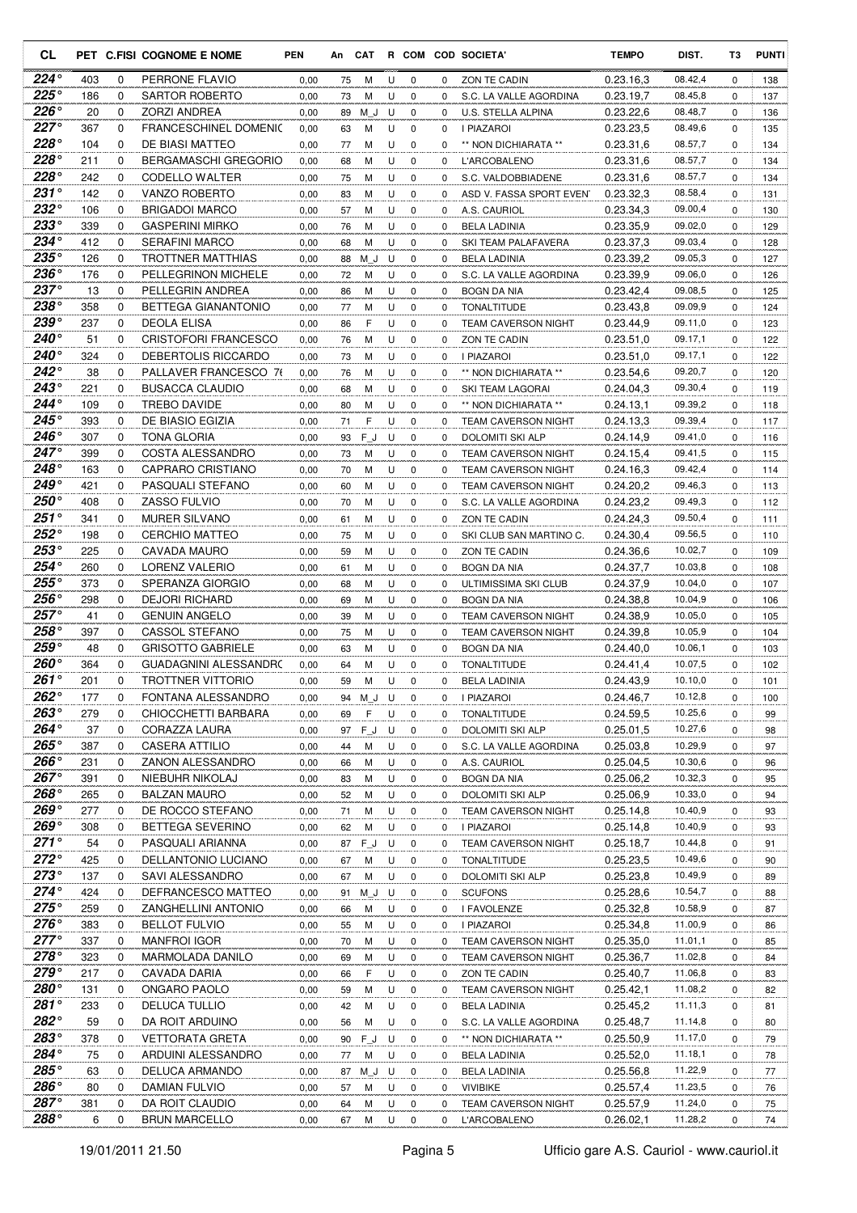| CL | PET | C.FISI | COGNOME E NOME | PEN | An | CAT | R | COM | COD | SOCIETA' | TEMPO | DIST. | T3 | PUNTI |
|---|---|---|---|---|---|---|---|---|---|---|---|---|---|---|
| 224° | 403 | 0 | PERRONE FLAVIO | 0,00 | 75 | M | U | 0 | 0 | ZON TE CADIN | 0.23.16,3 | 08.42,4 | 0 | 138 |
| 225° | 186 | 0 | SARTOR ROBERTO | 0,00 | 73 | M | U | 0 | 0 | S.C. LA VALLE AGORDINA | 0.23.19,7 | 08.45,8 | 0 | 137 |
| 226° | 20 | 0 | ZORZI ANDREA | 0,00 | 89 | M_J | U | 0 | 0 | U.S. STELLA ALPINA | 0.23.22,6 | 08.48,7 | 0 | 136 |
| 227° | 367 | 0 | FRANCESCHINEL DOMENIC | 0,00 | 63 | M | U | 0 | 0 | I PIAZAROI | 0.23.23,5 | 08.49,6 | 0 | 135 |
| 228° | 104 | 0 | DE BIASI MATTEO | 0,00 | 77 | M | U | 0 | 0 | ** NON DICHIARATA ** | 0.23.31,6 | 08.57,7 | 0 | 134 |
| 228° | 211 | 0 | BERGAMASCHI GREGORIO | 0,00 | 68 | M | U | 0 | 0 | L'ARCOBALENO | 0.23.31,6 | 08.57,7 | 0 | 134 |
| 228° | 242 | 0 | CODELLO WALTER | 0,00 | 75 | M | U | 0 | 0 | S.C. VALDOBBIADENE | 0.23.31,6 | 08.57,7 | 0 | 134 |
| 231° | 142 | 0 | VANZO ROBERTO | 0,00 | 83 | M | U | 0 | 0 | ASD V. FASSA SPORT EVEN | 0.23.32,3 | 08.58,4 | 0 | 131 |
| 232° | 106 | 0 | BRIGADOI MARCO | 0,00 | 57 | M | U | 0 | 0 | A.S. CAURIOL | 0.23.34,3 | 09.00,4 | 0 | 130 |
| 233° | 339 | 0 | GASPERINI MIRKO | 0,00 | 76 | M | U | 0 | 0 | BELA LADINIA | 0.23.35,9 | 09.02,0 | 0 | 129 |
| 234° | 412 | 0 | SERAFINI MARCO | 0,00 | 68 | M | U | 0 | 0 | SKI TEAM PALAFAVERA | 0.23.37,3 | 09.03,4 | 0 | 128 |
| 235° | 126 | 0 | TROTTNER MATTHIAS | 0,00 | 88 | M_J | U | 0 | 0 | BELA LADINIA | 0.23.39,2 | 09.05,3 | 0 | 127 |
| 236° | 176 | 0 | PELLEGRINON MICHELE | 0,00 | 72 | M | U | 0 | 0 | S.C. LA VALLE AGORDINA | 0.23.39,9 | 09.06,0 | 0 | 126 |
| 237° | 13 | 0 | PELLEGRIN ANDREA | 0,00 | 86 | M | U | 0 | 0 | BOGN DA NIA | 0.23.42,4 | 09.08,5 | 0 | 125 |
| 238° | 358 | 0 | BETTEGA GIANANTONIO | 0,00 | 77 | M | U | 0 | 0 | TONALTITUDE | 0.23.43,8 | 09.09,9 | 0 | 124 |
| 239° | 237 | 0 | DEOLA ELISA | 0,00 | 86 | F | U | 0 | 0 | TEAM CAVERSON NIGHT | 0.23.44,9 | 09.11,0 | 0 | 123 |
| 240° | 51 | 0 | CRISTOFORI FRANCESCO | 0,00 | 76 | M | U | 0 | 0 | ZON TE CADIN | 0.23.51,0 | 09.17,1 | 0 | 122 |
| 240° | 324 | 0 | DEBERTOLIS RICCARDO | 0,00 | 73 | M | U | 0 | 0 | I PIAZAROI | 0.23.51,0 | 09.17,1 | 0 | 122 |
| 242° | 38 | 0 | PALLAVER FRANCESCO 7( | 0,00 | 76 | M | U | 0 | 0 | ** NON DICHIARATA ** | 0.23.54,6 | 09.20,7 | 0 | 120 |
| 243° | 221 | 0 | BUSACCA CLAUDIO | 0,00 | 68 | M | U | 0 | 0 | SKI TEAM LAGORAI | 0.24.04,3 | 09.30,4 | 0 | 119 |
| 244° | 109 | 0 | TREBO DAVIDE | 0,00 | 80 | M | U | 0 | 0 | ** NON DICHIARATA ** | 0.24.13,1 | 09.39,2 | 0 | 118 |
| 245° | 393 | 0 | DE BIASIO EGIZIA | 0,00 | 71 | F | U | 0 | 0 | TEAM CAVERSON NIGHT | 0.24.13,3 | 09.39,4 | 0 | 117 |
| 246° | 307 | 0 | TONA GLORIA | 0,00 | 93 | F_J | U | 0 | 0 | DOLOMITI SKI ALP | 0.24.14,9 | 09.41,0 | 0 | 116 |
| 247° | 399 | 0 | COSTA ALESSANDRO | 0,00 | 73 | M | U | 0 | 0 | TEAM CAVERSON NIGHT | 0.24.15,4 | 09.41,5 | 0 | 115 |
| 248° | 163 | 0 | CAPRARO CRISTIANO | 0,00 | 70 | M | U | 0 | 0 | TEAM CAVERSON NIGHT | 0.24.16,3 | 09.42,4 | 0 | 114 |
| 249° | 421 | 0 | PASQUALI STEFANO | 0,00 | 60 | M | U | 0 | 0 | TEAM CAVERSON NIGHT | 0.24.20,2 | 09.46,3 | 0 | 113 |
| 250° | 408 | 0 | ZASSO FULVIO | 0,00 | 70 | M | U | 0 | 0 | S.C. LA VALLE AGORDINA | 0.24.23,2 | 09.49,3 | 0 | 112 |
| 251° | 341 | 0 | MURER SILVANO | 0,00 | 61 | M | U | 0 | 0 | ZON TE CADIN | 0.24.24,3 | 09.50,4 | 0 | 111 |
| 252° | 198 | 0 | CERCHIO MATTEO | 0,00 | 75 | M | U | 0 | 0 | SKI CLUB SAN MARTINO C. | 0.24.30,4 | 09.56,5 | 0 | 110 |
| 253° | 225 | 0 | CAVADA MAURO | 0,00 | 59 | M | U | 0 | 0 | ZON TE CADIN | 0.24.36,6 | 10.02,7 | 0 | 109 |
| 254° | 260 | 0 | LORENZ VALERIO | 0,00 | 61 | M | U | 0 | 0 | BOGN DA NIA | 0.24.37,7 | 10.03,8 | 0 | 108 |
| 255° | 373 | 0 | SPERANZA GIORGIO | 0,00 | 68 | M | U | 0 | 0 | ULTIMISSIMA SKI CLUB | 0.24.37,9 | 10.04,0 | 0 | 107 |
| 256° | 298 | 0 | DEJORI RICHARD | 0,00 | 69 | M | U | 0 | 0 | BOGN DA NIA | 0.24.38,8 | 10.04,9 | 0 | 106 |
| 257° | 41 | 0 | GENUIN ANGELO | 0,00 | 39 | M | U | 0 | 0 | TEAM CAVERSON NIGHT | 0.24.38,9 | 10.05,0 | 0 | 105 |
| 258° | 397 | 0 | CASSOL STEFANO | 0,00 | 75 | M | U | 0 | 0 | TEAM CAVERSON NIGHT | 0.24.39,8 | 10.05,9 | 0 | 104 |
| 259° | 48 | 0 | GRISOTTO GABRIELE | 0,00 | 63 | M | U | 0 | 0 | BOGN DA NIA | 0.24.40,0 | 10.06,1 | 0 | 103 |
| 260° | 364 | 0 | GUADAGNINI ALESSANDR( | 0,00 | 64 | M | U | 0 | 0 | TONALTITUDE | 0.24.41,4 | 10.07,5 | 0 | 102 |
| 261° | 201 | 0 | TROTTNER VITTORIO | 0,00 | 59 | M | U | 0 | 0 | BELA LADINIA | 0.24.43,9 | 10.10,0 | 0 | 101 |
| 262° | 177 | 0 | FONTANA ALESSANDRO | 0,00 | 94 | M_J | U | 0 | 0 | I PIAZAROI | 0.24.46,7 | 10.12,8 | 0 | 100 |
| 263° | 279 | 0 | CHIOCCHETTI BARBARA | 0,00 | 69 | F | U | 0 | 0 | TONALTITUDE | 0.24.59,5 | 10.25,6 | 0 | 99 |
| 264° | 37 | 0 | CORAZZA LAURA | 0,00 | 97 | F_J | U | 0 | 0 | DOLOMITI SKI ALP | 0.25.01,5 | 10.27,6 | 0 | 98 |
| 265° | 387 | 0 | CASERA ATTILIO | 0,00 | 44 | M | U | 0 | 0 | S.C. LA VALLE AGORDINA | 0.25.03,8 | 10.29,9 | 0 | 97 |
| 266° | 231 | 0 | ZANON ALESSANDRO | 0,00 | 66 | M | U | 0 | 0 | A.S. CAURIOL | 0.25.04,5 | 10.30,6 | 0 | 96 |
| 267° | 391 | 0 | NIEBUHR NIKOLAJ | 0,00 | 83 | M | U | 0 | 0 | BOGN DA NIA | 0.25.06,2 | 10.32,3 | 0 | 95 |
| 268° | 265 | 0 | BALZAN MAURO | 0,00 | 52 | M | U | 0 | 0 | DOLOMITI SKI ALP | 0.25.06,9 | 10.33,0 | 0 | 94 |
| 269° | 277 | 0 | DE ROCCO STEFANO | 0,00 | 71 | M | U | 0 | 0 | TEAM CAVERSON NIGHT | 0.25.14,8 | 10.40,9 | 0 | 93 |
| 269° | 308 | 0 | BETTEGA SEVERINO | 0,00 | 62 | M | U | 0 | 0 | I PIAZAROI | 0.25.14,8 | 10.40,9 | 0 | 93 |
| 271° | 54 | 0 | PASQUALI ARIANNA | 0,00 | 87 | F_J | U | 0 | 0 | TEAM CAVERSON NIGHT | 0.25.18,7 | 10.44,8 | 0 | 91 |
| 272° | 425 | 0 | DELLANTONIO LUCIANO | 0,00 | 67 | M | U | 0 | 0 | TONALTITUDE | 0.25.23,5 | 10.49,6 | 0 | 90 |
| 273° | 137 | 0 | SAVI ALESSANDRO | 0,00 | 67 | M | U | 0 | 0 | DOLOMITI SKI ALP | 0.25.23,8 | 10.49,9 | 0 | 89 |
| 274° | 424 | 0 | DEFRANCESCO MATTEO | 0,00 | 91 | M_J | U | 0 | 0 | SCUFONS | 0.25.28,6 | 10.54,7 | 0 | 88 |
| 275° | 259 | 0 | ZANGHELLINI ANTONIO | 0,00 | 66 | M | U | 0 | 0 | I FAVOLENZE | 0.25.32,8 | 10.58,9 | 0 | 87 |
| 276° | 383 | 0 | BELLOT FULVIO | 0,00 | 55 | M | U | 0 | 0 | I PIAZAROI | 0.25.34,8 | 11.00,9 | 0 | 86 |
| 277° | 337 | 0 | MANFROI IGOR | 0,00 | 70 | M | U | 0 | 0 | TEAM CAVERSON NIGHT | 0.25.35,0 | 11.01,1 | 0 | 85 |
| 278° | 323 | 0 | MARMOLADA DANILO | 0,00 | 69 | M | U | 0 | 0 | TEAM CAVERSON NIGHT | 0.25.36,7 | 11.02,8 | 0 | 84 |
| 279° | 217 | 0 | CAVADA DARIA | 0,00 | 66 | F | U | 0 | 0 | ZON TE CADIN | 0.25.40,7 | 11.06,8 | 0 | 83 |
| 280° | 131 | 0 | ONGARO PAOLO | 0,00 | 59 | M | U | 0 | 0 | TEAM CAVERSON NIGHT | 0.25.42,1 | 11.08,2 | 0 | 82 |
| 281° | 233 | 0 | DELUCA TULLIO | 0,00 | 42 | M | U | 0 | 0 | BELA LADINIA | 0.25.45,2 | 11.11,3 | 0 | 81 |
| 282° | 59 | 0 | DA ROIT ARDUINO | 0,00 | 56 | M | U | 0 | 0 | S.C. LA VALLE AGORDINA | 0.25.48,7 | 11.14,8 | 0 | 80 |
| 283° | 378 | 0 | VETTORATA GRETA | 0,00 | 90 | F_J | U | 0 | 0 | ** NON DICHIARATA ** | 0.25.50,9 | 11.17,0 | 0 | 79 |
| 284° | 75 | 0 | ARDUINI ALESSANDRO | 0,00 | 77 | M | U | 0 | 0 | BELA LADINIA | 0.25.52,0 | 11.18,1 | 0 | 78 |
| 285° | 63 | 0 | DELUCA ARMANDO | 0,00 | 87 | M_J | U | 0 | 0 | BELA LADINIA | 0.25.56,8 | 11.22,9 | 0 | 77 |
| 286° | 80 | 0 | DAMIAN FULVIO | 0,00 | 57 | M | U | 0 | 0 | VIVIBIKE | 0.25.57,4 | 11.23,5 | 0 | 76 |
| 287° | 381 | 0 | DA ROIT CLAUDIO | 0,00 | 64 | M | U | 0 | 0 | TEAM CAVERSON NIGHT | 0.25.57,9 | 11.24,0 | 0 | 75 |
| 288° | 6 | 0 | BRUN MARCELLO | 0,00 | 67 | M | U | 0 | 0 | L'ARCOBALENO | 0.26.02,1 | 11.28,2 | 0 | 74 |

19/01/2011 21.50 Ufficio gare A.S. Cauriol - www.cauriol.it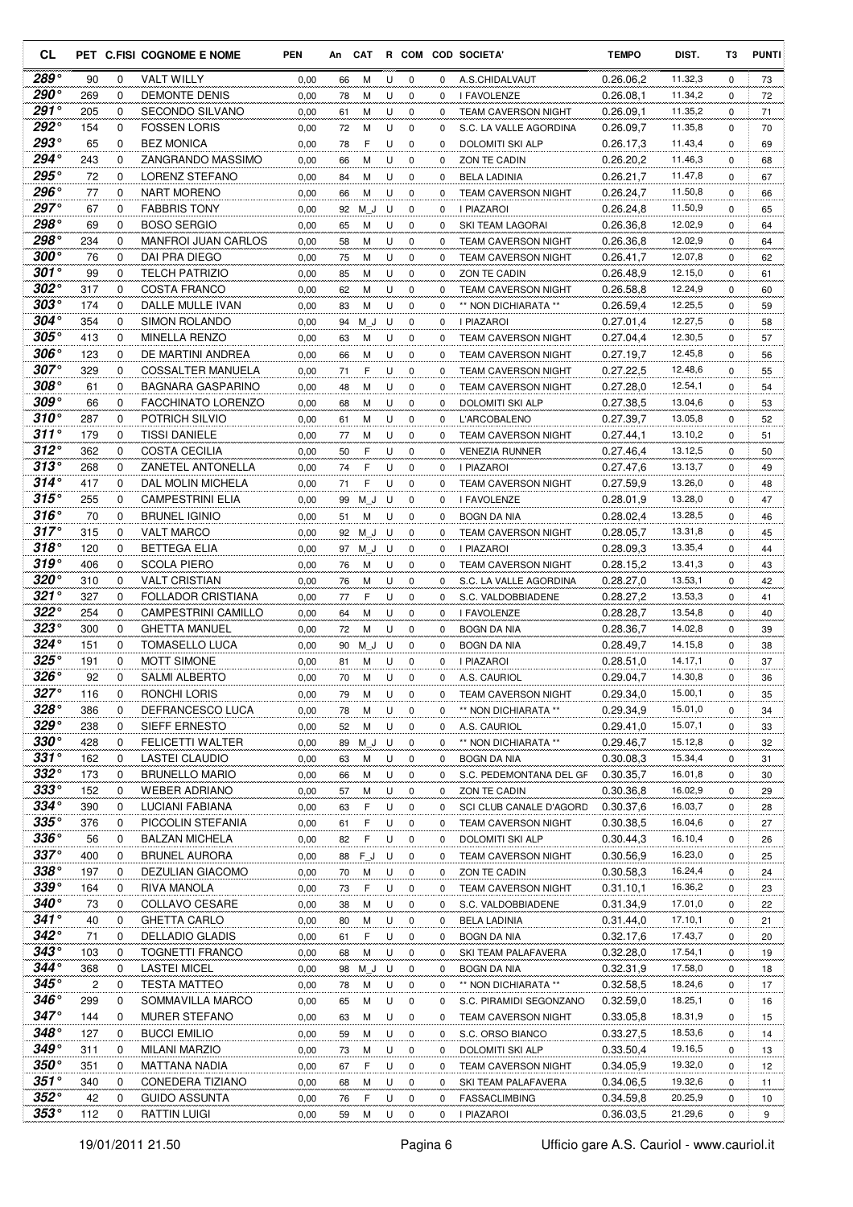| CL | PET | C.FISI | COGNOME E NOME | PEN | An | CAT | R | COM | COD | SOCIETA' | TEMPO | DIST. | T3 | PUNTI |
|---|---|---|---|---|---|---|---|---|---|---|---|---|---|---|
| 289° | 90 | 0 | VALT WILLY | 0,00 | 66 | M | U | 0 | 0 | A.S.CHIDALVAUT | 0.26.06,2 | 11.32,3 | 0 | 73 |
| 290° | 269 | 0 | DEMONTE DENIS | 0,00 | 78 | M | U | 0 | 0 | I FAVOLENZE | 0.26.08,1 | 11.34,2 | 0 | 72 |
| 291° | 205 | 0 | SECONDO SILVANO | 0,00 | 61 | M | U | 0 | 0 | TEAM CAVERSON NIGHT | 0.26.09,1 | 11.35,2 | 0 | 71 |
| 292° | 154 | 0 | FOSSEN LORIS | 0,00 | 72 | M | U | 0 | 0 | S.C. LA VALLE AGORDINA | 0.26.09,7 | 11.35,8 | 0 | 70 |
| 293° | 65 | 0 | BEZ MONICA | 0,00 | 78 | F | U | 0 | 0 | DOLOMITI SKI ALP | 0.26.17,3 | 11.43,4 | 0 | 69 |
| 294° | 243 | 0 | ZANGRANDO MASSIMO | 0,00 | 66 | M | U | 0 | 0 | ZON TE CADIN | 0.26.20,2 | 11.46,3 | 0 | 68 |
| 295° | 72 | 0 | LORENZ STEFANO | 0,00 | 84 | M | U | 0 | 0 | BELA LADINIA | 0.26.21,7 | 11.47,8 | 0 | 67 |
| 296° | 77 | 0 | NART MORENO | 0,00 | 66 | M | U | 0 | 0 | TEAM CAVERSON NIGHT | 0.26.24,7 | 11.50,8 | 0 | 66 |
| 297° | 67 | 0 | FABBRIS TONY | 0,00 | 92 | M_J | U | 0 | 0 | I PIAZAROI | 0.26.24,8 | 11.50,9 | 0 | 65 |
| 298° | 69 | 0 | BOSO SERGIO | 0,00 | 65 | M | U | 0 | 0 | SKI TEAM LAGORAI | 0.26.36,8 | 12.02,9 | 0 | 64 |
| 298° | 234 | 0 | MANFROI JUAN CARLOS | 0,00 | 58 | M | U | 0 | 0 | TEAM CAVERSON NIGHT | 0.26.36,8 | 12.02,9 | 0 | 64 |
| 300° | 76 | 0 | DAI PRA DIEGO | 0,00 | 75 | M | U | 0 | 0 | TEAM CAVERSON NIGHT | 0.26.41,7 | 12.07,8 | 0 | 62 |
| 301° | 99 | 0 | TELCH PATRIZIO | 0,00 | 85 | M | U | 0 | 0 | ZON TE CADIN | 0.26.48,9 | 12.15,0 | 0 | 61 |
| 302° | 317 | 0 | COSTA FRANCO | 0,00 | 62 | M | U | 0 | 0 | TEAM CAVERSON NIGHT | 0.26.58,8 | 12.24,9 | 0 | 60 |
| 303° | 174 | 0 | DALLE MULLE IVAN | 0,00 | 83 | M | U | 0 | 0 | ** NON DICHIARATA ** | 0.26.59,4 | 12.25,5 | 0 | 59 |
| 304° | 354 | 0 | SIMON ROLANDO | 0,00 | 94 | M_J | U | 0 | 0 | I PIAZAROI | 0.27.01,4 | 12.27,5 | 0 | 58 |
| 305° | 413 | 0 | MINELLA RENZO | 0,00 | 63 | M | U | 0 | 0 | TEAM CAVERSON NIGHT | 0.27.04,4 | 12.30,5 | 0 | 57 |
| 306° | 123 | 0 | DE MARTINI ANDREA | 0,00 | 66 | M | U | 0 | 0 | TEAM CAVERSON NIGHT | 0.27.19,7 | 12.45,8 | 0 | 56 |
| 307° | 329 | 0 | COSSALTER MANUELA | 0,00 | 71 | F | U | 0 | 0 | TEAM CAVERSON NIGHT | 0.27.22,5 | 12.48,6 | 0 | 55 |
| 308° | 61 | 0 | BAGNARA GASPARINO | 0,00 | 48 | M | U | 0 | 0 | TEAM CAVERSON NIGHT | 0.27.28,0 | 12.54,1 | 0 | 54 |
| 309° | 66 | 0 | FACCHINATO LORENZO | 0,00 | 68 | M | U | 0 | 0 | DOLOMITI SKI ALP | 0.27.38,5 | 13.04,6 | 0 | 53 |
| 310° | 287 | 0 | POTRICH SILVIO | 0,00 | 61 | M | U | 0 | 0 | L'ARCOBALENO | 0.27.39,7 | 13.05,8 | 0 | 52 |
| 311° | 179 | 0 | TISSI DANIELE | 0,00 | 77 | M | U | 0 | 0 | TEAM CAVERSON NIGHT | 0.27.44,1 | 13.10,2 | 0 | 51 |
| 312° | 362 | 0 | COSTA CECILIA | 0,00 | 50 | F | U | 0 | 0 | VENEZIA RUNNER | 0.27.46,4 | 13.12,5 | 0 | 50 |
| 313° | 268 | 0 | ZANETEL ANTONELLA | 0,00 | 74 | F | U | 0 | 0 | I PIAZAROI | 0.27.47,6 | 13.13,7 | 0 | 49 |
| 314° | 417 | 0 | DAL MOLIN MICHELA | 0,00 | 71 | F | U | 0 | 0 | TEAM CAVERSON NIGHT | 0.27.59,9 | 13.26,0 | 0 | 48 |
| 315° | 255 | 0 | CAMPESTRINI ELIA | 0,00 | 99 | M_J | U | 0 | 0 | I FAVOLENZE | 0.28.01,9 | 13.28,0 | 0 | 47 |
| 316° | 70 | 0 | BRUNEL IGINIO | 0,00 | 51 | M | U | 0 | 0 | BOGN DA NIA | 0.28.02,4 | 13.28,5 | 0 | 46 |
| 317° | 315 | 0 | VALT MARCO | 0,00 | 92 | M_J | U | 0 | 0 | TEAM CAVERSON NIGHT | 0.28.05,7 | 13.31,8 | 0 | 45 |
| 318° | 120 | 0 | BETTEGA ELIA | 0,00 | 97 | M_J | U | 0 | 0 | I PIAZAROI | 0.28.09,3 | 13.35,4 | 0 | 44 |
| 319° | 406 | 0 | SCOLA PIERO | 0,00 | 76 | M | U | 0 | 0 | TEAM CAVERSON NIGHT | 0.28.15,2 | 13.41,3 | 0 | 43 |
| 320° | 310 | 0 | VALT CRISTIAN | 0,00 | 76 | M | U | 0 | 0 | S.C. LA VALLE AGORDINA | 0.28.27,0 | 13.53,1 | 0 | 42 |
| 321° | 327 | 0 | FOLLADOR CRISTIANA | 0,00 | 77 | F | U | 0 | 0 | S.C. VALDOBBIADENE | 0.28.27,2 | 13.53,3 | 0 | 41 |
| 322° | 254 | 0 | CAMPESTRINI CAMILLO | 0,00 | 64 | M | U | 0 | 0 | I FAVOLENZE | 0.28.28,7 | 13.54,8 | 0 | 40 |
| 323° | 300 | 0 | GHETTA MANUEL | 0,00 | 72 | M | U | 0 | 0 | BOGN DA NIA | 0.28.36,7 | 14.02,8 | 0 | 39 |
| 324° | 151 | 0 | TOMASELLO LUCA | 0,00 | 90 | M_J | U | 0 | 0 | BOGN DA NIA | 0.28.49,7 | 14.15,8 | 0 | 38 |
| 325° | 191 | 0 | MOTT SIMONE | 0,00 | 81 | M | U | 0 | 0 | I PIAZAROI | 0.28.51,0 | 14.17,1 | 0 | 37 |
| 326° | 92 | 0 | SALMI ALBERTO | 0,00 | 70 | M | U | 0 | 0 | A.S. CAURIOL | 0.29.04,7 | 14.30,8 | 0 | 36 |
| 327° | 116 | 0 | RONCHI LORIS | 0,00 | 79 | M | U | 0 | 0 | TEAM CAVERSON NIGHT | 0.29.34,0 | 15.00,1 | 0 | 35 |
| 328° | 386 | 0 | DEFRANCESCO LUCA | 0,00 | 78 | M | U | 0 | 0 | ** NON DICHIARATA ** | 0.29.34,9 | 15.01,0 | 0 | 34 |
| 329° | 238 | 0 | SIEFF ERNESTO | 0,00 | 52 | M | U | 0 | 0 | A.S. CAURIOL | 0.29.41,0 | 15.07,1 | 0 | 33 |
| 330° | 428 | 0 | FELICETTI WALTER | 0,00 | 89 | M_J | U | 0 | 0 | ** NON DICHIARATA ** | 0.29.46,7 | 15.12,8 | 0 | 32 |
| 331° | 162 | 0 | LASTEI CLAUDIO | 0,00 | 63 | M | U | 0 | 0 | BOGN DA NIA | 0.30.08,3 | 15.34,4 | 0 | 31 |
| 332° | 173 | 0 | BRUNELLO MARIO | 0,00 | 66 | M | U | 0 | 0 | S.C. PEDEMONTANA DEL GF | 0.30.35,7 | 16.01,8 | 0 | 30 |
| 333° | 152 | 0 | WEBER ADRIANO | 0,00 | 57 | M | U | 0 | 0 | ZON TE CADIN | 0.30.36,8 | 16.02,9 | 0 | 29 |
| 334° | 390 | 0 | LUCIANI FABIANA | 0,00 | 63 | F | U | 0 | 0 | SCI CLUB CANALE D'AGORD | 0.30.37,6 | 16.03,7 | 0 | 28 |
| 335° | 376 | 0 | PICCOLIN STEFANIA | 0,00 | 61 | F | U | 0 | 0 | TEAM CAVERSON NIGHT | 0.30.38,5 | 16.04,6 | 0 | 27 |
| 336° | 56 | 0 | BALZAN MICHELA | 0,00 | 82 | F | U | 0 | 0 | DOLOMITI SKI ALP | 0.30.44,3 | 16.10,4 | 0 | 26 |
| 337° | 400 | 0 | BRUNEL AURORA | 0,00 | 88 | F_J | U | 0 | 0 | TEAM CAVERSON NIGHT | 0.30.56,9 | 16.23,0 | 0 | 25 |
| 338° | 197 | 0 | DEZULIAN GIACOMO | 0,00 | 70 | M | U | 0 | 0 | ZON TE CADIN | 0.30.58,3 | 16.24,4 | 0 | 24 |
| 339° | 164 | 0 | RIVA MANOLA | 0,00 | 73 | F | U | 0 | 0 | TEAM CAVERSON NIGHT | 0.31.10,1 | 16.36,2 | 0 | 23 |
| 340° | 73 | 0 | COLLAVO CESARE | 0,00 | 38 | M | U | 0 | 0 | S.C. VALDOBBIADENE | 0.31.34,9 | 17.01,0 | 0 | 22 |
| 341° | 40 | 0 | GHETTA CARLO | 0,00 | 80 | M | U | 0 | 0 | BELA LADINIA | 0.31.44,0 | 17.10,1 | 0 | 21 |
| 342° | 71 | 0 | DELLADIO GLADIS | 0,00 | 61 | F | U | 0 | 0 | BOGN DA NIA | 0.32.17,6 | 17.43,7 | 0 | 20 |
| 343° | 103 | 0 | TOGNETTI FRANCO | 0,00 | 68 | M | U | 0 | 0 | SKI TEAM PALAFAVERA | 0.32.28,0 | 17.54,1 | 0 | 19 |
| 344° | 368 | 0 | LASTEI MICEL | 0,00 | 98 | M_J | U | 0 | 0 | BOGN DA NIA | 0.32.31,9 | 17.58,0 | 0 | 18 |
| 345° | 2 | 0 | TESTA MATTEO | 0,00 | 78 | M | U | 0 | 0 | ** NON DICHIARATA ** | 0.32.58,5 | 18.24,6 | 0 | 17 |
| 346° | 299 | 0 | SOMMAVILLA MARCO | 0,00 | 65 | M | U | 0 | 0 | S.C. PIRAMIDI SEGONZANO | 0.32.59,0 | 18.25,1 | 0 | 16 |
| 347° | 144 | 0 | MURER STEFANO | 0,00 | 63 | M | U | 0 | 0 | TEAM CAVERSON NIGHT | 0.33.05,8 | 18.31,9 | 0 | 15 |
| 348° | 127 | 0 | BUCCI EMILIO | 0,00 | 59 | M | U | 0 | 0 | S.C. ORSO BIANCO | 0.33.27,5 | 18.53,6 | 0 | 14 |
| 349° | 311 | 0 | MILANI MARZIO | 0,00 | 73 | M | U | 0 | 0 | DOLOMITI SKI ALP | 0.33.50,4 | 19.16,5 | 0 | 13 |
| 350° | 351 | 0 | MATTANA NADIA | 0,00 | 67 | F | U | 0 | 0 | TEAM CAVERSON NIGHT | 0.34.05,9 | 19.32,0 | 0 | 12 |
| 351° | 340 | 0 | CONEDERA TIZIANO | 0,00 | 68 | M | U | 0 | 0 | SKI TEAM PALAFAVERA | 0.34.06,5 | 19.32,6 | 0 | 11 |
| 352° | 42 | 0 | GUIDO ASSUNTA | 0,00 | 76 | F | U | 0 | 0 | FASSACLIMBING | 0.34.59,8 | 20.25,9 | 0 | 10 |
| 353° | 112 | 0 | RATTIN LUIGI | 0,00 | 59 | M | U | 0 | 0 | I PIAZAROI | 0.36.03,5 | 21.29,6 | 0 | 9 |

19/01/2011 21.50 Ufficio gare A.S. Cauriol - www.cauriol.it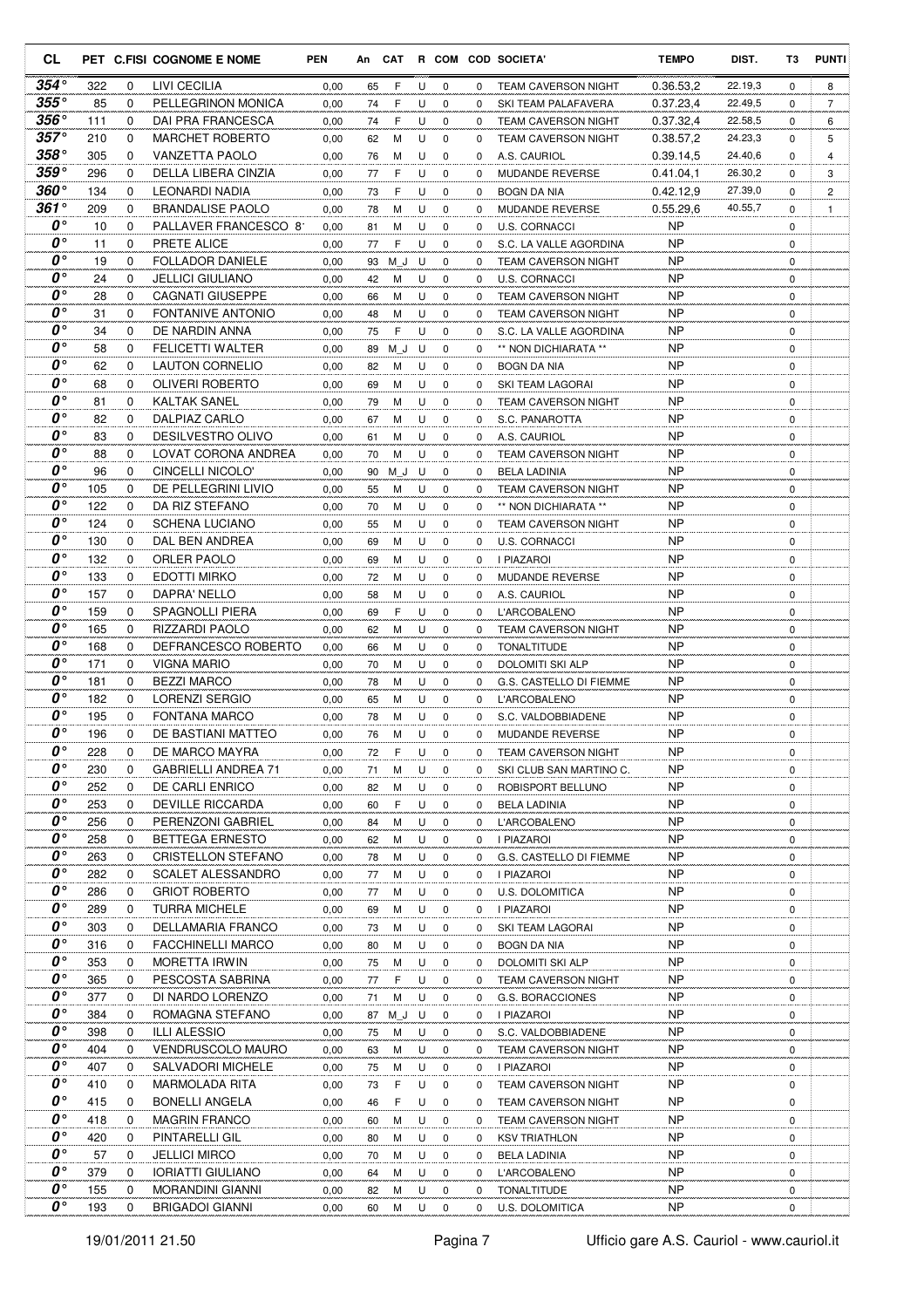| CL | PET | C.FISI | COGNOME E NOME | PEN | An | CAT | R | COM | COD | SOCIETA' | TEMPO | DIST. | T3 | PUNTI |
|---|---|---|---|---|---|---|---|---|---|---|---|---|---|---|
| 354° | 322 | 0 | LIVI CECILIA | 0,00 | 65 | F | U | 0 | 0 | TEAM CAVERSON NIGHT | 0.36.53,2 | 22.19,3 | 0 | 8 |
| 355° | 85 | 0 | PELLEGRINON MONICA | 0,00 | 74 | F | U | 0 | 0 | SKI TEAM PALAFAVERA | 0.37.23,4 | 22.49,5 | 0 | 7 |
| 356° | 111 | 0 | DAI PRA FRANCESCA | 0,00 | 74 | F | U | 0 | 0 | TEAM CAVERSON NIGHT | 0.37.32,4 | 22.58,5 | 0 | 6 |
| 357° | 210 | 0 | MARCHET ROBERTO | 0,00 | 62 | M | U | 0 | 0 | TEAM CAVERSON NIGHT | 0.38.57,2 | 24.23,3 | 0 | 5 |
| 358° | 305 | 0 | VANZETTA PAOLO | 0,00 | 76 | M | U | 0 | 0 | A.S. CAURIOL | 0.39.14,5 | 24.40,6 | 0 | 4 |
| 359° | 296 | 0 | DELLA LIBERA CINZIA | 0,00 | 77 | F | U | 0 | 0 | MUDANDE REVERSE | 0.41.04,1 | 26.30,2 | 0 | 3 |
| 360° | 134 | 0 | LEONARDI NADIA | 0,00 | 73 | F | U | 0 | 0 | BOGN DA NIA | 0.42.12,9 | 27.39,0 | 0 | 2 |
| 361° | 209 | 0 | BRANDALISE PAOLO | 0,00 | 78 | M | U | 0 | 0 | MUDANDE REVERSE | 0.55.29,6 | 40.55,7 | 0 | 1 |
| 0° | 10 | 0 | PALLAVER FRANCESCO 8' | 0,00 | 81 | M | U | 0 | 0 | U.S. CORNACCI | NP | | 0 | |
| 0° | 11 | 0 | PRETE ALICE | 0,00 | 77 | F | U | 0 | 0 | S.C. LA VALLE AGORDINA | NP | | 0 | |
| 0° | 19 | 0 | FOLLADOR DANIELE | 0,00 | 93 | M_J | U | 0 | 0 | TEAM CAVERSON NIGHT | NP | | 0 | |
| 0° | 24 | 0 | JELLICI GIULIANO | 0,00 | 42 | M | U | 0 | 0 | U.S. CORNACCI | NP | | 0 | |
| 0° | 28 | 0 | CAGNATI GIUSEPPE | 0,00 | 66 | M | U | 0 | 0 | TEAM CAVERSON NIGHT | NP | | 0 | |
| 0° | 31 | 0 | FONTANIVE ANTONIO | 0,00 | 48 | M | U | 0 | 0 | TEAM CAVERSON NIGHT | NP | | 0 | |
| 0° | 34 | 0 | DE NARDIN ANNA | 0,00 | 75 | F | U | 0 | 0 | S.C. LA VALLE AGORDINA | NP | | 0 | |
| 0° | 58 | 0 | FELICETTI WALTER | 0,00 | 89 | M_J | U | 0 | 0 | ** NON DICHIARATA ** | NP | | 0 | |
| 0° | 62 | 0 | LAUTON CORNELIO | 0,00 | 82 | M | U | 0 | 0 | BOGN DA NIA | NP | | 0 | |
| 0° | 68 | 0 | OLIVERI ROBERTO | 0,00 | 69 | M | U | 0 | 0 | SKI TEAM LAGORAI | NP | | 0 | |
| 0° | 81 | 0 | KALTAK SANEL | 0,00 | 79 | M | U | 0 | 0 | TEAM CAVERSON NIGHT | NP | | 0 | |
| 0° | 82 | 0 | DALPIAZ CARLO | 0,00 | 67 | M | U | 0 | 0 | S.C. PANAROTTA | NP | | 0 | |
| 0° | 83 | 0 | DESILVESTRO OLIVO | 0,00 | 61 | M | U | 0 | 0 | A.S. CAURIOL | NP | | 0 | |
| 0° | 88 | 0 | LOVAT CORONA ANDREA | 0,00 | 70 | M | U | 0 | 0 | TEAM CAVERSON NIGHT | NP | | 0 | |
| 0° | 96 | 0 | CINCELLI NICOLO' | 0,00 | 90 | M_J | U | 0 | 0 | BELA LADINIA | NP | | 0 | |
| 0° | 105 | 0 | DE PELLEGRINI LIVIO | 0,00 | 55 | M | U | 0 | 0 | TEAM CAVERSON NIGHT | NP | | 0 | |
| 0° | 122 | 0 | DA RIZ STEFANO | 0,00 | 70 | M | U | 0 | 0 | ** NON DICHIARATA ** | NP | | 0 | |
| 0° | 124 | 0 | SCHENA LUCIANO | 0,00 | 55 | M | U | 0 | 0 | TEAM CAVERSON NIGHT | NP | | 0 | |
| 0° | 130 | 0 | DAL BEN ANDREA | 0,00 | 69 | M | U | 0 | 0 | U.S. CORNACCI | NP | | 0 | |
| 0° | 132 | 0 | ORLER PAOLO | 0,00 | 69 | M | U | 0 | 0 | I PIAZAROI | NP | | 0 | |
| 0° | 133 | 0 | EDOTTI MIRKO | 0,00 | 72 | M | U | 0 | 0 | MUDANDE REVERSE | NP | | 0 | |
| 0° | 157 | 0 | DAPRA' NELLO | 0,00 | 58 | M | U | 0 | 0 | A.S. CAURIOL | NP | | 0 | |
| 0° | 159 | 0 | SPAGNOLLI PIERA | 0,00 | 69 | F | U | 0 | 0 | L'ARCOBALENO | NP | | 0 | |
| 0° | 165 | 0 | RIZZARDI PAOLO | 0,00 | 62 | M | U | 0 | 0 | TEAM CAVERSON NIGHT | NP | | 0 | |
| 0° | 168 | 0 | DEFRANCESCO ROBERTO | 0,00 | 66 | M | U | 0 | 0 | TONALTITUDE | NP | | 0 | |
| 0° | 171 | 0 | VIGNA MARIO | 0,00 | 70 | M | U | 0 | 0 | DOLOMITI SKI ALP | NP | | 0 | |
| 0° | 181 | 0 | BEZZI MARCO | 0,00 | 78 | M | U | 0 | 0 | G.S. CASTELLO DI FIEMME | NP | | 0 | |
| 0° | 182 | 0 | LORENZI SERGIO | 0,00 | 65 | M | U | 0 | 0 | L'ARCOBALENO | NP | | 0 | |
| 0° | 195 | 0 | FONTANA MARCO | 0,00 | 78 | M | U | 0 | 0 | S.C. VALDOBBIADENE | NP | | 0 | |
| 0° | 196 | 0 | DE BASTIANI MATTEO | 0,00 | 76 | M | U | 0 | 0 | MUDANDE REVERSE | NP | | 0 | |
| 0° | 228 | 0 | DE MARCO MAYRA | 0,00 | 72 | F | U | 0 | 0 | TEAM CAVERSON NIGHT | NP | | 0 | |
| 0° | 230 | 0 | GABRIELLI ANDREA 71 | 0,00 | 71 | M | U | 0 | 0 | SKI CLUB SAN MARTINO C. | NP | | 0 | |
| 0° | 252 | 0 | DE CARLI ENRICO | 0,00 | 82 | M | U | 0 | 0 | ROBISPORT BELLUNO | NP | | 0 | |
| 0° | 253 | 0 | DEVILLE RICCARDA | 0,00 | 60 | F | U | 0 | 0 | BELA LADINIA | NP | | 0 | |
| 0° | 256 | 0 | PERENZONI GABRIEL | 0,00 | 84 | M | U | 0 | 0 | L'ARCOBALENO | NP | | 0 | |
| 0° | 258 | 0 | BETTEGA ERNESTO | 0,00 | 62 | M | U | 0 | 0 | I PIAZAROI | NP | | 0 | |
| 0° | 263 | 0 | CRISTELLON STEFANO | 0,00 | 78 | M | U | 0 | 0 | G.S. CASTELLO DI FIEMME | NP | | 0 | |
| 0° | 282 | 0 | SCALET ALESSANDRO | 0,00 | 77 | M | U | 0 | 0 | I PIAZAROI | NP | | 0 | |
| 0° | 286 | 0 | GRIOT ROBERTO | 0,00 | 77 | M | U | 0 | 0 | U.S. DOLOMITICA | NP | | 0 | |
| 0° | 289 | 0 | TURRA MICHELE | 0,00 | 69 | M | U | 0 | 0 | I PIAZAROI | NP | | 0 | |
| 0° | 303 | 0 | DELLAMARIA FRANCO | 0,00 | 73 | M | U | 0 | 0 | SKI TEAM LAGORAI | NP | | 0 | |
| 0° | 316 | 0 | FACCHINELLI MARCO | 0,00 | 80 | M | U | 0 | 0 | BOGN DA NIA | NP | | 0 | |
| 0° | 353 | 0 | MORETTA IRWIN | 0,00 | 75 | M | U | 0 | 0 | DOLOMITI SKI ALP | NP | | 0 | |
| 0° | 365 | 0 | PESCOSTA SABRINA | 0,00 | 77 | F | U | 0 | 0 | TEAM CAVERSON NIGHT | NP | | 0 | |
| 0° | 377 | 0 | DI NARDO LORENZO | 0,00 | 71 | M | U | 0 | 0 | G.S. BORACCIONES | NP | | 0 | |
| 0° | 384 | 0 | ROMAGNA STEFANO | 0,00 | 87 | M_J | U | 0 | 0 | I PIAZAROI | NP | | 0 | |
| 0° | 398 | 0 | ILLI ALESSIO | 0,00 | 75 | M | U | 0 | 0 | S.C. VALDOBBIADENE | NP | | 0 | |
| 0° | 404 | 0 | VENDRUSCOLO MAURO | 0,00 | 63 | M | U | 0 | 0 | TEAM CAVERSON NIGHT | NP | | 0 | |
| 0° | 407 | 0 | SALVADORI MICHELE | 0,00 | 75 | M | U | 0 | 0 | I PIAZAROI | NP | | 0 | |
| 0° | 410 | 0 | MARMOLADA RITA | 0,00 | 73 | F | U | 0 | 0 | TEAM CAVERSON NIGHT | NP | | 0 | |
| 0° | 415 | 0 | BONELLI ANGELA | 0,00 | 46 | F | U | 0 | 0 | TEAM CAVERSON NIGHT | NP | | 0 | |
| 0° | 418 | 0 | MAGRIN FRANCO | 0,00 | 60 | M | U | 0 | 0 | TEAM CAVERSON NIGHT | NP | | 0 | |
| 0° | 420 | 0 | PINTARELLI GIL | 0,00 | 80 | M | U | 0 | 0 | KSV TRIATHLON | NP | | 0 | |
| 0° | 57 | 0 | JELLICI MIRCO | 0,00 | 70 | M | U | 0 | 0 | BELA LADINIA | NP | | 0 | |
| 0° | 379 | 0 | IORIATTI GIULIANO | 0,00 | 64 | M | U | 0 | 0 | L'ARCOBALENO | NP | | 0 | |
| 0° | 155 | 0 | MORANDINI GIANNI | 0,00 | 82 | M | U | 0 | 0 | TONALTITUDE | NP | | 0 | |
| 0° | 193 | 0 | BRIGADOI GIANNI | 0,00 | 60 | M | U | 0 | 0 | U.S. DOLOMITICA | NP | | 0 | |

19/01/2011 21.50 Ufficio gare A.S. Cauriol - www.cauriol.it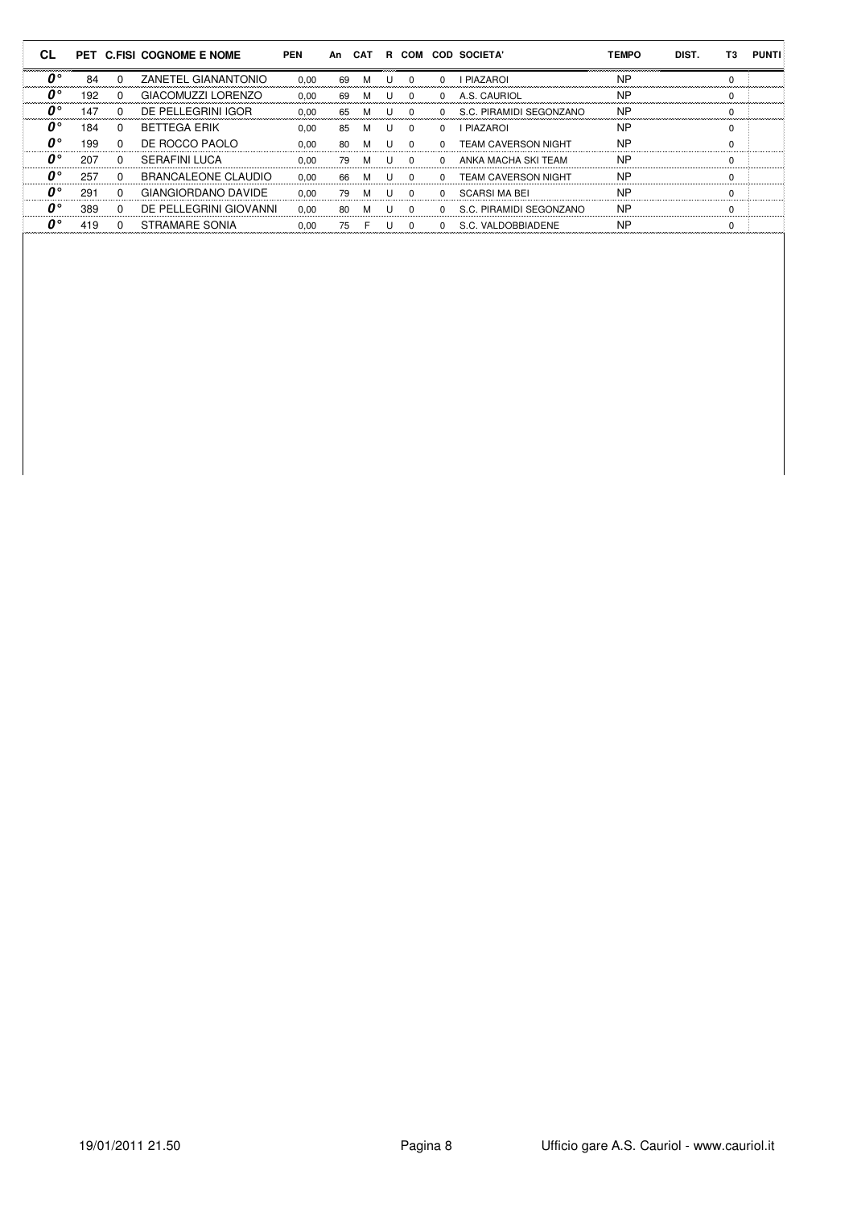| CL | PET | C.FISI | COGNOME E NOME | PEN | An | CAT | R | COM | COD | SOCIETA' | TEMPO | DIST. | T3 | PUNTI |
|---|---|---|---|---|---|---|---|---|---|---|---|---|---|---|
| 0° | 84 | 0 | ZANETEL GIANANTONIO | 0,00 | 69 | M | U | 0 | 0 | I PIAZAROI | NP | | 0 | |
| 0° | 192 | 0 | GIACOMUZZI LORENZO | 0,00 | 69 | M | U | 0 | 0 | A.S. CAURIOL | NP | | 0 | |
| 0° | 147 | 0 | DE PELLEGRINI IGOR | 0,00 | 65 | M | U | 0 | 0 | S.C. PIRAMIDI SEGONZANO | NP | | 0 | |
| 0° | 184 | 0 | BETTEGA ERIK | 0,00 | 85 | M | U | 0 | 0 | I PIAZAROI | NP | | 0 | |
| 0° | 199 | 0 | DE ROCCO PAOLO | 0,00 | 80 | M | U | 0 | 0 | TEAM CAVERSON NIGHT | NP | | 0 | |
| 0° | 207 | 0 | SERAFINI LUCA | 0,00 | 79 | M | U | 0 | 0 | ANKA MACHA SKI TEAM | NP | | 0 | |
| 0° | 257 | 0 | BRANCALEONE CLAUDIO | 0,00 | 66 | M | U | 0 | 0 | TEAM CAVERSON NIGHT | NP | | 0 | |
| 0° | 291 | 0 | GIANGIORDANO DAVIDE | 0,00 | 79 | M | U | 0 | 0 | SCARSI MA BEI | NP | | 0 | |
| 0° | 389 | 0 | DE PELLEGRINI GIOVANNI | 0,00 | 80 | M | U | 0 | 0 | S.C. PIRAMIDI SEGONZANO | NP | | 0 | |
| 0° | 419 | 0 | STRAMARE SONIA | 0,00 | 75 | F | U | 0 | 0 | S.C. VALDOBBIADENE | NP | | 0 | |

19/01/2011 21.50 Pagina 8 Ufficio gare A.S. Cauriol - www.cauriol.it